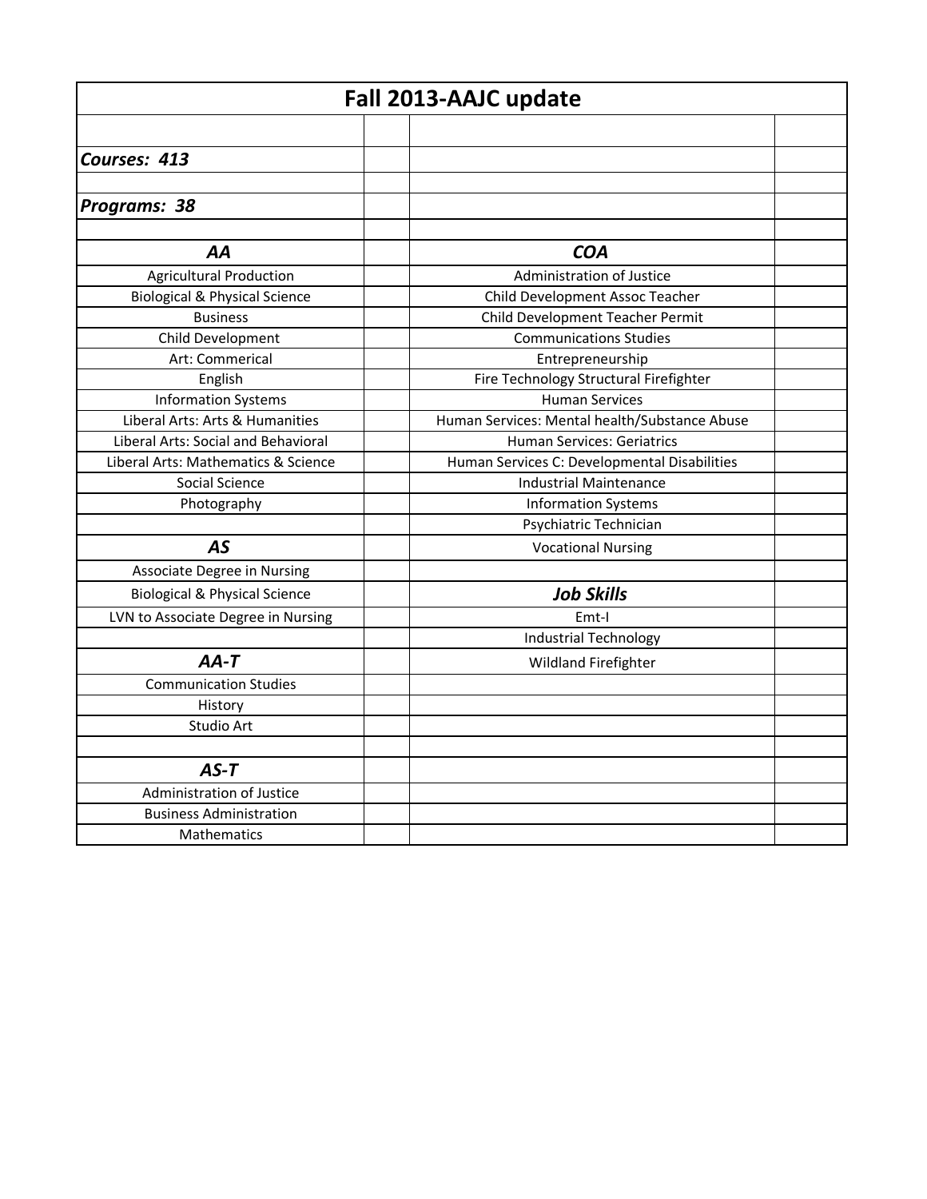# Fall 2013-AAJC update

***Courses: 413***

***Programs: 38***

| ***AA*** | | ***COA*** | |
|---|---|---|---|
| Agricultural Production | | Administration of Justice | |
| Biological & Physical Science | | Child Development Assoc Teacher | |
| Business | | Child Development Teacher Permit | |
| Child Development | | Communications Studies | |
| Art: Commerical | | Entrepreneurship | |
| English | | Fire Technology Structural Firefighter | |
| Information Systems | | Human Services | |
| Liberal Arts: Arts & Humanities | | Human Services: Mental health/Substance Abuse | |
| Liberal Arts: Social and Behavioral | | Human Services: Geriatrics | |
| Liberal Arts: Mathematics & Science | | Human Services C: Developmental Disabilities | |
| Social Science | | Industrial Maintenance | |
| Photography | | Information Systems | |
| | | Psychiatric Technician | |
| ***AS*** | | Vocational Nursing | |
| Associate Degree in Nursing | | | |
| Biological & Physical Science | | ***Job Skills*** | |
| LVN to Associate Degree in Nursing | | Emt-I | |
| | | Industrial Technology | |
| ***AA-T*** | | Wildland Firefighter | |
| Communication Studies | | | |
| History | | | |
| Studio Art | | | |
| | | | |
| ***AS-T*** | | | |
| Administration of Justice | | | |
| Business Administration | | | |
| Mathematics | | | |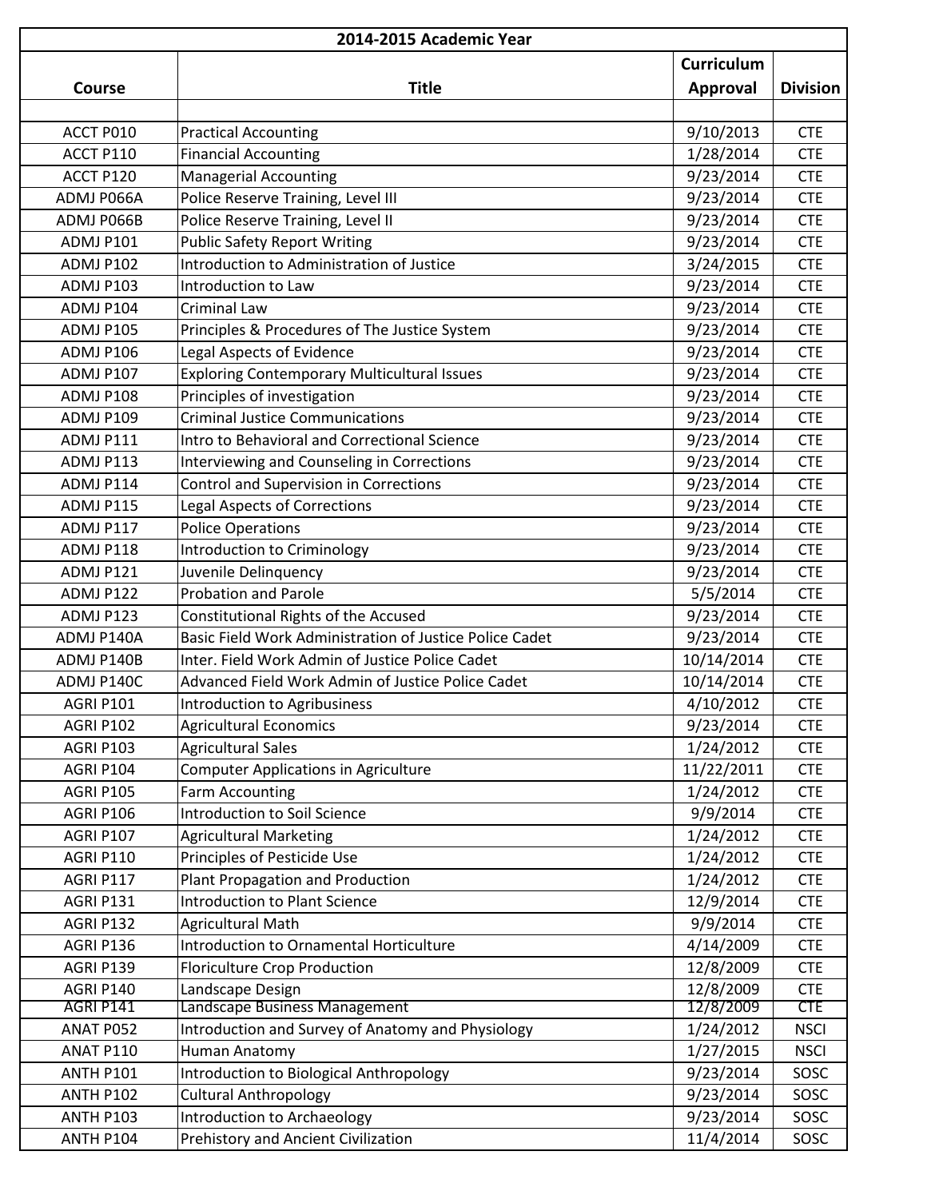| 2014-2015 Academic Year | | | |
|---|---|---|---|
| Course | Title | Curriculum Approval | Division |
| | | | |
| ACCT P010 | Practical Accounting | 9/10/2013 | CTE |
| ACCT P110 | Financial Accounting | 1/28/2014 | CTE |
| ACCT P120 | Managerial Accounting | 9/23/2014 | CTE |
| ADMJ P066A | Police Reserve Training, Level III | 9/23/2014 | CTE |
| ADMJ P066B | Police Reserve Training, Level II | 9/23/2014 | CTE |
| ADMJ P101 | Public Safety Report Writing | 9/23/2014 | CTE |
| ADMJ P102 | Introduction to Administration of Justice | 3/24/2015 | CTE |
| ADMJ P103 | Introduction to Law | 9/23/2014 | CTE |
| ADMJ P104 | Criminal Law | 9/23/2014 | CTE |
| ADMJ P105 | Principles & Procedures of The Justice System | 9/23/2014 | CTE |
| ADMJ P106 | Legal Aspects of Evidence | 9/23/2014 | CTE |
| ADMJ P107 | Exploring Contemporary Multicultural Issues | 9/23/2014 | CTE |
| ADMJ P108 | Principles of investigation | 9/23/2014 | CTE |
| ADMJ P109 | Criminal Justice Communications | 9/23/2014 | CTE |
| ADMJ P111 | Intro to Behavioral and Correctional Science | 9/23/2014 | CTE |
| ADMJ P113 | Interviewing and Counseling in Corrections | 9/23/2014 | CTE |
| ADMJ P114 | Control and Supervision in Corrections | 9/23/2014 | CTE |
| ADMJ P115 | Legal Aspects of Corrections | 9/23/2014 | CTE |
| ADMJ P117 | Police Operations | 9/23/2014 | CTE |
| ADMJ P118 | Introduction to Criminology | 9/23/2014 | CTE |
| ADMJ P121 | Juvenile Delinquency | 9/23/2014 | CTE |
| ADMJ P122 | Probation and Parole | 5/5/2014 | CTE |
| ADMJ P123 | Constitutional Rights of the Accused | 9/23/2014 | CTE |
| ADMJ P140A | Basic Field Work Administration of Justice Police Cadet | 9/23/2014 | CTE |
| ADMJ P140B | Inter. Field Work Admin of Justice Police Cadet | 10/14/2014 | CTE |
| ADMJ P140C | Advanced Field Work Admin of Justice Police Cadet | 10/14/2014 | CTE |
| AGRI P101 | Introduction to Agribusiness | 4/10/2012 | CTE |
| AGRI P102 | Agricultural Economics | 9/23/2014 | CTE |
| AGRI P103 | Agricultural Sales | 1/24/2012 | CTE |
| AGRI P104 | Computer Applications in Agriculture | 11/22/2011 | CTE |
| AGRI P105 | Farm Accounting | 1/24/2012 | CTE |
| AGRI P106 | Introduction to Soil Science | 9/9/2014 | CTE |
| AGRI P107 | Agricultural Marketing | 1/24/2012 | CTE |
| AGRI P110 | Principles of Pesticide Use | 1/24/2012 | CTE |
| AGRI P117 | Plant Propagation and Production | 1/24/2012 | CTE |
| AGRI P131 | Introduction to Plant Science | 12/9/2014 | CTE |
| AGRI P132 | Agricultural Math | 9/9/2014 | CTE |
| AGRI P136 | Introduction to Ornamental Horticulture | 4/14/2009 | CTE |
| AGRI P139 | Floriculture Crop Production | 12/8/2009 | CTE |
| AGRI P140 | Landscape Design | 12/8/2009 | CTE |
| AGRI P141 | Landscape Business Management | 12/8/2009 | CTE |
| ANAT P052 | Introduction and Survey of Anatomy and Physiology | 1/24/2012 | NSCI |
| ANAT P110 | Human Anatomy | 1/27/2015 | NSCI |
| ANTH P101 | Introduction to Biological Anthropology | 9/23/2014 | SOSC |
| ANTH P102 | Cultural Anthropology | 9/23/2014 | SOSC |
| ANTH P103 | Introduction to Archaeology | 9/23/2014 | SOSC |
| ANTH P104 | Prehistory and Ancient Civilization | 11/4/2014 | SOSC |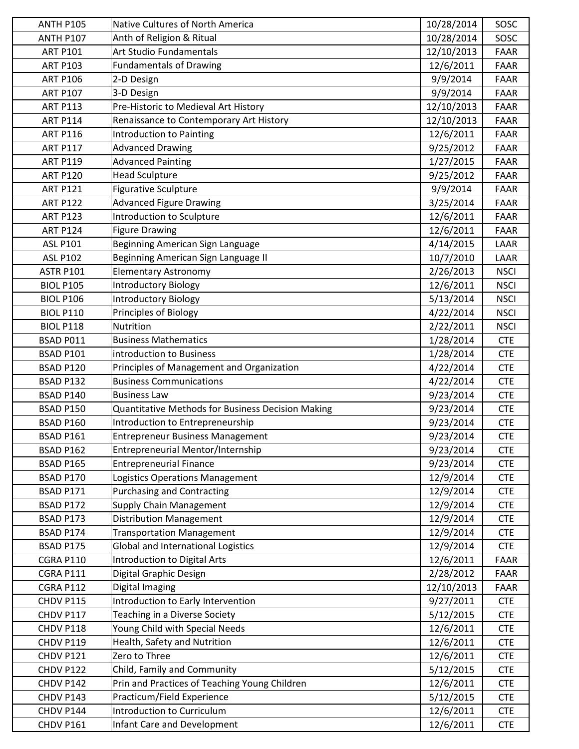| ANTH P105 | Native Cultures of North America | 10/28/2014 | SOSC |
|---|---|---|---|
| ANTH P107 | Anth of Religion & Ritual | 10/28/2014 | SOSC |
| ART P101 | Art Studio Fundamentals | 12/10/2013 | FAAR |
| ART P103 | Fundamentals of Drawing | 12/6/2011 | FAAR |
| ART P106 | 2-D Design | 9/9/2014 | FAAR |
| ART P107 | 3-D Design | 9/9/2014 | FAAR |
| ART P113 | Pre-Historic to Medieval Art History | 12/10/2013 | FAAR |
| ART P114 | Renaissance to Contemporary Art History | 12/10/2013 | FAAR |
| ART P116 | Introduction to Painting | 12/6/2011 | FAAR |
| ART P117 | Advanced Drawing | 9/25/2012 | FAAR |
| ART P119 | Advanced Painting | 1/27/2015 | FAAR |
| ART P120 | Head Sculpture | 9/25/2012 | FAAR |
| ART P121 | Figurative Sculpture | 9/9/2014 | FAAR |
| ART P122 | Advanced Figure Drawing | 3/25/2014 | FAAR |
| ART P123 | Introduction to Sculpture | 12/6/2011 | FAAR |
| ART P124 | Figure Drawing | 12/6/2011 | FAAR |
| ASL P101 | Beginning American Sign Language | 4/14/2015 | LAAR |
| ASL P102 | Beginning American Sign Language II | 10/7/2010 | LAAR |
| ASTR P101 | Elementary Astronomy | 2/26/2013 | NSCI |
| BIOL P105 | Introductory Biology | 12/6/2011 | NSCI |
| BIOL P106 | Introductory Biology | 5/13/2014 | NSCI |
| BIOL P110 | Principles of Biology | 4/22/2014 | NSCI |
| BIOL P118 | Nutrition | 2/22/2011 | NSCI |
| BSAD P011 | Business Mathematics | 1/28/2014 | CTE |
| BSAD P101 | introduction to Business | 1/28/2014 | CTE |
| BSAD P120 | Principles of Management and Organization | 4/22/2014 | CTE |
| BSAD P132 | Business Communications | 4/22/2014 | CTE |
| BSAD P140 | Business Law | 9/23/2014 | CTE |
| BSAD P150 | Quantitative Methods for Business Decision Making | 9/23/2014 | CTE |
| BSAD P160 | Introduction to Entrepreneurship | 9/23/2014 | CTE |
| BSAD P161 | Entrepreneur Business Management | 9/23/2014 | CTE |
| BSAD P162 | Entrepreneurial Mentor/Internship | 9/23/2014 | CTE |
| BSAD P165 | Entrepreneurial Finance | 9/23/2014 | CTE |
| BSAD P170 | Logistics Operations Management | 12/9/2014 | CTE |
| BSAD P171 | Purchasing and Contracting | 12/9/2014 | CTE |
| BSAD P172 | Supply Chain Management | 12/9/2014 | CTE |
| BSAD P173 | Distribution Management | 12/9/2014 | CTE |
| BSAD P174 | Transportation Management | 12/9/2014 | CTE |
| BSAD P175 | Global and International Logistics | 12/9/2014 | CTE |
| CGRA P110 | Introduction to Digital Arts | 12/6/2011 | FAAR |
| CGRA P111 | Digital Graphic Design | 2/28/2012 | FAAR |
| CGRA P112 | Digital Imaging | 12/10/2013 | FAAR |
| CHDV P115 | Introduction to Early Intervention | 9/27/2011 | CTE |
| CHDV P117 | Teaching in a Diverse Society | 5/12/2015 | CTE |
| CHDV P118 | Young Child with Special Needs | 12/6/2011 | CTE |
| CHDV P119 | Health, Safety and Nutrition | 12/6/2011 | CTE |
| CHDV P121 | Zero to Three | 12/6/2011 | CTE |
| CHDV P122 | Child, Family and Community | 5/12/2015 | CTE |
| CHDV P142 | Prin and Practices of Teaching Young Children | 12/6/2011 | CTE |
| CHDV P143 | Practicum/Field Experience | 5/12/2015 | CTE |
| CHDV P144 | Introduction to Curriculum | 12/6/2011 | CTE |
| CHDV P161 | Infant Care and Development | 12/6/2011 | CTE |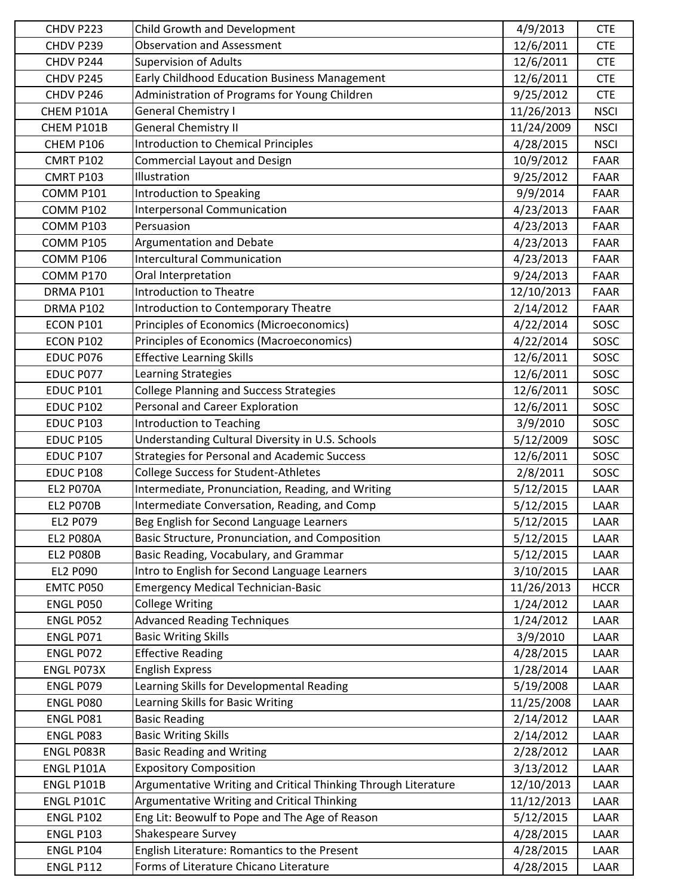| CHDV P223 | Child Growth and Development | 4/9/2013 | CTE |
|---|---|---|---|
| CHDV P239 | Observation and Assessment | 12/6/2011 | CTE |
| CHDV P244 | Supervision of Adults | 12/6/2011 | CTE |
| CHDV P245 | Early Childhood Education Business Management | 12/6/2011 | CTE |
| CHDV P246 | Administration of Programs for Young Children | 9/25/2012 | CTE |
| CHEM P101A | General Chemistry I | 11/26/2013 | NSCI |
| CHEM P101B | General Chemistry II | 11/24/2009 | NSCI |
| CHEM P106 | Introduction to Chemical Principles | 4/28/2015 | NSCI |
| CMRT P102 | Commercial Layout and Design | 10/9/2012 | FAAR |
| CMRT P103 | Illustration | 9/25/2012 | FAAR |
| COMM P101 | Introduction to Speaking | 9/9/2014 | FAAR |
| COMM P102 | Interpersonal Communication | 4/23/2013 | FAAR |
| COMM P103 | Persuasion | 4/23/2013 | FAAR |
| COMM P105 | Argumentation and Debate | 4/23/2013 | FAAR |
| COMM P106 | Intercultural Communication | 4/23/2013 | FAAR |
| COMM P170 | Oral Interpretation | 9/24/2013 | FAAR |
| DRMA P101 | Introduction to Theatre | 12/10/2013 | FAAR |
| DRMA P102 | Introduction to Contemporary Theatre | 2/14/2012 | FAAR |
| ECON P101 | Principles of Economics (Microeconomics) | 4/22/2014 | SOSC |
| ECON P102 | Principles of Economics (Macroeconomics) | 4/22/2014 | SOSC |
| EDUC P076 | Effective Learning Skills | 12/6/2011 | SOSC |
| EDUC P077 | Learning Strategies | 12/6/2011 | SOSC |
| EDUC P101 | College Planning and Success Strategies | 12/6/2011 | SOSC |
| EDUC P102 | Personal and Career Exploration | 12/6/2011 | SOSC |
| EDUC P103 | Introduction to Teaching | 3/9/2010 | SOSC |
| EDUC P105 | Understanding Cultural Diversity in U.S. Schools | 5/12/2009 | SOSC |
| EDUC P107 | Strategies for Personal and Academic Success | 12/6/2011 | SOSC |
| EDUC P108 | College Success for Student-Athletes | 2/8/2011 | SOSC |
| EL2 P070A | Intermediate, Pronunciation, Reading, and Writing | 5/12/2015 | LAAR |
| EL2 P070B | Intermediate Conversation, Reading, and Comp | 5/12/2015 | LAAR |
| EL2 P079 | Beg English for Second Language Learners | 5/12/2015 | LAAR |
| EL2 P080A | Basic Structure, Pronunciation, and Composition | 5/12/2015 | LAAR |
| EL2 P080B | Basic Reading, Vocabulary, and Grammar | 5/12/2015 | LAAR |
| EL2 P090 | Intro to English for Second Language Learners | 3/10/2015 | LAAR |
| EMTC P050 | Emergency Medical Technician-Basic | 11/26/2013 | HCCR |
| ENGL P050 | College Writing | 1/24/2012 | LAAR |
| ENGL P052 | Advanced Reading Techniques | 1/24/2012 | LAAR |
| ENGL P071 | Basic Writing Skills | 3/9/2010 | LAAR |
| ENGL P072 | Effective Reading | 4/28/2015 | LAAR |
| ENGL P073X | English Express | 1/28/2014 | LAAR |
| ENGL P079 | Learning Skills for Developmental Reading | 5/19/2008 | LAAR |
| ENGL P080 | Learning Skills for Basic Writing | 11/25/2008 | LAAR |
| ENGL P081 | Basic Reading | 2/14/2012 | LAAR |
| ENGL P083 | Basic Writing Skills | 2/14/2012 | LAAR |
| ENGL P083R | Basic Reading and Writing | 2/28/2012 | LAAR |
| ENGL P101A | Expository Composition | 3/13/2012 | LAAR |
| ENGL P101B | Argumentative Writing and Critical Thinking Through Literature | 12/10/2013 | LAAR |
| ENGL P101C | Argumentative Writing and Critical Thinking | 11/12/2013 | LAAR |
| ENGL P102 | Eng Lit: Beowulf to Pope and The Age of Reason | 5/12/2015 | LAAR |
| ENGL P103 | Shakespeare Survey | 4/28/2015 | LAAR |
| ENGL P104 | English Literature: Romantics to the Present | 4/28/2015 | LAAR |
| ENGL P112 | Forms of Literature Chicano Literature | 4/28/2015 | LAAR |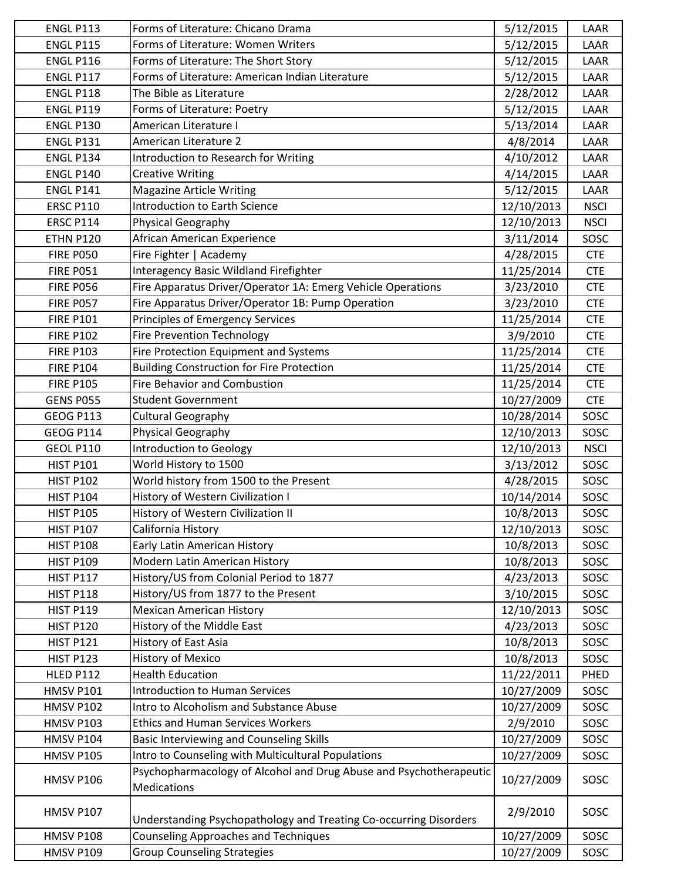| ENGL P113 | Forms of Literature: Chicano Drama | 5/12/2015 | LAAR |
|---|---|---|---|
| ENGL P115 | Forms of Literature: Women Writers | 5/12/2015 | LAAR |
| ENGL P116 | Forms of Literature: The Short Story | 5/12/2015 | LAAR |
| ENGL P117 | Forms of Literature: American Indian Literature | 5/12/2015 | LAAR |
| ENGL P118 | The Bible as Literature | 2/28/2012 | LAAR |
| ENGL P119 | Forms of Literature: Poetry | 5/12/2015 | LAAR |
| ENGL P130 | American Literature I | 5/13/2014 | LAAR |
| ENGL P131 | American Literature 2 | 4/8/2014 | LAAR |
| ENGL P134 | Introduction to Research for Writing | 4/10/2012 | LAAR |
| ENGL P140 | Creative Writing | 4/14/2015 | LAAR |
| ENGL P141 | Magazine Article Writing | 5/12/2015 | LAAR |
| ERSC P110 | Introduction to Earth Science | 12/10/2013 | NSCI |
| ERSC P114 | Physical Geography | 12/10/2013 | NSCI |
| ETHN P120 | African American Experience | 3/11/2014 | SOSC |
| FIRE P050 | Fire Fighter \| Academy | 4/28/2015 | CTE |
| FIRE P051 | Interagency Basic Wildland Firefighter | 11/25/2014 | CTE |
| FIRE P056 | Fire Apparatus Driver/Operator 1A: Emerg Vehicle Operations | 3/23/2010 | CTE |
| FIRE P057 | Fire Apparatus Driver/Operator 1B: Pump Operation | 3/23/2010 | CTE |
| FIRE P101 | Principles of Emergency Services | 11/25/2014 | CTE |
| FIRE P102 | Fire Prevention Technology | 3/9/2010 | CTE |
| FIRE P103 | Fire Protection Equipment and Systems | 11/25/2014 | CTE |
| FIRE P104 | Building Construction for Fire Protection | 11/25/2014 | CTE |
| FIRE P105 | Fire Behavior and Combustion | 11/25/2014 | CTE |
| GENS P055 | Student Government | 10/27/2009 | CTE |
| GEOG P113 | Cultural Geography | 10/28/2014 | SOSC |
| GEOG P114 | Physical Geography | 12/10/2013 | SOSC |
| GEOL P110 | Introduction to Geology | 12/10/2013 | NSCI |
| HIST P101 | World History to 1500 | 3/13/2012 | SOSC |
| HIST P102 | World history from 1500 to the Present | 4/28/2015 | SOSC |
| HIST P104 | History of Western Civilization I | 10/14/2014 | SOSC |
| HIST P105 | History of Western Civilization II | 10/8/2013 | SOSC |
| HIST P107 | California History | 12/10/2013 | SOSC |
| HIST P108 | Early Latin American History | 10/8/2013 | SOSC |
| HIST P109 | Modern Latin American History | 10/8/2013 | SOSC |
| HIST P117 | History/US from Colonial Period to 1877 | 4/23/2013 | SOSC |
| HIST P118 | History/US from 1877 to the Present | 3/10/2015 | SOSC |
| HIST P119 | Mexican American History | 12/10/2013 | SOSC |
| HIST P120 | History of the Middle East | 4/23/2013 | SOSC |
| HIST P121 | History of East Asia | 10/8/2013 | SOSC |
| HIST P123 | History of Mexico | 10/8/2013 | SOSC |
| HLED P112 | Health Education | 11/22/2011 | PHED |
| HMSV P101 | Introduction to Human Services | 10/27/2009 | SOSC |
| HMSV P102 | Intro to Alcoholism and Substance Abuse | 10/27/2009 | SOSC |
| HMSV P103 | Ethics and Human Services Workers | 2/9/2010 | SOSC |
| HMSV P104 | Basic Interviewing and Counseling Skills | 10/27/2009 | SOSC |
| HMSV P105 | Intro to Counseling with Multicultural Populations | 10/27/2009 | SOSC |
| HMSV P106 | Psychopharmacology of Alcohol and Drug Abuse and Psychotherapeutic Medications | 10/27/2009 | SOSC |
| HMSV P107 | Understanding Psychopathology and Treating Co-occurring Disorders | 2/9/2010 | SOSC |
| HMSV P108 | Counseling Approaches and Techniques | 10/27/2009 | SOSC |
| HMSV P109 | Group Counseling Strategies | 10/27/2009 | SOSC |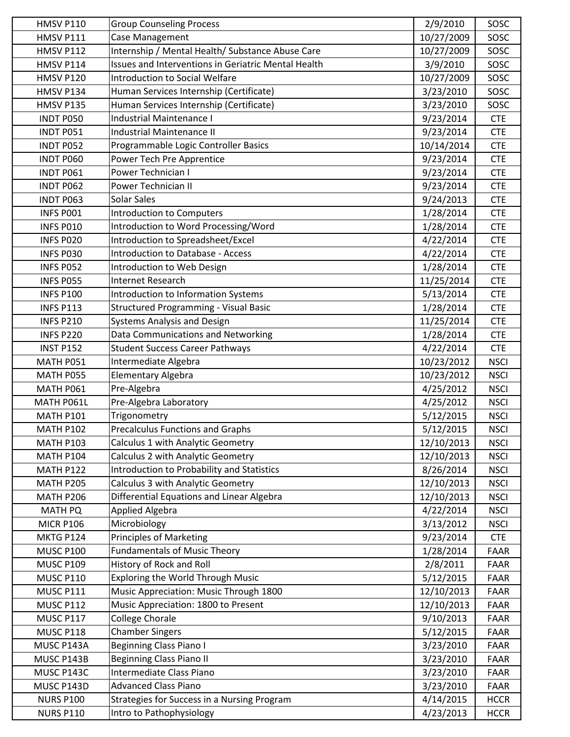| HMSV P110 | Group Counseling Process | 2/9/2010 | SOSC |
|---|---|---|---|
| HMSV P111 | Case Management | 10/27/2009 | SOSC |
| HMSV P112 | Internship / Mental Health/ Substance Abuse Care | 10/27/2009 | SOSC |
| HMSV P114 | Issues and Interventions in Geriatric Mental Health | 3/9/2010 | SOSC |
| HMSV P120 | Introduction to Social Welfare | 10/27/2009 | SOSC |
| HMSV P134 | Human Services Internship (Certificate) | 3/23/2010 | SOSC |
| HMSV P135 | Human Services Internship (Certificate) | 3/23/2010 | SOSC |
| INDT P050 | Industrial Maintenance I | 9/23/2014 | CTE |
| INDT P051 | Industrial Maintenance II | 9/23/2014 | CTE |
| INDT P052 | Programmable Logic Controller Basics | 10/14/2014 | CTE |
| INDT P060 | Power Tech Pre Apprentice | 9/23/2014 | CTE |
| INDT P061 | Power Technician I | 9/23/2014 | CTE |
| INDT P062 | Power Technician II | 9/23/2014 | CTE |
| INDT P063 | Solar Sales | 9/24/2013 | CTE |
| INFS P001 | Introduction to Computers | 1/28/2014 | CTE |
| INFS P010 | Introduction to Word Processing/Word | 1/28/2014 | CTE |
| INFS P020 | Introduction to Spreadsheet/Excel | 4/22/2014 | CTE |
| INFS P030 | Introduction to Database - Access | 4/22/2014 | CTE |
| INFS P052 | Introduction to Web Design | 1/28/2014 | CTE |
| INFS P055 | Internet Research | 11/25/2014 | CTE |
| INFS P100 | Introduction to Information Systems | 5/13/2014 | CTE |
| INFS P113 | Structured Programming - Visual Basic | 1/28/2014 | CTE |
| INFS P210 | Systems Analysis and Design | 11/25/2014 | CTE |
| INFS P220 | Data Communications and Networking | 1/28/2014 | CTE |
| INST P152 | Student Success Career Pathways | 4/22/2014 | CTE |
| MATH P051 | Intermediate Algebra | 10/23/2012 | NSCI |
| MATH P055 | Elementary Algebra | 10/23/2012 | NSCI |
| MATH P061 | Pre-Algebra | 4/25/2012 | NSCI |
| MATH P061L | Pre-Algebra Laboratory | 4/25/2012 | NSCI |
| MATH P101 | Trigonometry | 5/12/2015 | NSCI |
| MATH P102 | Precalculus Functions and Graphs | 5/12/2015 | NSCI |
| MATH P103 | Calculus 1 with Analytic Geometry | 12/10/2013 | NSCI |
| MATH P104 | Calculus 2 with Analytic Geometry | 12/10/2013 | NSCI |
| MATH P122 | Introduction to Probability and Statistics | 8/26/2014 | NSCI |
| MATH P205 | Calculus 3 with Analytic Geometry | 12/10/2013 | NSCI |
| MATH P206 | Differential Equations and Linear Algebra | 12/10/2013 | NSCI |
| MATH PQ | Applied Algebra | 4/22/2014 | NSCI |
| MICR P106 | Microbiology | 3/13/2012 | NSCI |
| MKTG P124 | Principles of Marketing | 9/23/2014 | CTE |
| MUSC P100 | Fundamentals of Music Theory | 1/28/2014 | FAAR |
| MUSC P109 | History of Rock and Roll | 2/8/2011 | FAAR |
| MUSC P110 | Exploring the World Through Music | 5/12/2015 | FAAR |
| MUSC P111 | Music Appreciation: Music Through 1800 | 12/10/2013 | FAAR |
| MUSC P112 | Music Appreciation: 1800 to Present | 12/10/2013 | FAAR |
| MUSC P117 | College Chorale | 9/10/2013 | FAAR |
| MUSC P118 | Chamber Singers | 5/12/2015 | FAAR |
| MUSC P143A | Beginning Class Piano I | 3/23/2010 | FAAR |
| MUSC P143B | Beginning Class Piano II | 3/23/2010 | FAAR |
| MUSC P143C | Intermediate Class Piano | 3/23/2010 | FAAR |
| MUSC P143D | Advanced Class Piano | 3/23/2010 | FAAR |
| NURS P100 | Strategies for Success in a Nursing Program | 4/14/2015 | HCCR |
| NURS P110 | Intro to Pathophysiology | 4/23/2013 | HCCR |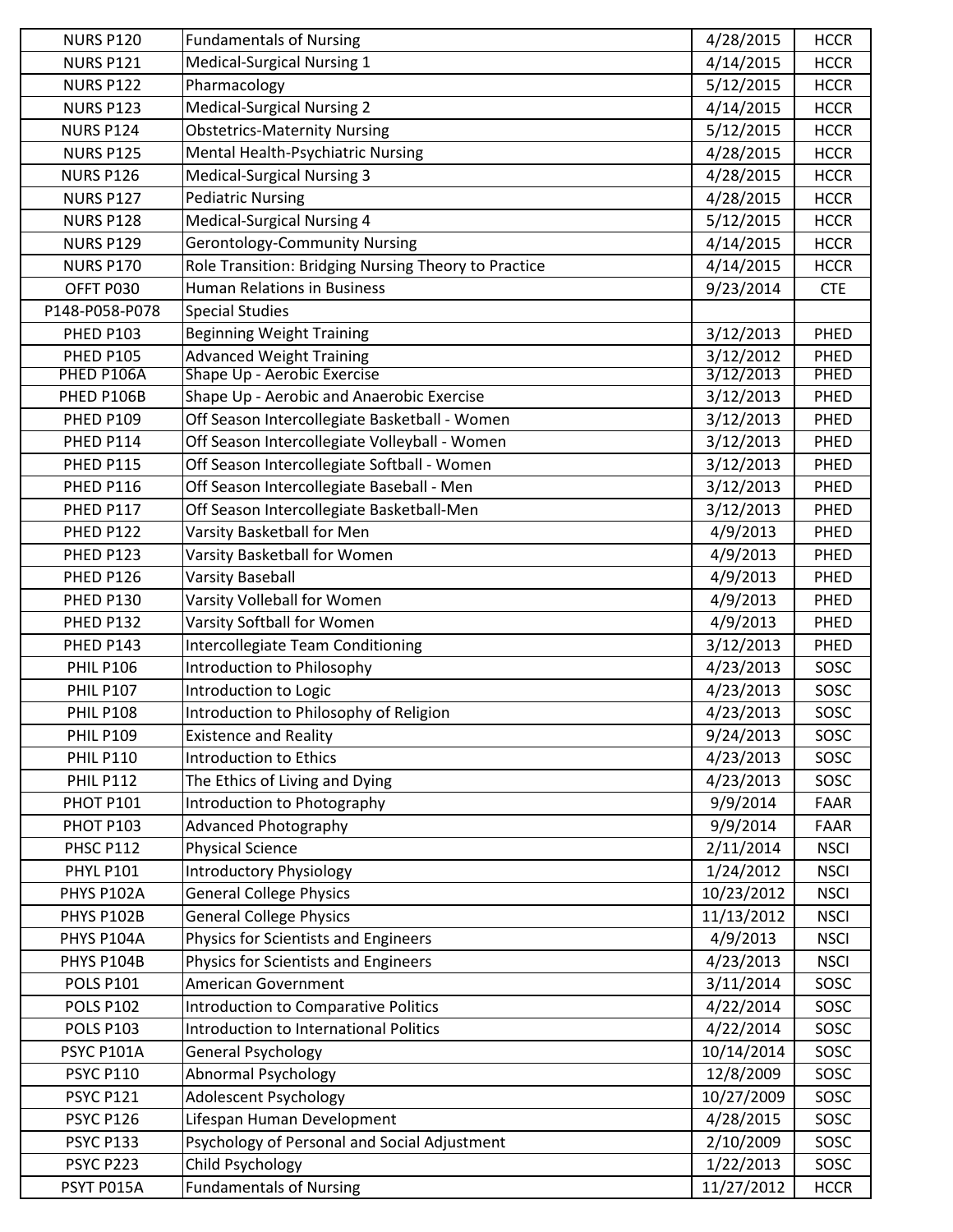| NURS P120 | Fundamentals of Nursing | 4/28/2015 | HCCR |
|---|---|---|---|
| NURS P121 | Medical-Surgical Nursing 1 | 4/14/2015 | HCCR |
| NURS P122 | Pharmacology | 5/12/2015 | HCCR |
| NURS P123 | Medical-Surgical Nursing 2 | 4/14/2015 | HCCR |
| NURS P124 | Obstetrics-Maternity Nursing | 5/12/2015 | HCCR |
| NURS P125 | Mental Health-Psychiatric Nursing | 4/28/2015 | HCCR |
| NURS P126 | Medical-Surgical Nursing 3 | 4/28/2015 | HCCR |
| NURS P127 | Pediatric Nursing | 4/28/2015 | HCCR |
| NURS P128 | Medical-Surgical Nursing 4 | 5/12/2015 | HCCR |
| NURS P129 | Gerontology-Community Nursing | 4/14/2015 | HCCR |
| NURS P170 | Role Transition: Bridging Nursing Theory to Practice | 4/14/2015 | HCCR |
| OFFT P030 | Human Relations in Business | 9/23/2014 | CTE |
| P148-P058-P078 | Special Studies | | |
| PHED P103 | Beginning Weight Training | 3/12/2013 | PHED |
| PHED P105 | Advanced Weight Training | 3/12/2012 | PHED |
| PHED P106A | Shape Up - Aerobic Exercise | 3/12/2013 | PHED |
| PHED P106B | Shape Up - Aerobic and Anaerobic Exercise | 3/12/2013 | PHED |
| PHED P109 | Off Season Intercollegiate Basketball - Women | 3/12/2013 | PHED |
| PHED P114 | Off Season Intercollegiate Volleyball - Women | 3/12/2013 | PHED |
| PHED P115 | Off Season Intercollegiate Softball - Women | 3/12/2013 | PHED |
| PHED P116 | Off Season Intercollegiate Baseball - Men | 3/12/2013 | PHED |
| PHED P117 | Off Season Intercollegiate Basketball-Men | 3/12/2013 | PHED |
| PHED P122 | Varsity Basketball for Men | 4/9/2013 | PHED |
| PHED P123 | Varsity Basketball for Women | 4/9/2013 | PHED |
| PHED P126 | Varsity Baseball | 4/9/2013 | PHED |
| PHED P130 | Varsity Volleball for Women | 4/9/2013 | PHED |
| PHED P132 | Varsity Softball for Women | 4/9/2013 | PHED |
| PHED P143 | Intercollegiate Team Conditioning | 3/12/2013 | PHED |
| PHIL P106 | Introduction to Philosophy | 4/23/2013 | SOSC |
| PHIL P107 | Introduction to Logic | 4/23/2013 | SOSC |
| PHIL P108 | Introduction to Philosophy of Religion | 4/23/2013 | SOSC |
| PHIL P109 | Existence and Reality | 9/24/2013 | SOSC |
| PHIL P110 | Introduction to Ethics | 4/23/2013 | SOSC |
| PHIL P112 | The Ethics of Living and Dying | 4/23/2013 | SOSC |
| PHOT P101 | Introduction to Photography | 9/9/2014 | FAAR |
| PHOT P103 | Advanced Photography | 9/9/2014 | FAAR |
| PHSC P112 | Physical Science | 2/11/2014 | NSCI |
| PHYL P101 | Introductory Physiology | 1/24/2012 | NSCI |
| PHYS P102A | General College Physics | 10/23/2012 | NSCI |
| PHYS P102B | General College Physics | 11/13/2012 | NSCI |
| PHYS P104A | Physics for Scientists and Engineers | 4/9/2013 | NSCI |
| PHYS P104B | Physics for Scientists and Engineers | 4/23/2013 | NSCI |
| POLS P101 | American Government | 3/11/2014 | SOSC |
| POLS P102 | Introduction to Comparative Politics | 4/22/2014 | SOSC |
| POLS P103 | Introduction to International Politics | 4/22/2014 | SOSC |
| PSYC P101A | General Psychology | 10/14/2014 | SOSC |
| PSYC P110 | Abnormal Psychology | 12/8/2009 | SOSC |
| PSYC P121 | Adolescent Psychology | 10/27/2009 | SOSC |
| PSYC P126 | Lifespan Human Development | 4/28/2015 | SOSC |
| PSYC P133 | Psychology of Personal and Social Adjustment | 2/10/2009 | SOSC |
| PSYC P223 | Child Psychology | 1/22/2013 | SOSC |
| PSYT P015A | Fundamentals of Nursing | 11/27/2012 | HCCR |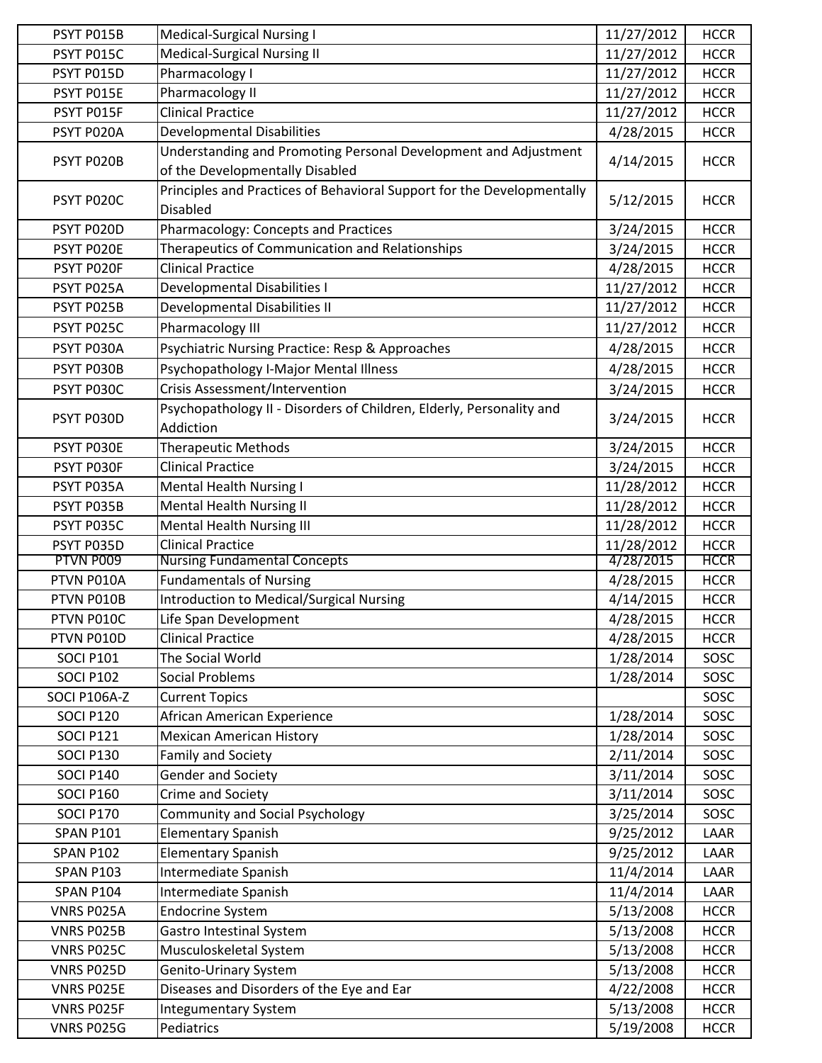| PSYT P015B | Medical-Surgical Nursing I | 11/27/2012 | HCCR |
|---|---|---|---|
| PSYT P015C | Medical-Surgical Nursing II | 11/27/2012 | HCCR |
| PSYT P015D | Pharmacology I | 11/27/2012 | HCCR |
| PSYT P015E | Pharmacology II | 11/27/2012 | HCCR |
| PSYT P015F | Clinical Practice | 11/27/2012 | HCCR |
| PSYT P020A | Developmental Disabilities | 4/28/2015 | HCCR |
| PSYT P020B | Understanding and Promoting Personal Development and Adjustment of the Developmentally Disabled | 4/14/2015 | HCCR |
| PSYT P020C | Principles and Practices of Behavioral Support for the Developmentally Disabled | 5/12/2015 | HCCR |
| PSYT P020D | Pharmacology: Concepts and Practices | 3/24/2015 | HCCR |
| PSYT P020E | Therapeutics of Communication and Relationships | 3/24/2015 | HCCR |
| PSYT P020F | Clinical Practice | 4/28/2015 | HCCR |
| PSYT P025A | Developmental Disabilities I | 11/27/2012 | HCCR |
| PSYT P025B | Developmental Disabilities II | 11/27/2012 | HCCR |
| PSYT P025C | Pharmacology III | 11/27/2012 | HCCR |
| PSYT P030A | Psychiatric Nursing Practice: Resp & Approaches | 4/28/2015 | HCCR |
| PSYT P030B | Psychopathology I-Major Mental Illness | 4/28/2015 | HCCR |
| PSYT P030C | Crisis Assessment/Intervention | 3/24/2015 | HCCR |
| PSYT P030D | Psychopathology II - Disorders of Children, Elderly, Personality and Addiction | 3/24/2015 | HCCR |
| PSYT P030E | Therapeutic Methods | 3/24/2015 | HCCR |
| PSYT P030F | Clinical Practice | 3/24/2015 | HCCR |
| PSYT P035A | Mental Health Nursing I | 11/28/2012 | HCCR |
| PSYT P035B | Mental Health Nursing II | 11/28/2012 | HCCR |
| PSYT P035C | Mental Health Nursing III | 11/28/2012 | HCCR |
| PSYT P035D | Clinical Practice | 11/28/2012 | HCCR |
| PTVN P009 | Nursing Fundamental Concepts | 4/28/2015 | HCCR |
| PTVN P010A | Fundamentals of Nursing | 4/28/2015 | HCCR |
| PTVN P010B | Introduction to Medical/Surgical Nursing | 4/14/2015 | HCCR |
| PTVN P010C | Life Span Development | 4/28/2015 | HCCR |
| PTVN P010D | Clinical Practice | 4/28/2015 | HCCR |
| SOCI P101 | The Social World | 1/28/2014 | SOSC |
| SOCI P102 | Social Problems | 1/28/2014 | SOSC |
| SOCI P106A-Z | Current Topics | | SOSC |
| SOCI P120 | African American Experience | 1/28/2014 | SOSC |
| SOCI P121 | Mexican American History | 1/28/2014 | SOSC |
| SOCI P130 | Family and Society | 2/11/2014 | SOSC |
| SOCI P140 | Gender and Society | 3/11/2014 | SOSC |
| SOCI P160 | Crime and Society | 3/11/2014 | SOSC |
| SOCI P170 | Community and Social Psychology | 3/25/2014 | SOSC |
| SPAN P101 | Elementary Spanish | 9/25/2012 | LAAR |
| SPAN P102 | Elementary Spanish | 9/25/2012 | LAAR |
| SPAN P103 | Intermediate Spanish | 11/4/2014 | LAAR |
| SPAN P104 | Intermediate Spanish | 11/4/2014 | LAAR |
| VNRS P025A | Endocrine System | 5/13/2008 | HCCR |
| VNRS P025B | Gastro Intestinal System | 5/13/2008 | HCCR |
| VNRS P025C | Musculoskeletal System | 5/13/2008 | HCCR |
| VNRS P025D | Genito-Urinary System | 5/13/2008 | HCCR |
| VNRS P025E | Diseases and Disorders of the Eye and Ear | 4/22/2008 | HCCR |
| VNRS P025F | Integumentary System | 5/13/2008 | HCCR |
| VNRS P025G | Pediatrics | 5/19/2008 | HCCR |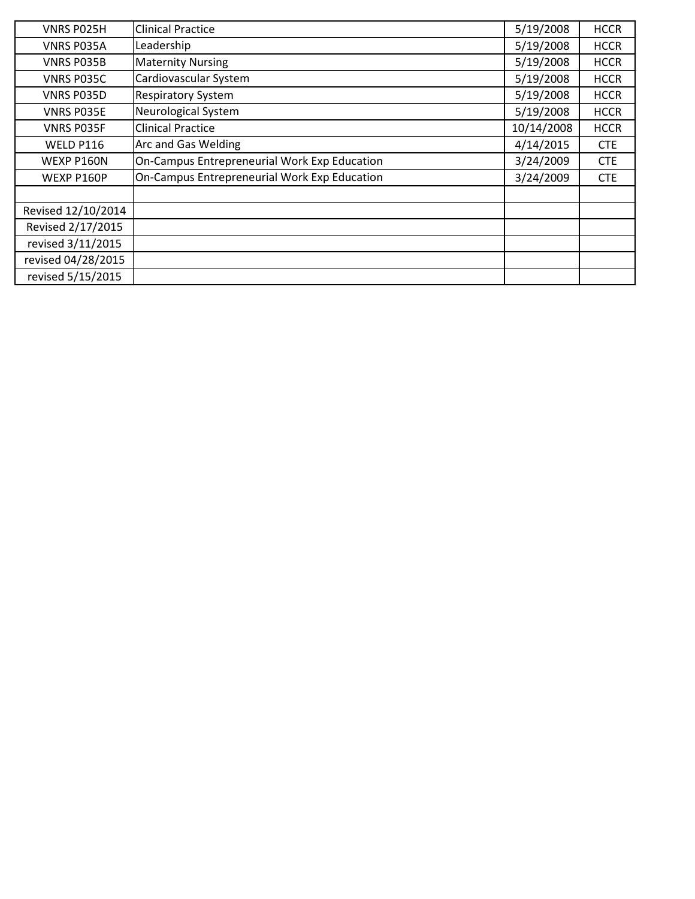| | | | |
|---|---|---|---|
| VNRS P025H | Clinical Practice | 5/19/2008 | HCCR |
| VNRS P035A | Leadership | 5/19/2008 | HCCR |
| VNRS P035B | Maternity Nursing | 5/19/2008 | HCCR |
| VNRS P035C | Cardiovascular System | 5/19/2008 | HCCR |
| VNRS P035D | Respiratory System | 5/19/2008 | HCCR |
| VNRS P035E | Neurological System | 5/19/2008 | HCCR |
| VNRS P035F | Clinical Practice | 10/14/2008 | HCCR |
| WELD P116 | Arc and Gas Welding | 4/14/2015 | CTE |
| WEXP P160N | On-Campus Entrepreneurial Work Exp Education | 3/24/2009 | CTE |
| WEXP P160P | On-Campus Entrepreneurial Work Exp Education | 3/24/2009 | CTE |
| | | | |
| Revised 12/10/2014 | | | |
| Revised 2/17/2015 | | | |
| revised 3/11/2015 | | | |
| revised 04/28/2015 | | | |
| revised 5/15/2015 | | | |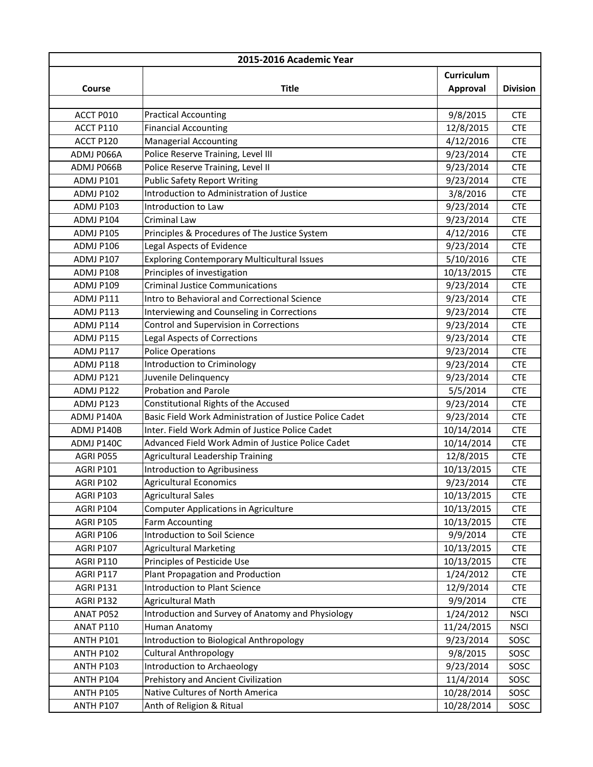| 2015-2016 Academic Year | | | |
|---|---|---|---|
| Course | Title | Curriculum Approval | Division |
| | | | |
| ACCT P010 | Practical Accounting | 9/8/2015 | CTE |
| ACCT P110 | Financial Accounting | 12/8/2015 | CTE |
| ACCT P120 | Managerial Accounting | 4/12/2016 | CTE |
| ADMJ P066A | Police Reserve Training, Level III | 9/23/2014 | CTE |
| ADMJ P066B | Police Reserve Training, Level II | 9/23/2014 | CTE |
| ADMJ P101 | Public Safety Report Writing | 9/23/2014 | CTE |
| ADMJ P102 | Introduction to Administration of Justice | 3/8/2016 | CTE |
| ADMJ P103 | Introduction to Law | 9/23/2014 | CTE |
| ADMJ P104 | Criminal Law | 9/23/2014 | CTE |
| ADMJ P105 | Principles & Procedures of The Justice System | 4/12/2016 | CTE |
| ADMJ P106 | Legal Aspects of Evidence | 9/23/2014 | CTE |
| ADMJ P107 | Exploring Contemporary Multicultural Issues | 5/10/2016 | CTE |
| ADMJ P108 | Principles of investigation | 10/13/2015 | CTE |
| ADMJ P109 | Criminal Justice Communications | 9/23/2014 | CTE |
| ADMJ P111 | Intro to Behavioral and Correctional Science | 9/23/2014 | CTE |
| ADMJ P113 | Interviewing and Counseling in Corrections | 9/23/2014 | CTE |
| ADMJ P114 | Control and Supervision in Corrections | 9/23/2014 | CTE |
| ADMJ P115 | Legal Aspects of Corrections | 9/23/2014 | CTE |
| ADMJ P117 | Police Operations | 9/23/2014 | CTE |
| ADMJ P118 | Introduction to Criminology | 9/23/2014 | CTE |
| ADMJ P121 | Juvenile Delinquency | 9/23/2014 | CTE |
| ADMJ P122 | Probation and Parole | 5/5/2014 | CTE |
| ADMJ P123 | Constitutional Rights of the Accused | 9/23/2014 | CTE |
| ADMJ P140A | Basic Field Work Administration of Justice Police Cadet | 9/23/2014 | CTE |
| ADMJ P140B | Inter. Field Work Admin of Justice Police Cadet | 10/14/2014 | CTE |
| ADMJ P140C | Advanced Field Work Admin of Justice Police Cadet | 10/14/2014 | CTE |
| AGRI P055 | Agricultural Leadership Training | 12/8/2015 | CTE |
| AGRI P101 | Introduction to Agribusiness | 10/13/2015 | CTE |
| AGRI P102 | Agricultural Economics | 9/23/2014 | CTE |
| AGRI P103 | Agricultural Sales | 10/13/2015 | CTE |
| AGRI P104 | Computer Applications in Agriculture | 10/13/2015 | CTE |
| AGRI P105 | Farm Accounting | 10/13/2015 | CTE |
| AGRI P106 | Introduction to Soil Science | 9/9/2014 | CTE |
| AGRI P107 | Agricultural Marketing | 10/13/2015 | CTE |
| AGRI P110 | Principles of Pesticide Use | 10/13/2015 | CTE |
| AGRI P117 | Plant Propagation and Production | 1/24/2012 | CTE |
| AGRI P131 | Introduction to Plant Science | 12/9/2014 | CTE |
| AGRI P132 | Agricultural Math | 9/9/2014 | CTE |
| ANAT P052 | Introduction and Survey of Anatomy and Physiology | 1/24/2012 | NSCI |
| ANAT P110 | Human Anatomy | 11/24/2015 | NSCI |
| ANTH P101 | Introduction to Biological Anthropology | 9/23/2014 | SOSC |
| ANTH P102 | Cultural Anthropology | 9/8/2015 | SOSC |
| ANTH P103 | Introduction to Archaeology | 9/23/2014 | SOSC |
| ANTH P104 | Prehistory and Ancient Civilization | 11/4/2014 | SOSC |
| ANTH P105 | Native Cultures of North America | 10/28/2014 | SOSC |
| ANTH P107 | Anth of Religion & Ritual | 10/28/2014 | SOSC |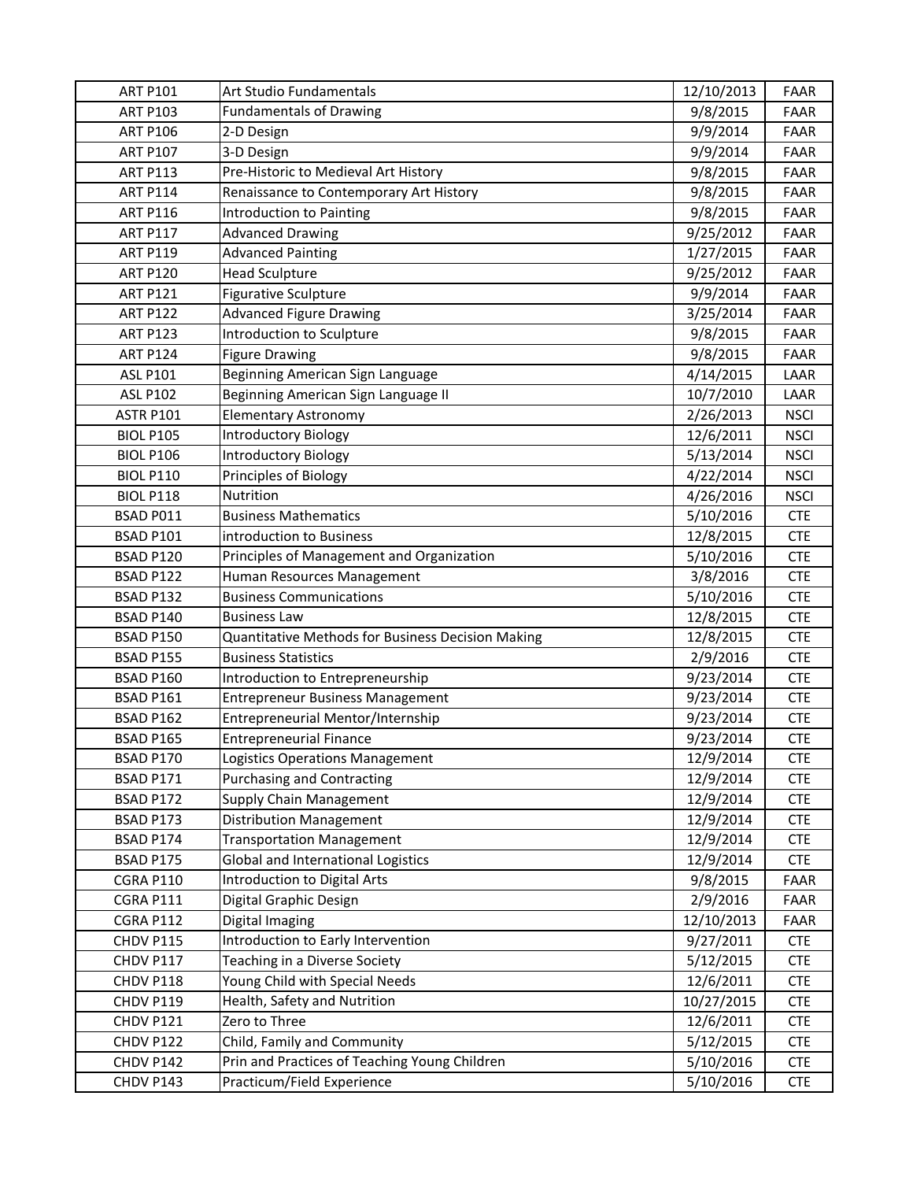| ART P101 | Art Studio Fundamentals | 12/10/2013 | FAAR |
|---|---|---|---|
| ART P103 | Fundamentals of Drawing | 9/8/2015 | FAAR |
| ART P106 | 2-D Design | 9/9/2014 | FAAR |
| ART P107 | 3-D Design | 9/9/2014 | FAAR |
| ART P113 | Pre-Historic to Medieval Art History | 9/8/2015 | FAAR |
| ART P114 | Renaissance to Contemporary Art History | 9/8/2015 | FAAR |
| ART P116 | Introduction to Painting | 9/8/2015 | FAAR |
| ART P117 | Advanced Drawing | 9/25/2012 | FAAR |
| ART P119 | Advanced Painting | 1/27/2015 | FAAR |
| ART P120 | Head Sculpture | 9/25/2012 | FAAR |
| ART P121 | Figurative Sculpture | 9/9/2014 | FAAR |
| ART P122 | Advanced Figure Drawing | 3/25/2014 | FAAR |
| ART P123 | Introduction to Sculpture | 9/8/2015 | FAAR |
| ART P124 | Figure Drawing | 9/8/2015 | FAAR |
| ASL P101 | Beginning American Sign Language | 4/14/2015 | LAAR |
| ASL P102 | Beginning American Sign Language II | 10/7/2010 | LAAR |
| ASTR P101 | Elementary Astronomy | 2/26/2013 | NSCI |
| BIOL P105 | Introductory Biology | 12/6/2011 | NSCI |
| BIOL P106 | Introductory Biology | 5/13/2014 | NSCI |
| BIOL P110 | Principles of Biology | 4/22/2014 | NSCI |
| BIOL P118 | Nutrition | 4/26/2016 | NSCI |
| BSAD P011 | Business Mathematics | 5/10/2016 | CTE |
| BSAD P101 | introduction to Business | 12/8/2015 | CTE |
| BSAD P120 | Principles of Management and Organization | 5/10/2016 | CTE |
| BSAD P122 | Human Resources Management | 3/8/2016 | CTE |
| BSAD P132 | Business Communications | 5/10/2016 | CTE |
| BSAD P140 | Business Law | 12/8/2015 | CTE |
| BSAD P150 | Quantitative Methods for Business Decision Making | 12/8/2015 | CTE |
| BSAD P155 | Business Statistics | 2/9/2016 | CTE |
| BSAD P160 | Introduction to Entrepreneurship | 9/23/2014 | CTE |
| BSAD P161 | Entrepreneur Business Management | 9/23/2014 | CTE |
| BSAD P162 | Entrepreneurial Mentor/Internship | 9/23/2014 | CTE |
| BSAD P165 | Entrepreneurial Finance | 9/23/2014 | CTE |
| BSAD P170 | Logistics Operations Management | 12/9/2014 | CTE |
| BSAD P171 | Purchasing and Contracting | 12/9/2014 | CTE |
| BSAD P172 | Supply Chain Management | 12/9/2014 | CTE |
| BSAD P173 | Distribution Management | 12/9/2014 | CTE |
| BSAD P174 | Transportation Management | 12/9/2014 | CTE |
| BSAD P175 | Global and International Logistics | 12/9/2014 | CTE |
| CGRA P110 | Introduction to Digital Arts | 9/8/2015 | FAAR |
| CGRA P111 | Digital Graphic Design | 2/9/2016 | FAAR |
| CGRA P112 | Digital Imaging | 12/10/2013 | FAAR |
| CHDV P115 | Introduction to Early Intervention | 9/27/2011 | CTE |
| CHDV P117 | Teaching in a Diverse Society | 5/12/2015 | CTE |
| CHDV P118 | Young Child with Special Needs | 12/6/2011 | CTE |
| CHDV P119 | Health, Safety and Nutrition | 10/27/2015 | CTE |
| CHDV P121 | Zero to Three | 12/6/2011 | CTE |
| CHDV P122 | Child, Family and Community | 5/12/2015 | CTE |
| CHDV P142 | Prin and Practices of Teaching Young Children | 5/10/2016 | CTE |
| CHDV P143 | Practicum/Field Experience | 5/10/2016 | CTE |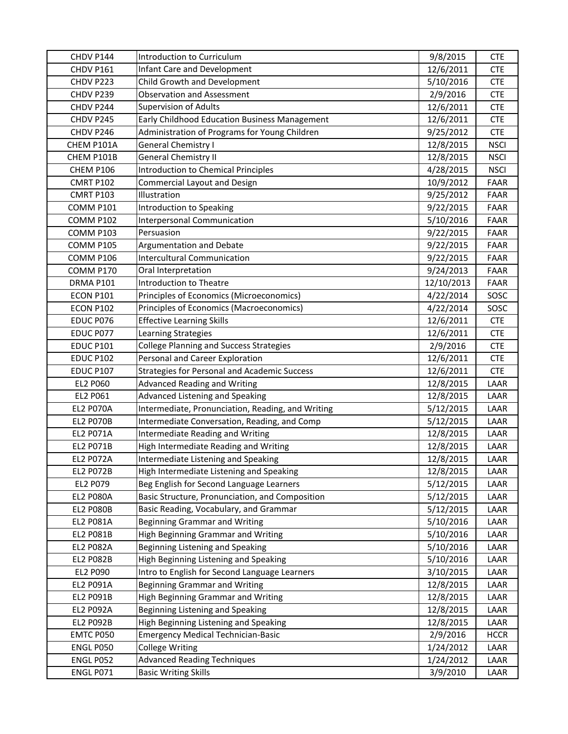| | | | |
|---|---|---|---|
| CHDV P144 | Introduction to Curriculum | 9/8/2015 | CTE |
| CHDV P161 | Infant Care and Development | 12/6/2011 | CTE |
| CHDV P223 | Child Growth and Development | 5/10/2016 | CTE |
| CHDV P239 | Observation and Assessment | 2/9/2016 | CTE |
| CHDV P244 | Supervision of Adults | 12/6/2011 | CTE |
| CHDV P245 | Early Childhood Education Business Management | 12/6/2011 | CTE |
| CHDV P246 | Administration of Programs for Young Children | 9/25/2012 | CTE |
| CHEM P101A | General Chemistry I | 12/8/2015 | NSCI |
| CHEM P101B | General Chemistry II | 12/8/2015 | NSCI |
| CHEM P106 | Introduction to Chemical Principles | 4/28/2015 | NSCI |
| CMRT P102 | Commercial Layout and Design | 10/9/2012 | FAAR |
| CMRT P103 | Illustration | 9/25/2012 | FAAR |
| COMM P101 | Introduction to Speaking | 9/22/2015 | FAAR |
| COMM P102 | Interpersonal Communication | 5/10/2016 | FAAR |
| COMM P103 | Persuasion | 9/22/2015 | FAAR |
| COMM P105 | Argumentation and Debate | 9/22/2015 | FAAR |
| COMM P106 | Intercultural Communication | 9/22/2015 | FAAR |
| COMM P170 | Oral Interpretation | 9/24/2013 | FAAR |
| DRMA P101 | Introduction to Theatre | 12/10/2013 | FAAR |
| ECON P101 | Principles of Economics (Microeconomics) | 4/22/2014 | SOSC |
| ECON P102 | Principles of Economics (Macroeconomics) | 4/22/2014 | SOSC |
| EDUC P076 | Effective Learning Skills | 12/6/2011 | CTE |
| EDUC P077 | Learning Strategies | 12/6/2011 | CTE |
| EDUC P101 | College Planning and Success Strategies | 2/9/2016 | CTE |
| EDUC P102 | Personal and Career Exploration | 12/6/2011 | CTE |
| EDUC P107 | Strategies for Personal and Academic Success | 12/6/2011 | CTE |
| EL2 P060 | Advanced Reading and Writing | 12/8/2015 | LAAR |
| EL2 P061 | Advanced Listening and Speaking | 12/8/2015 | LAAR |
| EL2 P070A | Intermediate, Pronunciation, Reading, and Writing | 5/12/2015 | LAAR |
| EL2 P070B | Intermediate Conversation, Reading, and Comp | 5/12/2015 | LAAR |
| EL2 P071A | Intermediate Reading and Writing | 12/8/2015 | LAAR |
| EL2 P071B | High Intermediate Reading and Writing | 12/8/2015 | LAAR |
| EL2 P072A | Intermediate Listening and Speaking | 12/8/2015 | LAAR |
| EL2 P072B | High Intermediate Listening and Speaking | 12/8/2015 | LAAR |
| EL2 P079 | Beg English for Second Language Learners | 5/12/2015 | LAAR |
| EL2 P080A | Basic Structure, Pronunciation, and Composition | 5/12/2015 | LAAR |
| EL2 P080B | Basic Reading, Vocabulary, and Grammar | 5/12/2015 | LAAR |
| EL2 P081A | Beginning Grammar and Writing | 5/10/2016 | LAAR |
| EL2 P081B | High Beginning Grammar and Writing | 5/10/2016 | LAAR |
| EL2 P082A | Beginning Listening and Speaking | 5/10/2016 | LAAR |
| EL2 P082B | High Beginning Listening and Speaking | 5/10/2016 | LAAR |
| EL2 P090 | Intro to English for Second Language Learners | 3/10/2015 | LAAR |
| EL2 P091A | Beginning Grammar and Writing | 12/8/2015 | LAAR |
| EL2 P091B | High Beginning Grammar and Writing | 12/8/2015 | LAAR |
| EL2 P092A | Beginning Listening and Speaking | 12/8/2015 | LAAR |
| EL2 P092B | High Beginning Listening and Speaking | 12/8/2015 | LAAR |
| EMTC P050 | Emergency Medical Technician-Basic | 2/9/2016 | HCCR |
| ENGL P050 | College Writing | 1/24/2012 | LAAR |
| ENGL P052 | Advanced Reading Techniques | 1/24/2012 | LAAR |
| ENGL P071 | Basic Writing Skills | 3/9/2010 | LAAR |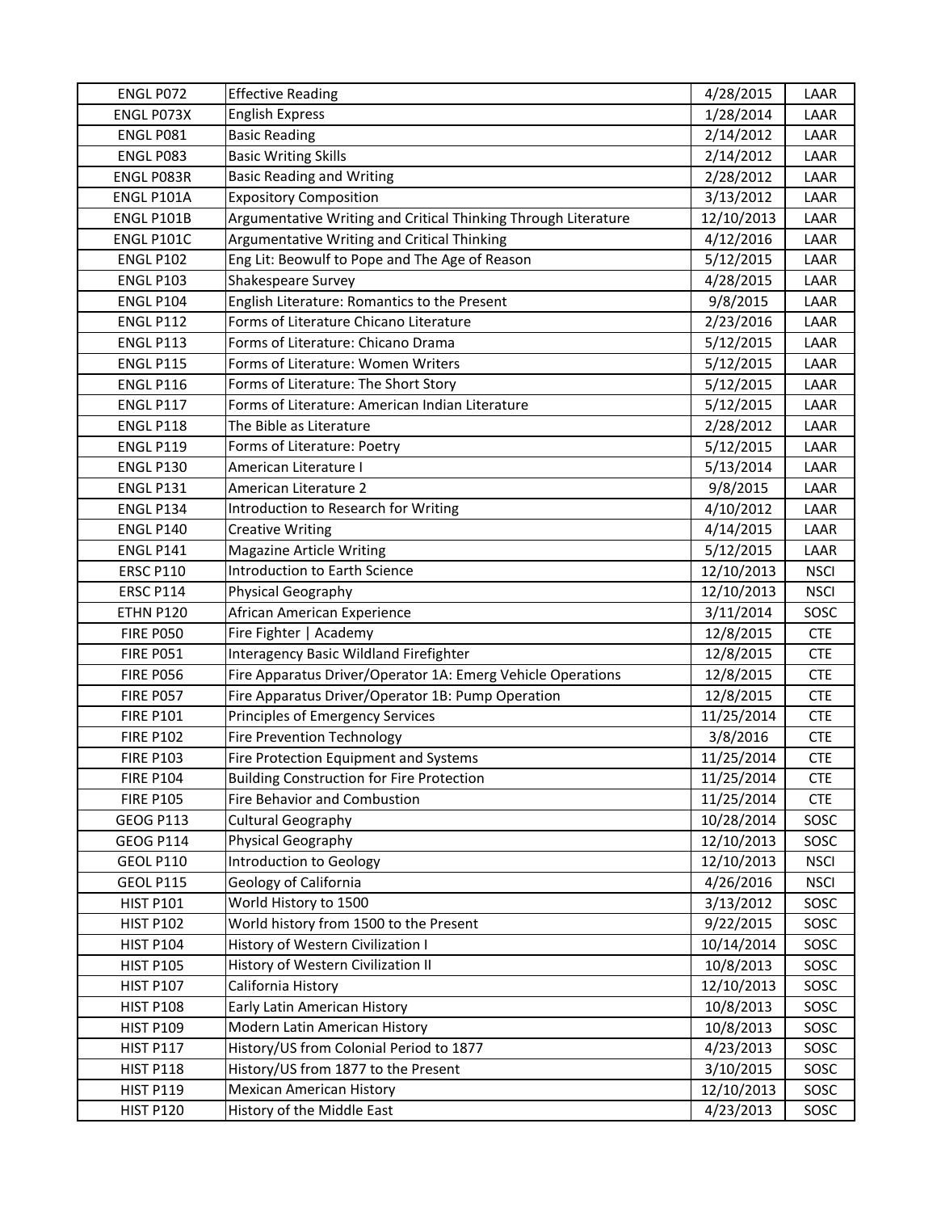| ENGL P072 | Effective Reading | 4/28/2015 | LAAR |
|---|---|---|---|
| ENGL P073X | English Express | 1/28/2014 | LAAR |
| ENGL P081 | Basic Reading | 2/14/2012 | LAAR |
| ENGL P083 | Basic Writing Skills | 2/14/2012 | LAAR |
| ENGL P083R | Basic Reading and Writing | 2/28/2012 | LAAR |
| ENGL P101A | Expository Composition | 3/13/2012 | LAAR |
| ENGL P101B | Argumentative Writing and Critical Thinking Through Literature | 12/10/2013 | LAAR |
| ENGL P101C | Argumentative Writing and Critical Thinking | 4/12/2016 | LAAR |
| ENGL P102 | Eng Lit: Beowulf to Pope and The Age of Reason | 5/12/2015 | LAAR |
| ENGL P103 | Shakespeare Survey | 4/28/2015 | LAAR |
| ENGL P104 | English Literature: Romantics to the Present | 9/8/2015 | LAAR |
| ENGL P112 | Forms of Literature Chicano Literature | 2/23/2016 | LAAR |
| ENGL P113 | Forms of Literature: Chicano Drama | 5/12/2015 | LAAR |
| ENGL P115 | Forms of Literature: Women Writers | 5/12/2015 | LAAR |
| ENGL P116 | Forms of Literature: The Short Story | 5/12/2015 | LAAR |
| ENGL P117 | Forms of Literature: American Indian Literature | 5/12/2015 | LAAR |
| ENGL P118 | The Bible as Literature | 2/28/2012 | LAAR |
| ENGL P119 | Forms of Literature: Poetry | 5/12/2015 | LAAR |
| ENGL P130 | American Literature I | 5/13/2014 | LAAR |
| ENGL P131 | American Literature 2 | 9/8/2015 | LAAR |
| ENGL P134 | Introduction to Research for Writing | 4/10/2012 | LAAR |
| ENGL P140 | Creative Writing | 4/14/2015 | LAAR |
| ENGL P141 | Magazine Article Writing | 5/12/2015 | LAAR |
| ERSC P110 | Introduction to Earth Science | 12/10/2013 | NSCI |
| ERSC P114 | Physical Geography | 12/10/2013 | NSCI |
| ETHN P120 | African American Experience | 3/11/2014 | SOSC |
| FIRE P050 | Fire Fighter \| Academy | 12/8/2015 | CTE |
| FIRE P051 | Interagency Basic Wildland Firefighter | 12/8/2015 | CTE |
| FIRE P056 | Fire Apparatus Driver/Operator 1A: Emerg Vehicle Operations | 12/8/2015 | CTE |
| FIRE P057 | Fire Apparatus Driver/Operator 1B: Pump Operation | 12/8/2015 | CTE |
| FIRE P101 | Principles of Emergency Services | 11/25/2014 | CTE |
| FIRE P102 | Fire Prevention Technology | 3/8/2016 | CTE |
| FIRE P103 | Fire Protection Equipment and Systems | 11/25/2014 | CTE |
| FIRE P104 | Building Construction for Fire Protection | 11/25/2014 | CTE |
| FIRE P105 | Fire Behavior and Combustion | 11/25/2014 | CTE |
| GEOG P113 | Cultural Geography | 10/28/2014 | SOSC |
| GEOG P114 | Physical Geography | 12/10/2013 | SOSC |
| GEOL P110 | Introduction to Geology | 12/10/2013 | NSCI |
| GEOL P115 | Geology of California | 4/26/2016 | NSCI |
| HIST P101 | World History to 1500 | 3/13/2012 | SOSC |
| HIST P102 | World history from 1500 to the Present | 9/22/2015 | SOSC |
| HIST P104 | History of Western Civilization I | 10/14/2014 | SOSC |
| HIST P105 | History of Western Civilization II | 10/8/2013 | SOSC |
| HIST P107 | California History | 12/10/2013 | SOSC |
| HIST P108 | Early Latin American History | 10/8/2013 | SOSC |
| HIST P109 | Modern Latin American History | 10/8/2013 | SOSC |
| HIST P117 | History/US from Colonial Period to 1877 | 4/23/2013 | SOSC |
| HIST P118 | History/US from 1877 to the Present | 3/10/2015 | SOSC |
| HIST P119 | Mexican American History | 12/10/2013 | SOSC |
| HIST P120 | History of the Middle East | 4/23/2013 | SOSC |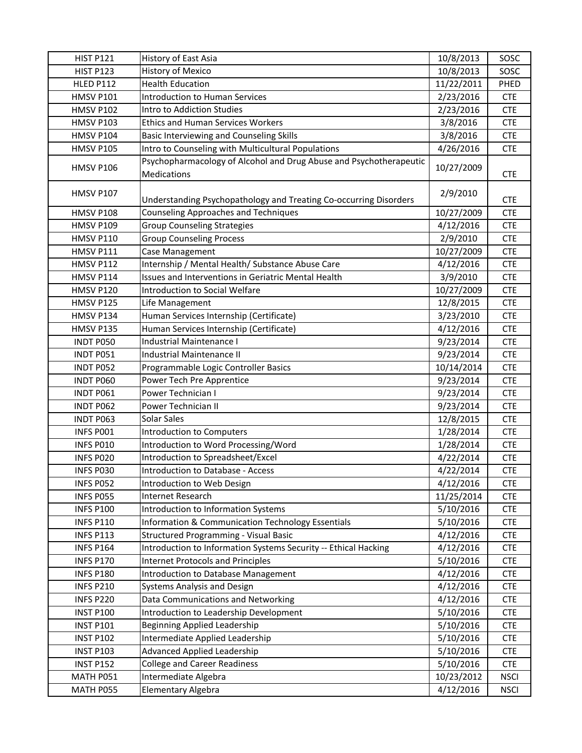| | | | |
|---|---|---|---|
| HIST P121 | History of East Asia | 10/8/2013 | SOSC |
| HIST P123 | History of Mexico | 10/8/2013 | SOSC |
| HLED P112 | Health Education | 11/22/2011 | PHED |
| HMSV P101 | Introduction to Human Services | 2/23/2016 | CTE |
| HMSV P102 | Intro to Addiction Studies | 2/23/2016 | CTE |
| HMSV P103 | Ethics and Human Services Workers | 3/8/2016 | CTE |
| HMSV P104 | Basic Interviewing and Counseling Skills | 3/8/2016 | CTE |
| HMSV P105 | Intro to Counseling with Multicultural Populations | 4/26/2016 | CTE |
| HMSV P106 | Psychopharmacology of Alcohol and Drug Abuse and Psychotherapeutic Medications | 10/27/2009 | CTE |
| HMSV P107 | Understanding Psychopathology and Treating Co-occurring Disorders | 2/9/2010 | CTE |
| HMSV P108 | Counseling Approaches and Techniques | 10/27/2009 | CTE |
| HMSV P109 | Group Counseling Strategies | 4/12/2016 | CTE |
| HMSV P110 | Group Counseling Process | 2/9/2010 | CTE |
| HMSV P111 | Case Management | 10/27/2009 | CTE |
| HMSV P112 | Internship / Mental Health/ Substance Abuse Care | 4/12/2016 | CTE |
| HMSV P114 | Issues and Interventions in Geriatric Mental Health | 3/9/2010 | CTE |
| HMSV P120 | Introduction to Social Welfare | 10/27/2009 | CTE |
| HMSV P125 | Life Management | 12/8/2015 | CTE |
| HMSV P134 | Human Services Internship (Certificate) | 3/23/2010 | CTE |
| HMSV P135 | Human Services Internship (Certificate) | 4/12/2016 | CTE |
| INDT P050 | Industrial Maintenance I | 9/23/2014 | CTE |
| INDT P051 | Industrial Maintenance II | 9/23/2014 | CTE |
| INDT P052 | Programmable Logic Controller Basics | 10/14/2014 | CTE |
| INDT P060 | Power Tech Pre Apprentice | 9/23/2014 | CTE |
| INDT P061 | Power Technician I | 9/23/2014 | CTE |
| INDT P062 | Power Technician II | 9/23/2014 | CTE |
| INDT P063 | Solar Sales | 12/8/2015 | CTE |
| INFS P001 | Introduction to Computers | 1/28/2014 | CTE |
| INFS P010 | Introduction to Word Processing/Word | 1/28/2014 | CTE |
| INFS P020 | Introduction to Spreadsheet/Excel | 4/22/2014 | CTE |
| INFS P030 | Introduction to Database - Access | 4/22/2014 | CTE |
| INFS P052 | Introduction to Web Design | 4/12/2016 | CTE |
| INFS P055 | Internet Research | 11/25/2014 | CTE |
| INFS P100 | Introduction to Information Systems | 5/10/2016 | CTE |
| INFS P110 | Information & Communication Technology Essentials | 5/10/2016 | CTE |
| INFS P113 | Structured Programming - Visual Basic | 4/12/2016 | CTE |
| INFS P164 | Introduction to Information Systems Security -- Ethical Hacking | 4/12/2016 | CTE |
| INFS P170 | Internet Protocols and Principles | 5/10/2016 | CTE |
| INFS P180 | Introduction to Database Management | 4/12/2016 | CTE |
| INFS P210 | Systems Analysis and Design | 4/12/2016 | CTE |
| INFS P220 | Data Communications and Networking | 4/12/2016 | CTE |
| INST P100 | Introduction to Leadership Development | 5/10/2016 | CTE |
| INST P101 | Beginning Applied Leadership | 5/10/2016 | CTE |
| INST P102 | Intermediate Applied Leadership | 5/10/2016 | CTE |
| INST P103 | Advanced Applied Leadership | 5/10/2016 | CTE |
| INST P152 | College and Career Readiness | 5/10/2016 | CTE |
| MATH P051 | Intermediate Algebra | 10/23/2012 | NSCI |
| MATH P055 | Elementary Algebra | 4/12/2016 | NSCI |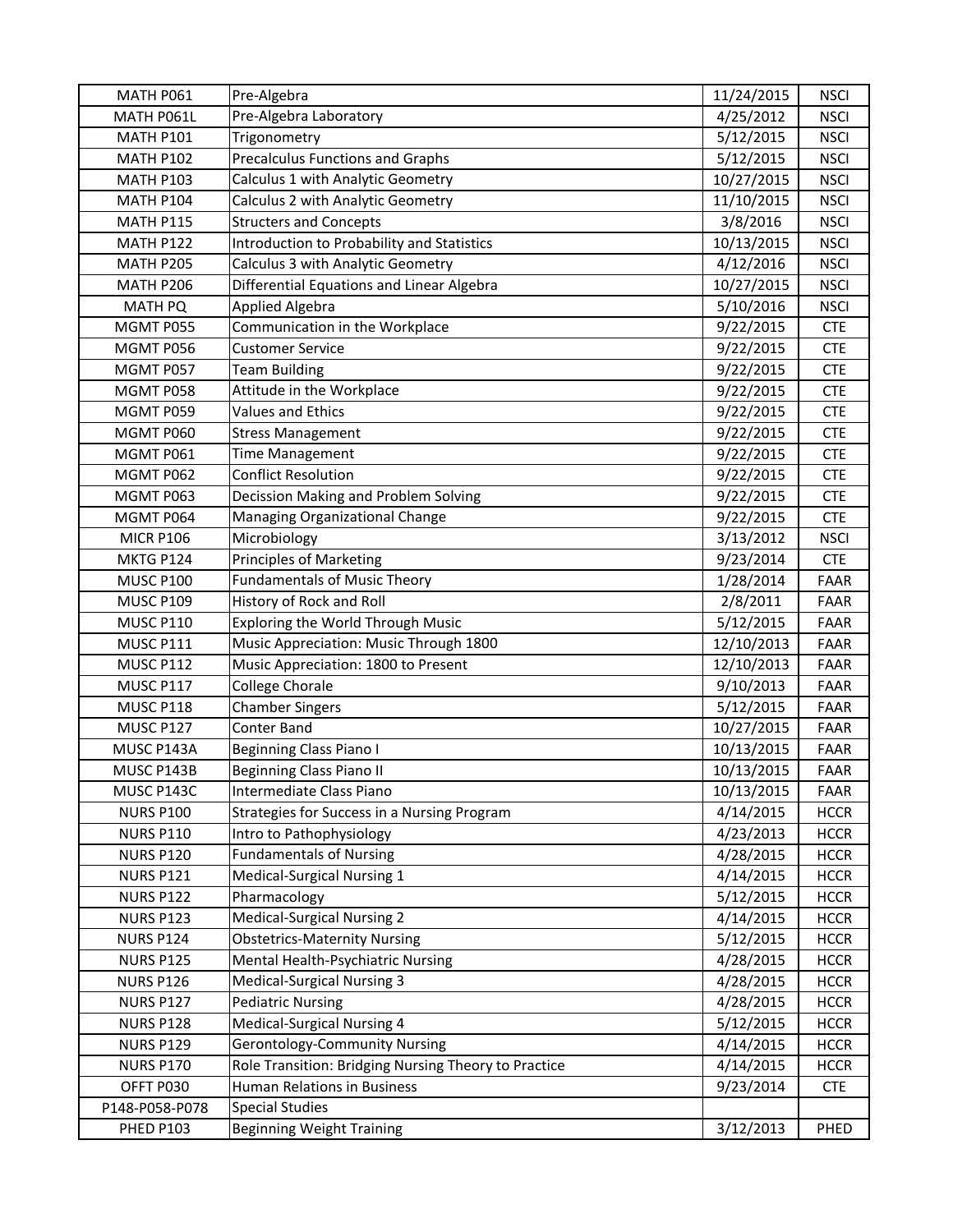| MATH P061 | Pre-Algebra | 11/24/2015 | NSCI |
|---|---|---|---|
| MATH P061L | Pre-Algebra Laboratory | 4/25/2012 | NSCI |
| MATH P101 | Trigonometry | 5/12/2015 | NSCI |
| MATH P102 | Precalculus Functions and Graphs | 5/12/2015 | NSCI |
| MATH P103 | Calculus 1 with Analytic Geometry | 10/27/2015 | NSCI |
| MATH P104 | Calculus 2 with Analytic Geometry | 11/10/2015 | NSCI |
| MATH P115 | Structers and Concepts | 3/8/2016 | NSCI |
| MATH P122 | Introduction to Probability and Statistics | 10/13/2015 | NSCI |
| MATH P205 | Calculus 3 with Analytic Geometry | 4/12/2016 | NSCI |
| MATH P206 | Differential Equations and Linear Algebra | 10/27/2015 | NSCI |
| MATH PQ | Applied Algebra | 5/10/2016 | NSCI |
| MGMT P055 | Communication in the Workplace | 9/22/2015 | CTE |
| MGMT P056 | Customer Service | 9/22/2015 | CTE |
| MGMT P057 | Team Building | 9/22/2015 | CTE |
| MGMT P058 | Attitude in the Workplace | 9/22/2015 | CTE |
| MGMT P059 | Values and Ethics | 9/22/2015 | CTE |
| MGMT P060 | Stress Management | 9/22/2015 | CTE |
| MGMT P061 | Time Management | 9/22/2015 | CTE |
| MGMT P062 | Conflict Resolution | 9/22/2015 | CTE |
| MGMT P063 | Decission Making and Problem Solving | 9/22/2015 | CTE |
| MGMT P064 | Managing Organizational Change | 9/22/2015 | CTE |
| MICR P106 | Microbiology | 3/13/2012 | NSCI |
| MKTG P124 | Principles of Marketing | 9/23/2014 | CTE |
| MUSC P100 | Fundamentals of Music Theory | 1/28/2014 | FAAR |
| MUSC P109 | History of Rock and Roll | 2/8/2011 | FAAR |
| MUSC P110 | Exploring the World Through Music | 5/12/2015 | FAAR |
| MUSC P111 | Music Appreciation: Music Through 1800 | 12/10/2013 | FAAR |
| MUSC P112 | Music Appreciation: 1800 to Present | 12/10/2013 | FAAR |
| MUSC P117 | College Chorale | 9/10/2013 | FAAR |
| MUSC P118 | Chamber Singers | 5/12/2015 | FAAR |
| MUSC P127 | Conter Band | 10/27/2015 | FAAR |
| MUSC P143A | Beginning Class Piano I | 10/13/2015 | FAAR |
| MUSC P143B | Beginning Class Piano II | 10/13/2015 | FAAR |
| MUSC P143C | Intermediate Class Piano | 10/13/2015 | FAAR |
| NURS P100 | Strategies for Success in a Nursing Program | 4/14/2015 | HCCR |
| NURS P110 | Intro to Pathophysiology | 4/23/2013 | HCCR |
| NURS P120 | Fundamentals of Nursing | 4/28/2015 | HCCR |
| NURS P121 | Medical-Surgical Nursing 1 | 4/14/2015 | HCCR |
| NURS P122 | Pharmacology | 5/12/2015 | HCCR |
| NURS P123 | Medical-Surgical Nursing 2 | 4/14/2015 | HCCR |
| NURS P124 | Obstetrics-Maternity Nursing | 5/12/2015 | HCCR |
| NURS P125 | Mental Health-Psychiatric Nursing | 4/28/2015 | HCCR |
| NURS P126 | Medical-Surgical Nursing 3 | 4/28/2015 | HCCR |
| NURS P127 | Pediatric Nursing | 4/28/2015 | HCCR |
| NURS P128 | Medical-Surgical Nursing 4 | 5/12/2015 | HCCR |
| NURS P129 | Gerontology-Community Nursing | 4/14/2015 | HCCR |
| NURS P170 | Role Transition: Bridging Nursing Theory to Practice | 4/14/2015 | HCCR |
| OFFT P030 | Human Relations in Business | 9/23/2014 | CTE |
| P148-P058-P078 | Special Studies | | |
| PHED P103 | Beginning Weight Training | 3/12/2013 | PHED |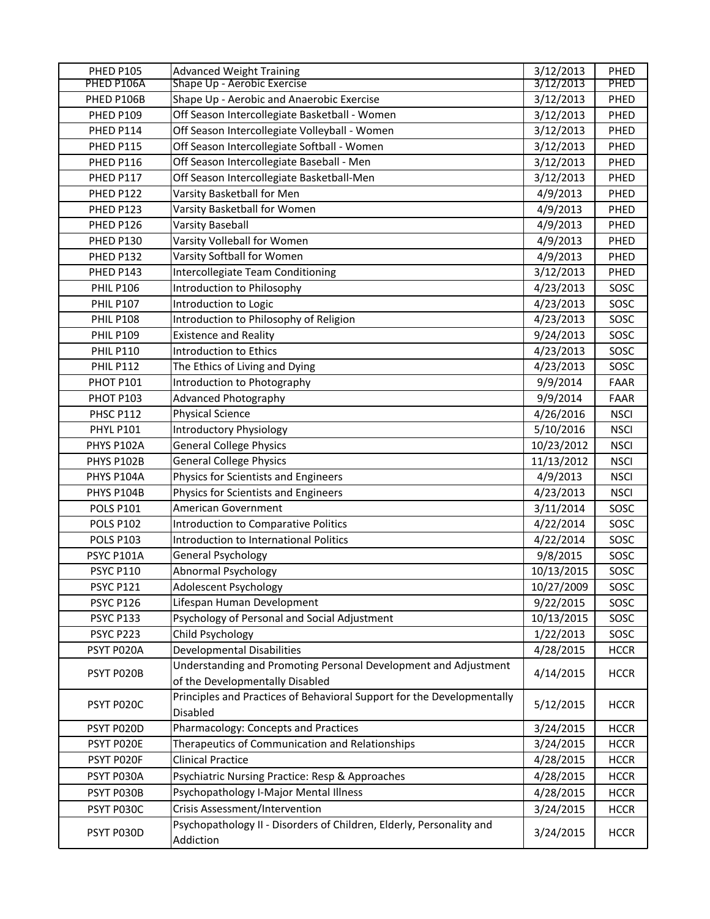| PHED P105 | Advanced Weight Training | 3/12/2013 | PHED |
|---|---|---|---|
| PHED P106A | Shape Up - Aerobic Exercise | 3/12/2013 | PHED |
| PHED P106B | Shape Up - Aerobic and Anaerobic Exercise | 3/12/2013 | PHED |
| PHED P109 | Off Season Intercollegiate Basketball - Women | 3/12/2013 | PHED |
| PHED P114 | Off Season Intercollegiate Volleyball - Women | 3/12/2013 | PHED |
| PHED P115 | Off Season Intercollegiate Softball - Women | 3/12/2013 | PHED |
| PHED P116 | Off Season Intercollegiate Baseball - Men | 3/12/2013 | PHED |
| PHED P117 | Off Season Intercollegiate Basketball-Men | 3/12/2013 | PHED |
| PHED P122 | Varsity Basketball for Men | 4/9/2013 | PHED |
| PHED P123 | Varsity Basketball for Women | 4/9/2013 | PHED |
| PHED P126 | Varsity Baseball | 4/9/2013 | PHED |
| PHED P130 | Varsity Volleball for Women | 4/9/2013 | PHED |
| PHED P132 | Varsity Softball for Women | 4/9/2013 | PHED |
| PHED P143 | Intercollegiate Team Conditioning | 3/12/2013 | PHED |
| PHIL P106 | Introduction to Philosophy | 4/23/2013 | SOSC |
| PHIL P107 | Introduction to Logic | 4/23/2013 | SOSC |
| PHIL P108 | Introduction to Philosophy of Religion | 4/23/2013 | SOSC |
| PHIL P109 | Existence and Reality | 9/24/2013 | SOSC |
| PHIL P110 | Introduction to Ethics | 4/23/2013 | SOSC |
| PHIL P112 | The Ethics of Living and Dying | 4/23/2013 | SOSC |
| PHOT P101 | Introduction to Photography | 9/9/2014 | FAAR |
| PHOT P103 | Advanced Photography | 9/9/2014 | FAAR |
| PHSC P112 | Physical Science | 4/26/2016 | NSCI |
| PHYL P101 | Introductory Physiology | 5/10/2016 | NSCI |
| PHYS P102A | General College Physics | 10/23/2012 | NSCI |
| PHYS P102B | General College Physics | 11/13/2012 | NSCI |
| PHYS P104A | Physics for Scientists and Engineers | 4/9/2013 | NSCI |
| PHYS P104B | Physics for Scientists and Engineers | 4/23/2013 | NSCI |
| POLS P101 | American Government | 3/11/2014 | SOSC |
| POLS P102 | Introduction to Comparative Politics | 4/22/2014 | SOSC |
| POLS P103 | Introduction to International Politics | 4/22/2014 | SOSC |
| PSYC P101A | General Psychology | 9/8/2015 | SOSC |
| PSYC P110 | Abnormal Psychology | 10/13/2015 | SOSC |
| PSYC P121 | Adolescent Psychology | 10/27/2009 | SOSC |
| PSYC P126 | Lifespan Human Development | 9/22/2015 | SOSC |
| PSYC P133 | Psychology of Personal and Social Adjustment | 10/13/2015 | SOSC |
| PSYC P223 | Child Psychology | 1/22/2013 | SOSC |
| PSYT P020A | Developmental Disabilities | 4/28/2015 | HCCR |
| PSYT P020B | Understanding and Promoting Personal Development and Adjustment of the Developmentally Disabled | 4/14/2015 | HCCR |
| PSYT P020C | Principles and Practices of Behavioral Support for the Developmentally Disabled | 5/12/2015 | HCCR |
| PSYT P020D | Pharmacology: Concepts and Practices | 3/24/2015 | HCCR |
| PSYT P020E | Therapeutics of Communication and Relationships | 3/24/2015 | HCCR |
| PSYT P020F | Clinical Practice | 4/28/2015 | HCCR |
| PSYT P030A | Psychiatric Nursing Practice: Resp & Approaches | 4/28/2015 | HCCR |
| PSYT P030B | Psychopathology I-Major Mental Illness | 4/28/2015 | HCCR |
| PSYT P030C | Crisis Assessment/Intervention | 3/24/2015 | HCCR |
| PSYT P030D | Psychopathology II - Disorders of Children, Elderly, Personality and Addiction | 3/24/2015 | HCCR |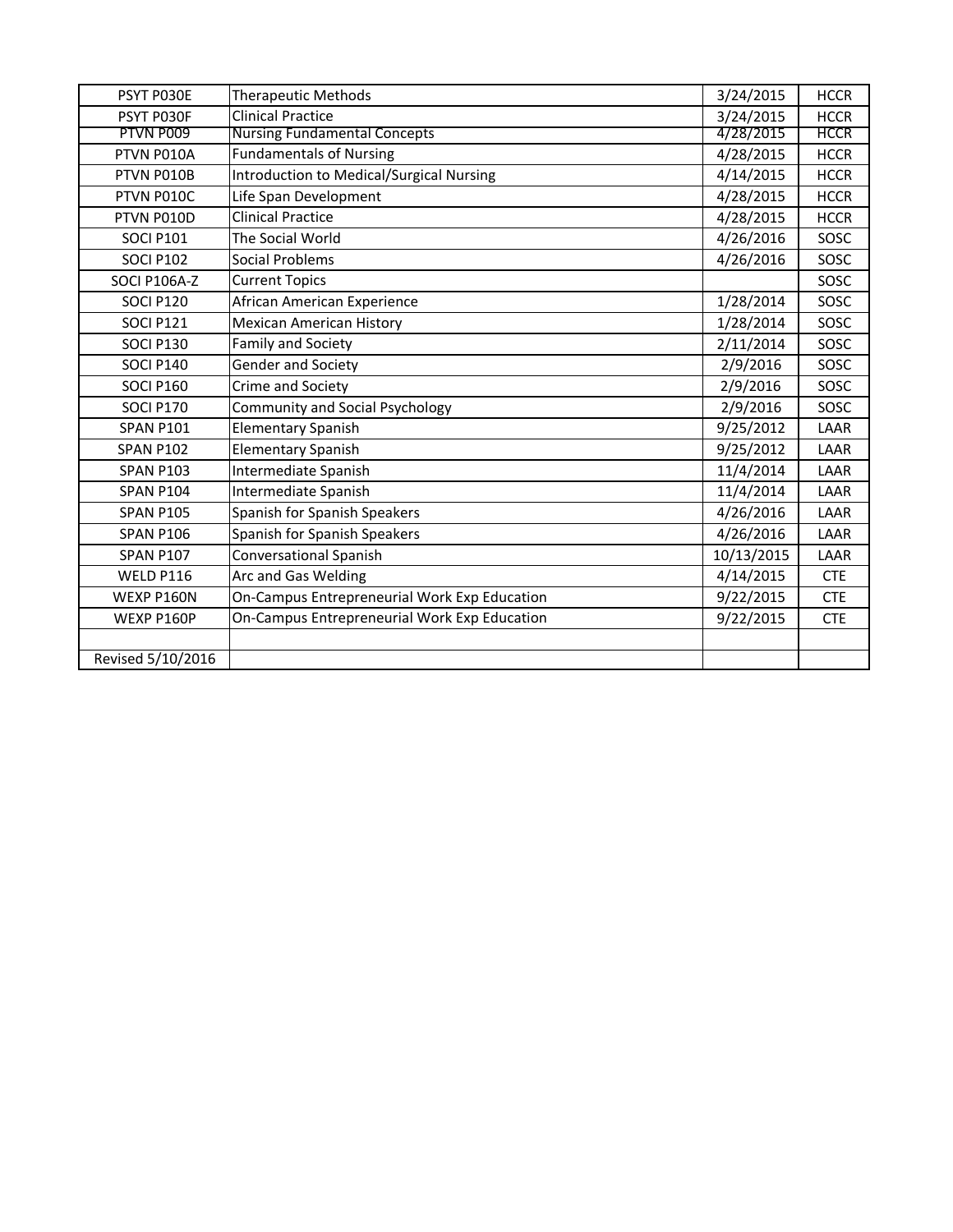| | | | |
|---|---|---|---|
| PSYT P030E | Therapeutic Methods | 3/24/2015 | HCCR |
| PSYT P030F | Clinical Practice | 3/24/2015 | HCCR |
| PTVN P009 | Nursing Fundamental Concepts | 4/28/2015 | HCCR |
| PTVN P010A | Fundamentals of Nursing | 4/28/2015 | HCCR |
| PTVN P010B | Introduction to Medical/Surgical Nursing | 4/14/2015 | HCCR |
| PTVN P010C | Life Span Development | 4/28/2015 | HCCR |
| PTVN P010D | Clinical Practice | 4/28/2015 | HCCR |
| SOCI P101 | The Social World | 4/26/2016 | SOSC |
| SOCI P102 | Social Problems | 4/26/2016 | SOSC |
| SOCI P106A-Z | Current Topics | | SOSC |
| SOCI P120 | African American Experience | 1/28/2014 | SOSC |
| SOCI P121 | Mexican American History | 1/28/2014 | SOSC |
| SOCI P130 | Family and Society | 2/11/2014 | SOSC |
| SOCI P140 | Gender and Society | 2/9/2016 | SOSC |
| SOCI P160 | Crime and Society | 2/9/2016 | SOSC |
| SOCI P170 | Community and Social Psychology | 2/9/2016 | SOSC |
| SPAN P101 | Elementary Spanish | 9/25/2012 | LAAR |
| SPAN P102 | Elementary Spanish | 9/25/2012 | LAAR |
| SPAN P103 | Intermediate Spanish | 11/4/2014 | LAAR |
| SPAN P104 | Intermediate Spanish | 11/4/2014 | LAAR |
| SPAN P105 | Spanish for Spanish Speakers | 4/26/2016 | LAAR |
| SPAN P106 | Spanish for Spanish Speakers | 4/26/2016 | LAAR |
| SPAN P107 | Conversational Spanish | 10/13/2015 | LAAR |
| WELD P116 | Arc and Gas Welding | 4/14/2015 | CTE |
| WEXP P160N | On-Campus Entrepreneurial Work Exp Education | 9/22/2015 | CTE |
| WEXP P160P | On-Campus Entrepreneurial Work Exp Education | 9/22/2015 | CTE |
| | | | |
| Revised 5/10/2016 | | | |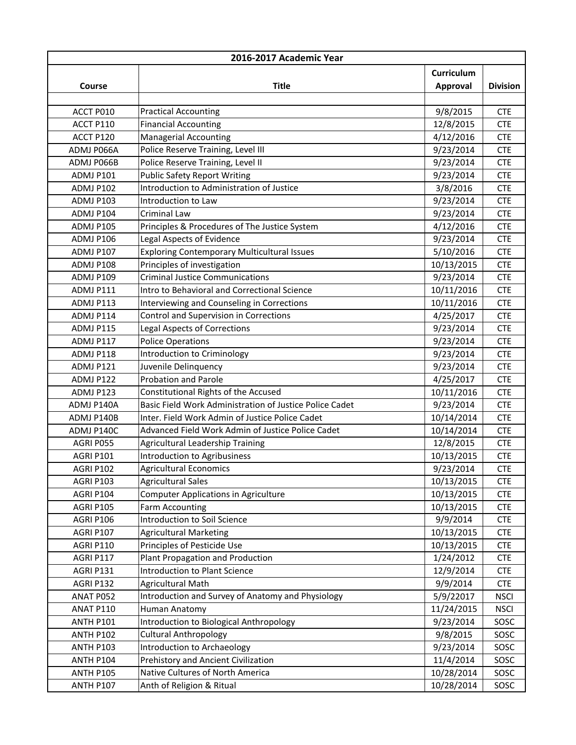| 2016-2017 Academic Year | | | |
|---|---|---|---|
| Course | Title | Curriculum Approval | Division |
| | | | |
| ACCT P010 | Practical Accounting | 9/8/2015 | CTE |
| ACCT P110 | Financial Accounting | 12/8/2015 | CTE |
| ACCT P120 | Managerial Accounting | 4/12/2016 | CTE |
| ADMJ P066A | Police Reserve Training, Level III | 9/23/2014 | CTE |
| ADMJ P066B | Police Reserve Training, Level II | 9/23/2014 | CTE |
| ADMJ P101 | Public Safety Report Writing | 9/23/2014 | CTE |
| ADMJ P102 | Introduction to Administration of Justice | 3/8/2016 | CTE |
| ADMJ P103 | Introduction to Law | 9/23/2014 | CTE |
| ADMJ P104 | Criminal Law | 9/23/2014 | CTE |
| ADMJ P105 | Principles & Procedures of The Justice System | 4/12/2016 | CTE |
| ADMJ P106 | Legal Aspects of Evidence | 9/23/2014 | CTE |
| ADMJ P107 | Exploring Contemporary Multicultural Issues | 5/10/2016 | CTE |
| ADMJ P108 | Principles of investigation | 10/13/2015 | CTE |
| ADMJ P109 | Criminal Justice Communications | 9/23/2014 | CTE |
| ADMJ P111 | Intro to Behavioral and Correctional Science | 10/11/2016 | CTE |
| ADMJ P113 | Interviewing and Counseling in Corrections | 10/11/2016 | CTE |
| ADMJ P114 | Control and Supervision in Corrections | 4/25/2017 | CTE |
| ADMJ P115 | Legal Aspects of Corrections | 9/23/2014 | CTE |
| ADMJ P117 | Police Operations | 9/23/2014 | CTE |
| ADMJ P118 | Introduction to Criminology | 9/23/2014 | CTE |
| ADMJ P121 | Juvenile Delinquency | 9/23/2014 | CTE |
| ADMJ P122 | Probation and Parole | 4/25/2017 | CTE |
| ADMJ P123 | Constitutional Rights of the Accused | 10/11/2016 | CTE |
| ADMJ P140A | Basic Field Work Administration of Justice Police Cadet | 9/23/2014 | CTE |
| ADMJ P140B | Inter. Field Work Admin of Justice Police Cadet | 10/14/2014 | CTE |
| ADMJ P140C | Advanced Field Work Admin of Justice Police Cadet | 10/14/2014 | CTE |
| AGRI P055 | Agricultural Leadership Training | 12/8/2015 | CTE |
| AGRI P101 | Introduction to Agribusiness | 10/13/2015 | CTE |
| AGRI P102 | Agricultural Economics | 9/23/2014 | CTE |
| AGRI P103 | Agricultural Sales | 10/13/2015 | CTE |
| AGRI P104 | Computer Applications in Agriculture | 10/13/2015 | CTE |
| AGRI P105 | Farm Accounting | 10/13/2015 | CTE |
| AGRI P106 | Introduction to Soil Science | 9/9/2014 | CTE |
| AGRI P107 | Agricultural Marketing | 10/13/2015 | CTE |
| AGRI P110 | Principles of Pesticide Use | 10/13/2015 | CTE |
| AGRI P117 | Plant Propagation and Production | 1/24/2012 | CTE |
| AGRI P131 | Introduction to Plant Science | 12/9/2014 | CTE |
| AGRI P132 | Agricultural Math | 9/9/2014 | CTE |
| ANAT P052 | Introduction and Survey of Anatomy and Physiology | 5/9/22017 | NSCI |
| ANAT P110 | Human Anatomy | 11/24/2015 | NSCI |
| ANTH P101 | Introduction to Biological Anthropology | 9/23/2014 | SOSC |
| ANTH P102 | Cultural Anthropology | 9/8/2015 | SOSC |
| ANTH P103 | Introduction to Archaeology | 9/23/2014 | SOSC |
| ANTH P104 | Prehistory and Ancient Civilization | 11/4/2014 | SOSC |
| ANTH P105 | Native Cultures of North America | 10/28/2014 | SOSC |
| ANTH P107 | Anth of Religion & Ritual | 10/28/2014 | SOSC |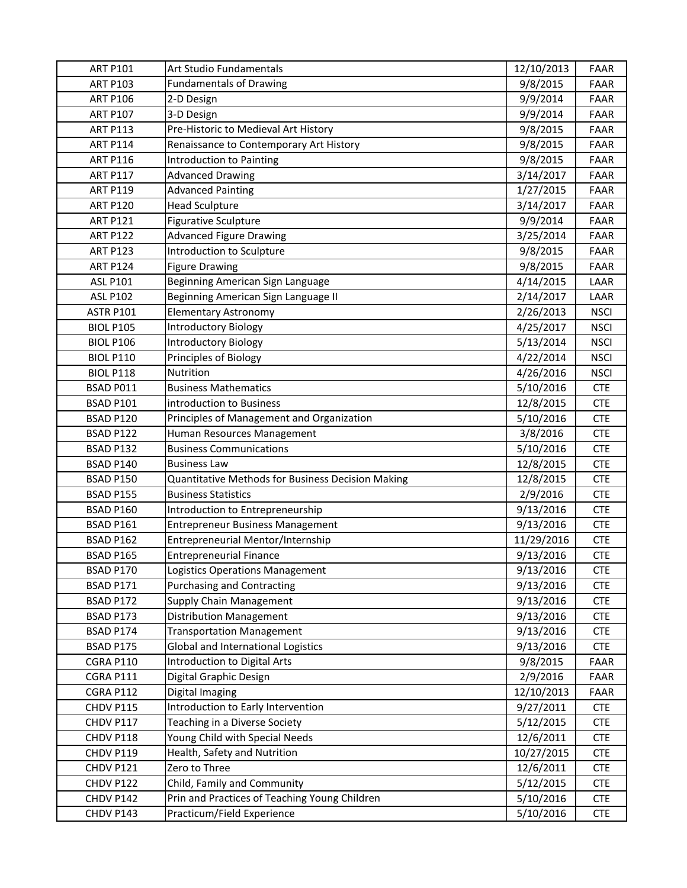| | | | |
|---|---|---|---|
| ART P101 | Art Studio Fundamentals | 12/10/2013 | FAAR |
| ART P103 | Fundamentals of Drawing | 9/8/2015 | FAAR |
| ART P106 | 2-D Design | 9/9/2014 | FAAR |
| ART P107 | 3-D Design | 9/9/2014 | FAAR |
| ART P113 | Pre-Historic to Medieval Art History | 9/8/2015 | FAAR |
| ART P114 | Renaissance to Contemporary Art History | 9/8/2015 | FAAR |
| ART P116 | Introduction to Painting | 9/8/2015 | FAAR |
| ART P117 | Advanced Drawing | 3/14/2017 | FAAR |
| ART P119 | Advanced Painting | 1/27/2015 | FAAR |
| ART P120 | Head Sculpture | 3/14/2017 | FAAR |
| ART P121 | Figurative Sculpture | 9/9/2014 | FAAR |
| ART P122 | Advanced Figure Drawing | 3/25/2014 | FAAR |
| ART P123 | Introduction to Sculpture | 9/8/2015 | FAAR |
| ART P124 | Figure Drawing | 9/8/2015 | FAAR |
| ASL P101 | Beginning American Sign Language | 4/14/2015 | LAAR |
| ASL P102 | Beginning American Sign Language II | 2/14/2017 | LAAR |
| ASTR P101 | Elementary Astronomy | 2/26/2013 | NSCI |
| BIOL P105 | Introductory Biology | 4/25/2017 | NSCI |
| BIOL P106 | Introductory Biology | 5/13/2014 | NSCI |
| BIOL P110 | Principles of Biology | 4/22/2014 | NSCI |
| BIOL P118 | Nutrition | 4/26/2016 | NSCI |
| BSAD P011 | Business Mathematics | 5/10/2016 | CTE |
| BSAD P101 | introduction to Business | 12/8/2015 | CTE |
| BSAD P120 | Principles of Management and Organization | 5/10/2016 | CTE |
| BSAD P122 | Human Resources Management | 3/8/2016 | CTE |
| BSAD P132 | Business Communications | 5/10/2016 | CTE |
| BSAD P140 | Business Law | 12/8/2015 | CTE |
| BSAD P150 | Quantitative Methods for Business Decision Making | 12/8/2015 | CTE |
| BSAD P155 | Business Statistics | 2/9/2016 | CTE |
| BSAD P160 | Introduction to Entrepreneurship | 9/13/2016 | CTE |
| BSAD P161 | Entrepreneur Business Management | 9/13/2016 | CTE |
| BSAD P162 | Entrepreneurial Mentor/Internship | 11/29/2016 | CTE |
| BSAD P165 | Entrepreneurial Finance | 9/13/2016 | CTE |
| BSAD P170 | Logistics Operations Management | 9/13/2016 | CTE |
| BSAD P171 | Purchasing and Contracting | 9/13/2016 | CTE |
| BSAD P172 | Supply Chain Management | 9/13/2016 | CTE |
| BSAD P173 | Distribution Management | 9/13/2016 | CTE |
| BSAD P174 | Transportation Management | 9/13/2016 | CTE |
| BSAD P175 | Global and International Logistics | 9/13/2016 | CTE |
| CGRA P110 | Introduction to Digital Arts | 9/8/2015 | FAAR |
| CGRA P111 | Digital Graphic Design | 2/9/2016 | FAAR |
| CGRA P112 | Digital Imaging | 12/10/2013 | FAAR |
| CHDV P115 | Introduction to Early Intervention | 9/27/2011 | CTE |
| CHDV P117 | Teaching in a Diverse Society | 5/12/2015 | CTE |
| CHDV P118 | Young Child with Special Needs | 12/6/2011 | CTE |
| CHDV P119 | Health, Safety and Nutrition | 10/27/2015 | CTE |
| CHDV P121 | Zero to Three | 12/6/2011 | CTE |
| CHDV P122 | Child, Family and Community | 5/12/2015 | CTE |
| CHDV P142 | Prin and Practices of Teaching Young Children | 5/10/2016 | CTE |
| CHDV P143 | Practicum/Field Experience | 5/10/2016 | CTE |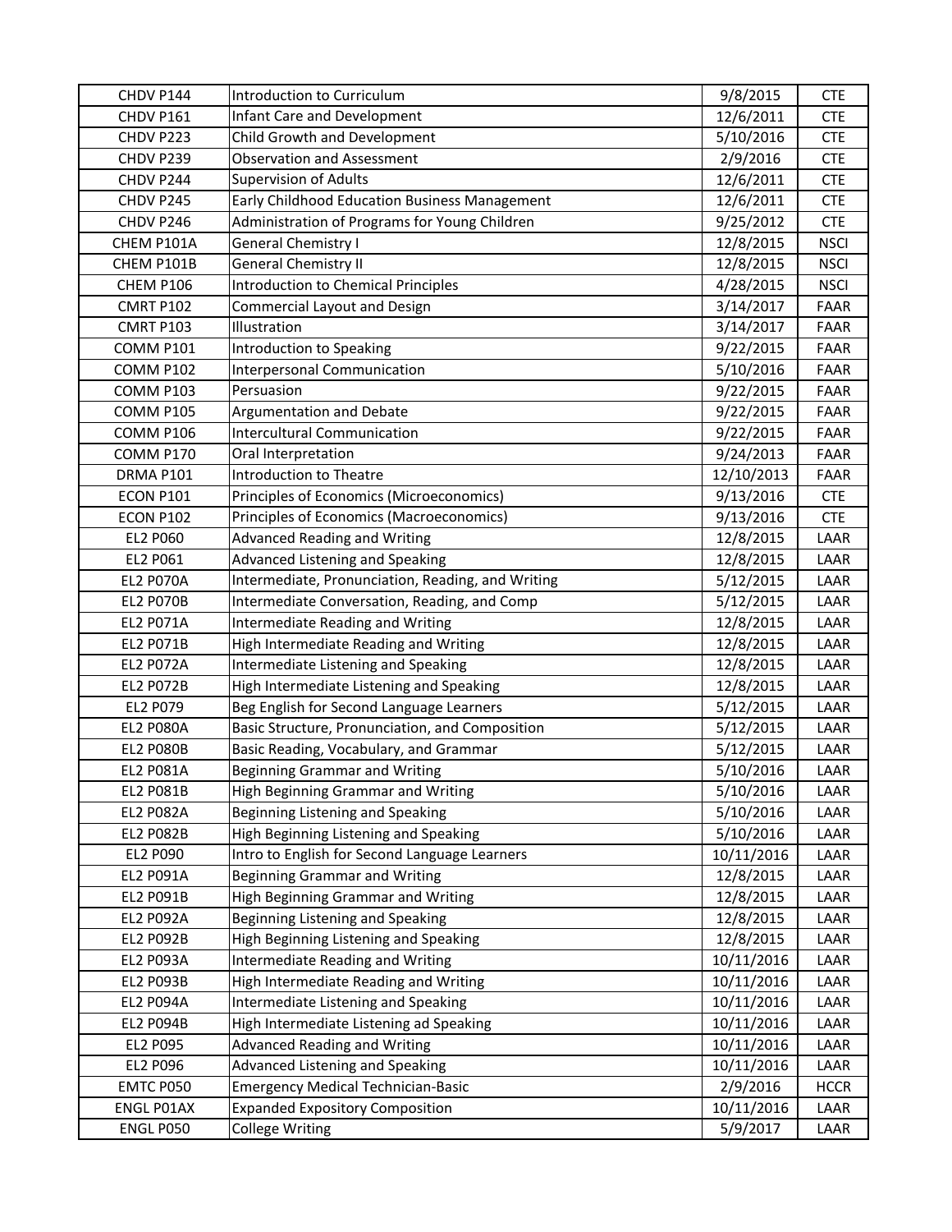| | | | |
|---|---|---|---|
| CHDV P144 | Introduction to Curriculum | 9/8/2015 | CTE |
| CHDV P161 | Infant Care and Development | 12/6/2011 | CTE |
| CHDV P223 | Child Growth and Development | 5/10/2016 | CTE |
| CHDV P239 | Observation and Assessment | 2/9/2016 | CTE |
| CHDV P244 | Supervision of Adults | 12/6/2011 | CTE |
| CHDV P245 | Early Childhood Education Business Management | 12/6/2011 | CTE |
| CHDV P246 | Administration of Programs for Young Children | 9/25/2012 | CTE |
| CHEM P101A | General Chemistry I | 12/8/2015 | NSCI |
| CHEM P101B | General Chemistry II | 12/8/2015 | NSCI |
| CHEM P106 | Introduction to Chemical Principles | 4/28/2015 | NSCI |
| CMRT P102 | Commercial Layout and Design | 3/14/2017 | FAAR |
| CMRT P103 | Illustration | 3/14/2017 | FAAR |
| COMM P101 | Introduction to Speaking | 9/22/2015 | FAAR |
| COMM P102 | Interpersonal Communication | 5/10/2016 | FAAR |
| COMM P103 | Persuasion | 9/22/2015 | FAAR |
| COMM P105 | Argumentation and Debate | 9/22/2015 | FAAR |
| COMM P106 | Intercultural Communication | 9/22/2015 | FAAR |
| COMM P170 | Oral Interpretation | 9/24/2013 | FAAR |
| DRMA P101 | Introduction to Theatre | 12/10/2013 | FAAR |
| ECON P101 | Principles of Economics (Microeconomics) | 9/13/2016 | CTE |
| ECON P102 | Principles of Economics (Macroeconomics) | 9/13/2016 | CTE |
| EL2 P060 | Advanced Reading and Writing | 12/8/2015 | LAAR |
| EL2 P061 | Advanced Listening and Speaking | 12/8/2015 | LAAR |
| EL2 P070A | Intermediate, Pronunciation, Reading, and Writing | 5/12/2015 | LAAR |
| EL2 P070B | Intermediate Conversation, Reading, and Comp | 5/12/2015 | LAAR |
| EL2 P071A | Intermediate Reading and Writing | 12/8/2015 | LAAR |
| EL2 P071B | High Intermediate Reading and Writing | 12/8/2015 | LAAR |
| EL2 P072A | Intermediate Listening and Speaking | 12/8/2015 | LAAR |
| EL2 P072B | High Intermediate Listening and Speaking | 12/8/2015 | LAAR |
| EL2 P079 | Beg English for Second Language Learners | 5/12/2015 | LAAR |
| EL2 P080A | Basic Structure, Pronunciation, and Composition | 5/12/2015 | LAAR |
| EL2 P080B | Basic Reading, Vocabulary, and Grammar | 5/12/2015 | LAAR |
| EL2 P081A | Beginning Grammar and Writing | 5/10/2016 | LAAR |
| EL2 P081B | High Beginning Grammar and Writing | 5/10/2016 | LAAR |
| EL2 P082A | Beginning Listening and Speaking | 5/10/2016 | LAAR |
| EL2 P082B | High Beginning Listening and Speaking | 5/10/2016 | LAAR |
| EL2 P090 | Intro to English for Second Language Learners | 10/11/2016 | LAAR |
| EL2 P091A | Beginning Grammar and Writing | 12/8/2015 | LAAR |
| EL2 P091B | High Beginning Grammar and Writing | 12/8/2015 | LAAR |
| EL2 P092A | Beginning Listening and Speaking | 12/8/2015 | LAAR |
| EL2 P092B | High Beginning Listening and Speaking | 12/8/2015 | LAAR |
| EL2 P093A | Intermediate Reading and Writing | 10/11/2016 | LAAR |
| EL2 P093B | High Intermediate Reading and Writing | 10/11/2016 | LAAR |
| EL2 P094A | Intermediate Listening and Speaking | 10/11/2016 | LAAR |
| EL2 P094B | High Intermediate Listening ad Speaking | 10/11/2016 | LAAR |
| EL2 P095 | Advanced Reading and Writing | 10/11/2016 | LAAR |
| EL2 P096 | Advanced Listening and Speaking | 10/11/2016 | LAAR |
| EMTC P050 | Emergency Medical Technician-Basic | 2/9/2016 | HCCR |
| ENGL P01AX | Expanded Expository Composition | 10/11/2016 | LAAR |
| ENGL P050 | College Writing | 5/9/2017 | LAAR |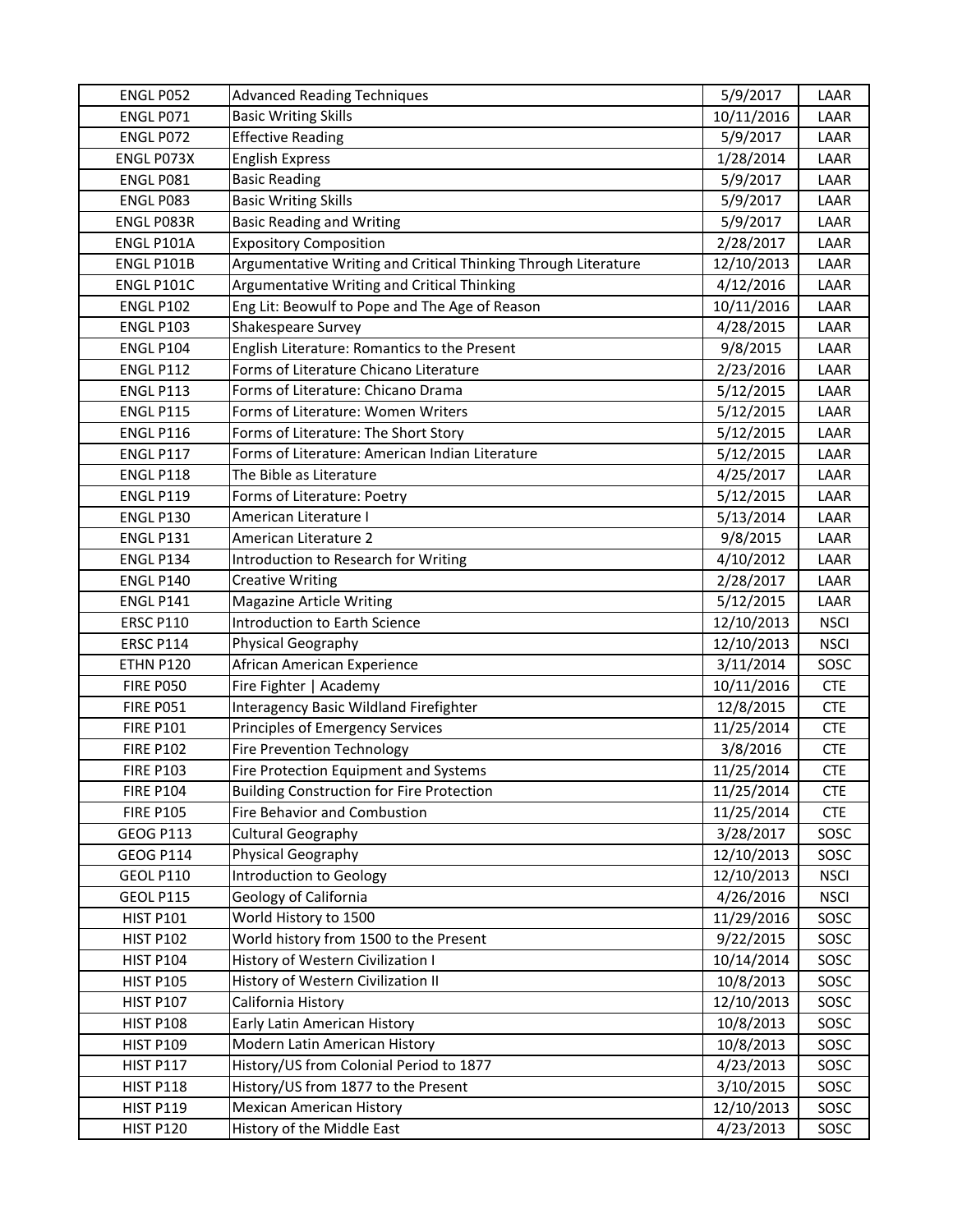| | | | |
|---|---|---|---|
| ENGL P052 | Advanced Reading Techniques | 5/9/2017 | LAAR |
| ENGL P071 | Basic Writing Skills | 10/11/2016 | LAAR |
| ENGL P072 | Effective Reading | 5/9/2017 | LAAR |
| ENGL P073X | English Express | 1/28/2014 | LAAR |
| ENGL P081 | Basic Reading | 5/9/2017 | LAAR |
| ENGL P083 | Basic Writing Skills | 5/9/2017 | LAAR |
| ENGL P083R | Basic Reading and Writing | 5/9/2017 | LAAR |
| ENGL P101A | Expository Composition | 2/28/2017 | LAAR |
| ENGL P101B | Argumentative Writing and Critical Thinking Through Literature | 12/10/2013 | LAAR |
| ENGL P101C | Argumentative Writing and Critical Thinking | 4/12/2016 | LAAR |
| ENGL P102 | Eng Lit: Beowulf to Pope and The Age of Reason | 10/11/2016 | LAAR |
| ENGL P103 | Shakespeare Survey | 4/28/2015 | LAAR |
| ENGL P104 | English Literature: Romantics to the Present | 9/8/2015 | LAAR |
| ENGL P112 | Forms of Literature Chicano Literature | 2/23/2016 | LAAR |
| ENGL P113 | Forms of Literature: Chicano Drama | 5/12/2015 | LAAR |
| ENGL P115 | Forms of Literature: Women Writers | 5/12/2015 | LAAR |
| ENGL P116 | Forms of Literature: The Short Story | 5/12/2015 | LAAR |
| ENGL P117 | Forms of Literature: American Indian Literature | 5/12/2015 | LAAR |
| ENGL P118 | The Bible as Literature | 4/25/2017 | LAAR |
| ENGL P119 | Forms of Literature: Poetry | 5/12/2015 | LAAR |
| ENGL P130 | American Literature I | 5/13/2014 | LAAR |
| ENGL P131 | American Literature 2 | 9/8/2015 | LAAR |
| ENGL P134 | Introduction to Research for Writing | 4/10/2012 | LAAR |
| ENGL P140 | Creative Writing | 2/28/2017 | LAAR |
| ENGL P141 | Magazine Article Writing | 5/12/2015 | LAAR |
| ERSC P110 | Introduction to Earth Science | 12/10/2013 | NSCI |
| ERSC P114 | Physical Geography | 12/10/2013 | NSCI |
| ETHN P120 | African American Experience | 3/11/2014 | SOSC |
| FIRE P050 | Fire Fighter \| Academy | 10/11/2016 | CTE |
| FIRE P051 | Interagency Basic Wildland Firefighter | 12/8/2015 | CTE |
| FIRE P101 | Principles of Emergency Services | 11/25/2014 | CTE |
| FIRE P102 | Fire Prevention Technology | 3/8/2016 | CTE |
| FIRE P103 | Fire Protection Equipment and Systems | 11/25/2014 | CTE |
| FIRE P104 | Building Construction for Fire Protection | 11/25/2014 | CTE |
| FIRE P105 | Fire Behavior and Combustion | 11/25/2014 | CTE |
| GEOG P113 | Cultural Geography | 3/28/2017 | SOSC |
| GEOG P114 | Physical Geography | 12/10/2013 | SOSC |
| GEOL P110 | Introduction to Geology | 12/10/2013 | NSCI |
| GEOL P115 | Geology of California | 4/26/2016 | NSCI |
| HIST P101 | World History to 1500 | 11/29/2016 | SOSC |
| HIST P102 | World history from 1500 to the Present | 9/22/2015 | SOSC |
| HIST P104 | History of Western Civilization I | 10/14/2014 | SOSC |
| HIST P105 | History of Western Civilization II | 10/8/2013 | SOSC |
| HIST P107 | California History | 12/10/2013 | SOSC |
| HIST P108 | Early Latin American History | 10/8/2013 | SOSC |
| HIST P109 | Modern Latin American History | 10/8/2013 | SOSC |
| HIST P117 | History/US from Colonial Period to 1877 | 4/23/2013 | SOSC |
| HIST P118 | History/US from 1877 to the Present | 3/10/2015 | SOSC |
| HIST P119 | Mexican American History | 12/10/2013 | SOSC |
| HIST P120 | History of the Middle East | 4/23/2013 | SOSC |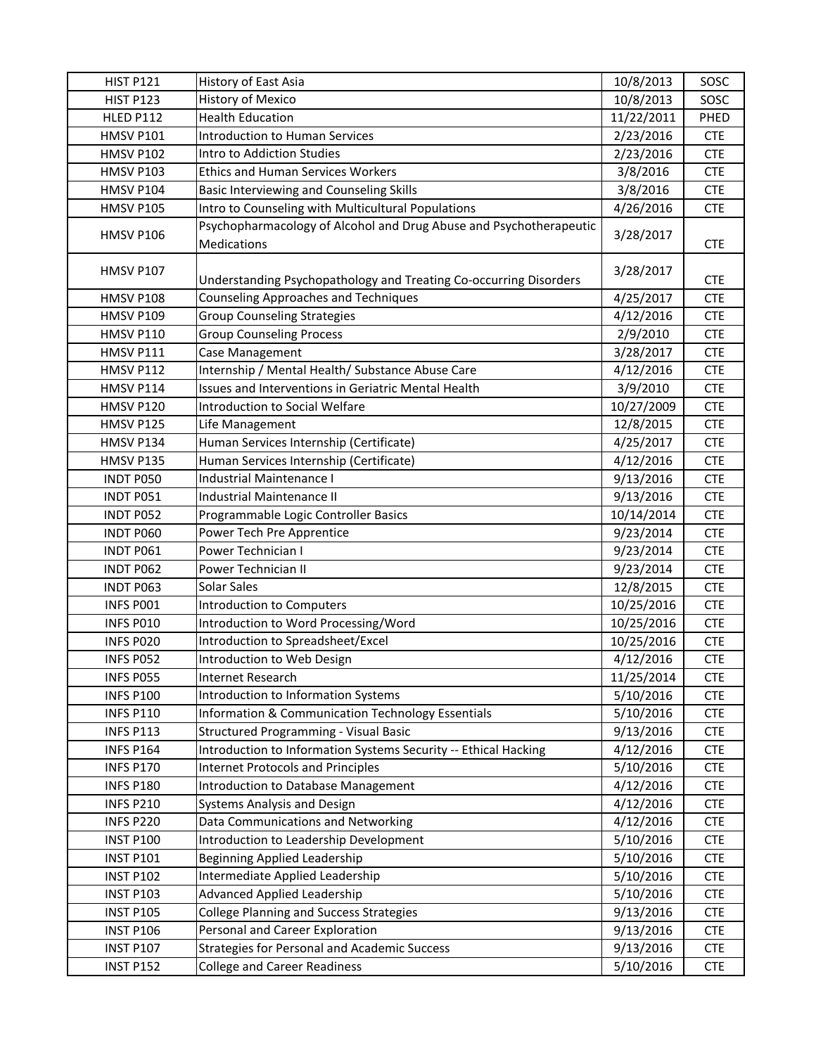| HIST P121 | History of East Asia | 10/8/2013 | SOSC |
|---|---|---|---|
| HIST P123 | History of Mexico | 10/8/2013 | SOSC |
| HLED P112 | Health Education | 11/22/2011 | PHED |
| HMSV P101 | Introduction to Human Services | 2/23/2016 | CTE |
| HMSV P102 | Intro to Addiction Studies | 2/23/2016 | CTE |
| HMSV P103 | Ethics and Human Services Workers | 3/8/2016 | CTE |
| HMSV P104 | Basic Interviewing and Counseling Skills | 3/8/2016 | CTE |
| HMSV P105 | Intro to Counseling with Multicultural Populations | 4/26/2016 | CTE |
| HMSV P106 | Psychopharmacology of Alcohol and Drug Abuse and Psychotherapeutic Medications | 3/28/2017 | CTE |
| HMSV P107 | Understanding Psychopathology and Treating Co-occurring Disorders | 3/28/2017 | CTE |
| HMSV P108 | Counseling Approaches and Techniques | 4/25/2017 | CTE |
| HMSV P109 | Group Counseling Strategies | 4/12/2016 | CTE |
| HMSV P110 | Group Counseling Process | 2/9/2010 | CTE |
| HMSV P111 | Case Management | 3/28/2017 | CTE |
| HMSV P112 | Internship / Mental Health/ Substance Abuse Care | 4/12/2016 | CTE |
| HMSV P114 | Issues and Interventions in Geriatric Mental Health | 3/9/2010 | CTE |
| HMSV P120 | Introduction to Social Welfare | 10/27/2009 | CTE |
| HMSV P125 | Life Management | 12/8/2015 | CTE |
| HMSV P134 | Human Services Internship (Certificate) | 4/25/2017 | CTE |
| HMSV P135 | Human Services Internship (Certificate) | 4/12/2016 | CTE |
| INDT P050 | Industrial Maintenance I | 9/13/2016 | CTE |
| INDT P051 | Industrial Maintenance II | 9/13/2016 | CTE |
| INDT P052 | Programmable Logic Controller Basics | 10/14/2014 | CTE |
| INDT P060 | Power Tech Pre Apprentice | 9/23/2014 | CTE |
| INDT P061 | Power Technician I | 9/23/2014 | CTE |
| INDT P062 | Power Technician II | 9/23/2014 | CTE |
| INDT P063 | Solar Sales | 12/8/2015 | CTE |
| INFS P001 | Introduction to Computers | 10/25/2016 | CTE |
| INFS P010 | Introduction to Word Processing/Word | 10/25/2016 | CTE |
| INFS P020 | Introduction to Spreadsheet/Excel | 10/25/2016 | CTE |
| INFS P052 | Introduction to Web Design | 4/12/2016 | CTE |
| INFS P055 | Internet Research | 11/25/2014 | CTE |
| INFS P100 | Introduction to Information Systems | 5/10/2016 | CTE |
| INFS P110 | Information & Communication Technology Essentials | 5/10/2016 | CTE |
| INFS P113 | Structured Programming - Visual Basic | 9/13/2016 | CTE |
| INFS P164 | Introduction to Information Systems Security -- Ethical Hacking | 4/12/2016 | CTE |
| INFS P170 | Internet Protocols and Principles | 5/10/2016 | CTE |
| INFS P180 | Introduction to Database Management | 4/12/2016 | CTE |
| INFS P210 | Systems Analysis and Design | 4/12/2016 | CTE |
| INFS P220 | Data Communications and Networking | 4/12/2016 | CTE |
| INST P100 | Introduction to Leadership Development | 5/10/2016 | CTE |
| INST P101 | Beginning Applied Leadership | 5/10/2016 | CTE |
| INST P102 | Intermediate Applied Leadership | 5/10/2016 | CTE |
| INST P103 | Advanced Applied Leadership | 5/10/2016 | CTE |
| INST P105 | College Planning and Success Strategies | 9/13/2016 | CTE |
| INST P106 | Personal and Career Exploration | 9/13/2016 | CTE |
| INST P107 | Strategies for Personal and Academic Success | 9/13/2016 | CTE |
| INST P152 | College and Career Readiness | 5/10/2016 | CTE |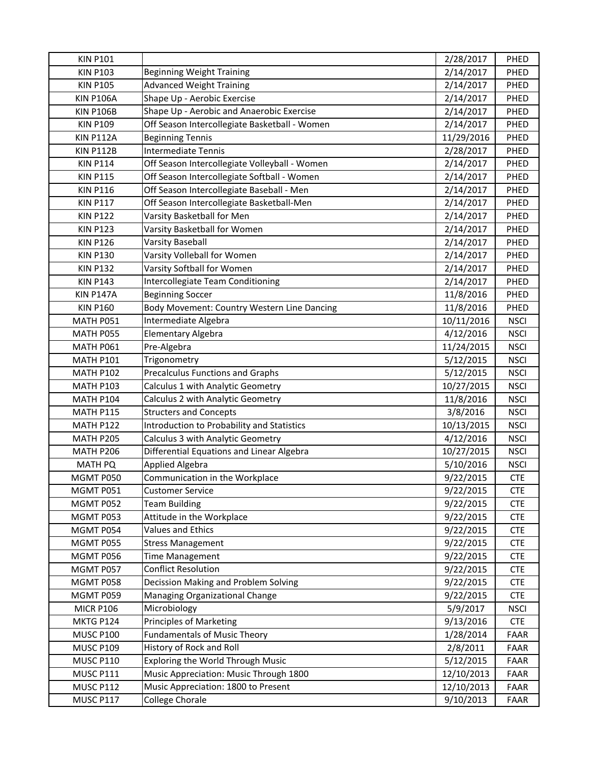| KIN P101 | | 2/28/2017 | PHED |
|---|---|---|---|
| KIN P103 | Beginning Weight Training | 2/14/2017 | PHED |
| KIN P105 | Advanced Weight Training | 2/14/2017 | PHED |
| KIN P106A | Shape Up - Aerobic Exercise | 2/14/2017 | PHED |
| KIN P106B | Shape Up - Aerobic and Anaerobic Exercise | 2/14/2017 | PHED |
| KIN P109 | Off Season Intercollegiate Basketball - Women | 2/14/2017 | PHED |
| KIN P112A | Beginning Tennis | 11/29/2016 | PHED |
| KIN P112B | Intermediate Tennis | 2/28/2017 | PHED |
| KIN P114 | Off Season Intercollegiate Volleyball - Women | 2/14/2017 | PHED |
| KIN P115 | Off Season Intercollegiate Softball - Women | 2/14/2017 | PHED |
| KIN P116 | Off Season Intercollegiate Baseball - Men | 2/14/2017 | PHED |
| KIN P117 | Off Season Intercollegiate Basketball-Men | 2/14/2017 | PHED |
| KIN P122 | Varsity Basketball for Men | 2/14/2017 | PHED |
| KIN P123 | Varsity Basketball for Women | 2/14/2017 | PHED |
| KIN P126 | Varsity Baseball | 2/14/2017 | PHED |
| KIN P130 | Varsity Volleball for Women | 2/14/2017 | PHED |
| KIN P132 | Varsity Softball for Women | 2/14/2017 | PHED |
| KIN P143 | Intercollegiate Team Conditioning | 2/14/2017 | PHED |
| KIN P147A | Beginning Soccer | 11/8/2016 | PHED |
| KIN P160 | Body Movement: Country Western Line Dancing | 11/8/2016 | PHED |
| MATH P051 | Intermediate Algebra | 10/11/2016 | NSCI |
| MATH P055 | Elementary Algebra | 4/12/2016 | NSCI |
| MATH P061 | Pre-Algebra | 11/24/2015 | NSCI |
| MATH P101 | Trigonometry | 5/12/2015 | NSCI |
| MATH P102 | Precalculus Functions and Graphs | 5/12/2015 | NSCI |
| MATH P103 | Calculus 1 with Analytic Geometry | 10/27/2015 | NSCI |
| MATH P104 | Calculus 2 with Analytic Geometry | 11/8/2016 | NSCI |
| MATH P115 | Structers and Concepts | 3/8/2016 | NSCI |
| MATH P122 | Introduction to Probability and Statistics | 10/13/2015 | NSCI |
| MATH P205 | Calculus 3 with Analytic Geometry | 4/12/2016 | NSCI |
| MATH P206 | Differential Equations and Linear Algebra | 10/27/2015 | NSCI |
| MATH PQ | Applied Algebra | 5/10/2016 | NSCI |
| MGMT P050 | Communication in the Workplace | 9/22/2015 | CTE |
| MGMT P051 | Customer Service | 9/22/2015 | CTE |
| MGMT P052 | Team Building | 9/22/2015 | CTE |
| MGMT P053 | Attitude in the Workplace | 9/22/2015 | CTE |
| MGMT P054 | Values and Ethics | 9/22/2015 | CTE |
| MGMT P055 | Stress Management | 9/22/2015 | CTE |
| MGMT P056 | Time Management | 9/22/2015 | CTE |
| MGMT P057 | Conflict Resolution | 9/22/2015 | CTE |
| MGMT P058 | Decission Making and Problem Solving | 9/22/2015 | CTE |
| MGMT P059 | Managing Organizational Change | 9/22/2015 | CTE |
| MICR P106 | Microbiology | 5/9/2017 | NSCI |
| MKTG P124 | Principles of Marketing | 9/13/2016 | CTE |
| MUSC P100 | Fundamentals of Music Theory | 1/28/2014 | FAAR |
| MUSC P109 | History of Rock and Roll | 2/8/2011 | FAAR |
| MUSC P110 | Exploring the World Through Music | 5/12/2015 | FAAR |
| MUSC P111 | Music Appreciation: Music Through 1800 | 12/10/2013 | FAAR |
| MUSC P112 | Music Appreciation: 1800 to Present | 12/10/2013 | FAAR |
| MUSC P117 | College Chorale | 9/10/2013 | FAAR |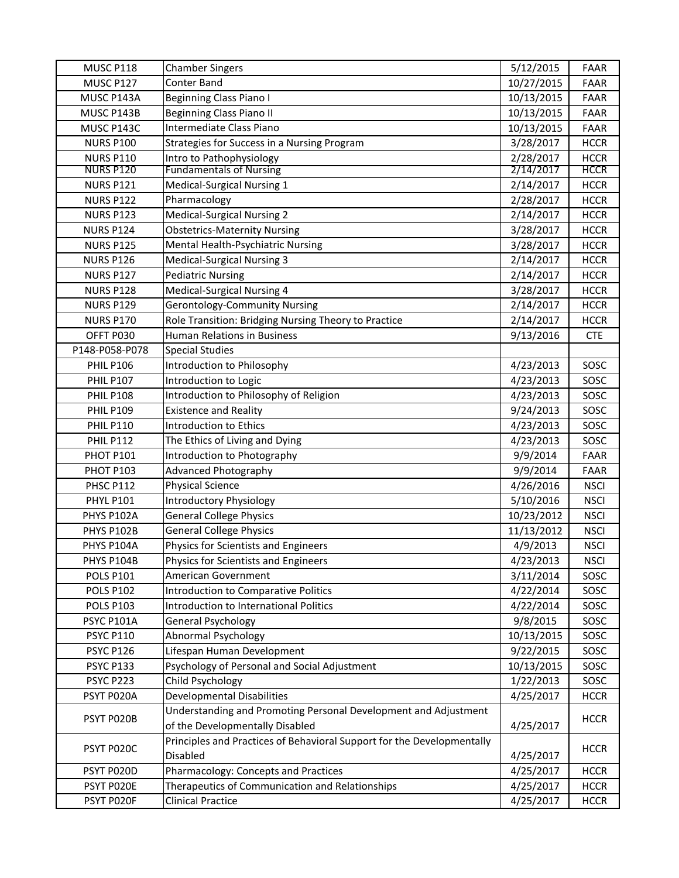| MUSC P118 | Chamber Singers | 5/12/2015 | FAAR |
|---|---|---|---|
| MUSC P127 | Conter Band | 10/27/2015 | FAAR |
| MUSC P143A | Beginning Class Piano I | 10/13/2015 | FAAR |
| MUSC P143B | Beginning Class Piano II | 10/13/2015 | FAAR |
| MUSC P143C | Intermediate Class Piano | 10/13/2015 | FAAR |
| NURS P100 | Strategies for Success in a Nursing Program | 3/28/2017 | HCCR |
| NURS P110 | Intro to Pathophysiology | 2/28/2017 | HCCR |
| NURS P120 | Fundamentals of Nursing | 2/14/2017 | HCCR |
| NURS P121 | Medical-Surgical Nursing 1 | 2/14/2017 | HCCR |
| NURS P122 | Pharmacology | 2/28/2017 | HCCR |
| NURS P123 | Medical-Surgical Nursing 2 | 2/14/2017 | HCCR |
| NURS P124 | Obstetrics-Maternity Nursing | 3/28/2017 | HCCR |
| NURS P125 | Mental Health-Psychiatric Nursing | 3/28/2017 | HCCR |
| NURS P126 | Medical-Surgical Nursing 3 | 2/14/2017 | HCCR |
| NURS P127 | Pediatric Nursing | 2/14/2017 | HCCR |
| NURS P128 | Medical-Surgical Nursing 4 | 3/28/2017 | HCCR |
| NURS P129 | Gerontology-Community Nursing | 2/14/2017 | HCCR |
| NURS P170 | Role Transition: Bridging Nursing Theory to Practice | 2/14/2017 | HCCR |
| OFFT P030 | Human Relations in Business | 9/13/2016 | CTE |
| P148-P058-P078 | Special Studies | | |
| PHIL P106 | Introduction to Philosophy | 4/23/2013 | SOSC |
| PHIL P107 | Introduction to Logic | 4/23/2013 | SOSC |
| PHIL P108 | Introduction to Philosophy of Religion | 4/23/2013 | SOSC |
| PHIL P109 | Existence and Reality | 9/24/2013 | SOSC |
| PHIL P110 | Introduction to Ethics | 4/23/2013 | SOSC |
| PHIL P112 | The Ethics of Living and Dying | 4/23/2013 | SOSC |
| PHOT P101 | Introduction to Photography | 9/9/2014 | FAAR |
| PHOT P103 | Advanced Photography | 9/9/2014 | FAAR |
| PHSC P112 | Physical Science | 4/26/2016 | NSCI |
| PHYL P101 | Introductory Physiology | 5/10/2016 | NSCI |
| PHYS P102A | General College Physics | 10/23/2012 | NSCI |
| PHYS P102B | General College Physics | 11/13/2012 | NSCI |
| PHYS P104A | Physics for Scientists and Engineers | 4/9/2013 | NSCI |
| PHYS P104B | Physics for Scientists and Engineers | 4/23/2013 | NSCI |
| POLS P101 | American Government | 3/11/2014 | SOSC |
| POLS P102 | Introduction to Comparative Politics | 4/22/2014 | SOSC |
| POLS P103 | Introduction to International Politics | 4/22/2014 | SOSC |
| PSYC P101A | General Psychology | 9/8/2015 | SOSC |
| PSYC P110 | Abnormal Psychology | 10/13/2015 | SOSC |
| PSYC P126 | Lifespan Human Development | 9/22/2015 | SOSC |
| PSYC P133 | Psychology of Personal and Social Adjustment | 10/13/2015 | SOSC |
| PSYC P223 | Child Psychology | 1/22/2013 | SOSC |
| PSYT P020A | Developmental Disabilities | 4/25/2017 | HCCR |
| PSYT P020B | Understanding and Promoting Personal Development and Adjustment of the Developmentally Disabled | 4/25/2017 | HCCR |
| PSYT P020C | Principles and Practices of Behavioral Support for the Developmentally Disabled | 4/25/2017 | HCCR |
| PSYT P020D | Pharmacology: Concepts and Practices | 4/25/2017 | HCCR |
| PSYT P020E | Therapeutics of Communication and Relationships | 4/25/2017 | HCCR |
| PSYT P020F | Clinical Practice | 4/25/2017 | HCCR |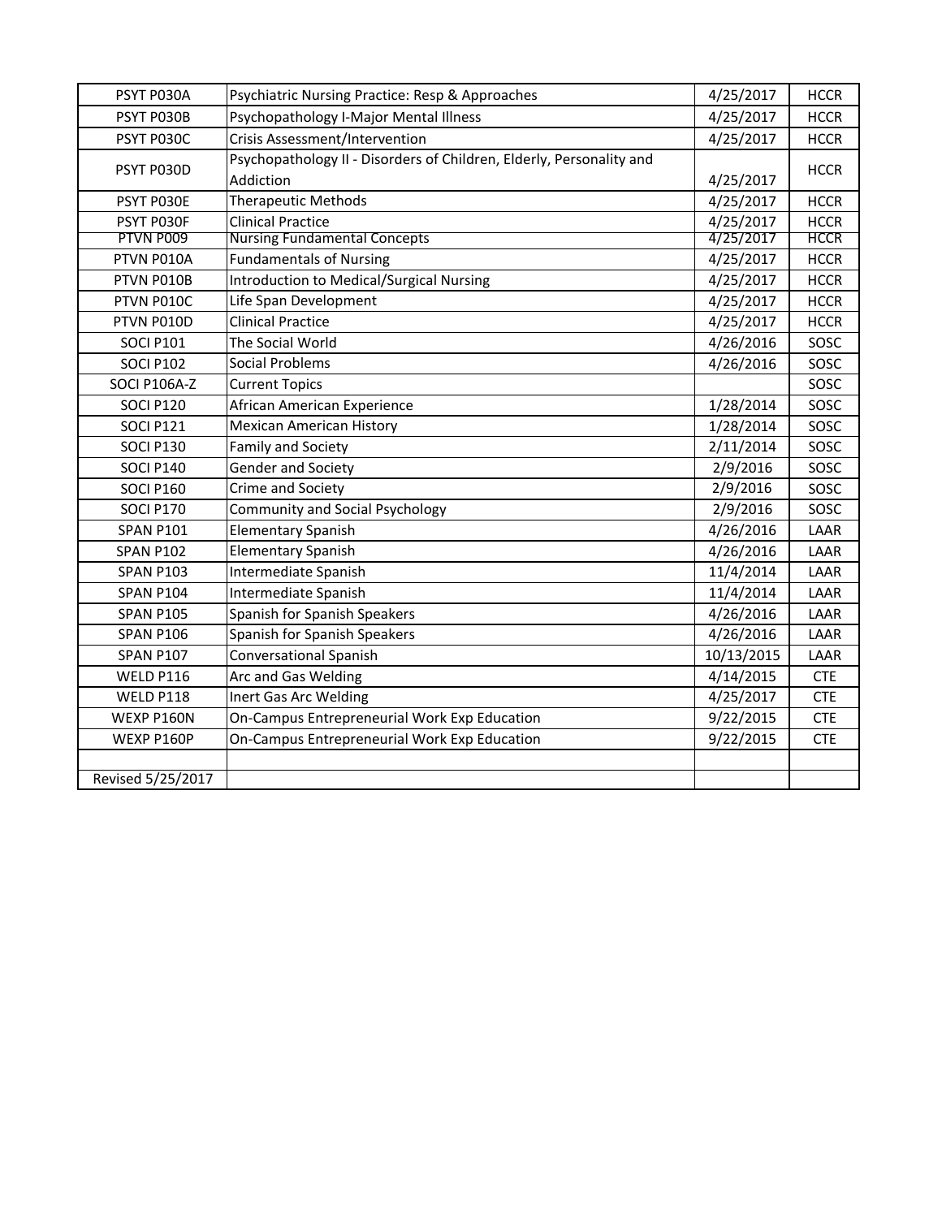| PSYT P030A | Psychiatric Nursing Practice: Resp & Approaches | 4/25/2017 | HCCR |
|---|---|---|---|
| PSYT P030B | Psychopathology I-Major Mental Illness | 4/25/2017 | HCCR |
| PSYT P030C | Crisis Assessment/Intervention | 4/25/2017 | HCCR |
| PSYT P030D | Psychopathology II - Disorders of Children, Elderly, Personality and Addiction | 4/25/2017 | HCCR |
| PSYT P030E | Therapeutic Methods | 4/25/2017 | HCCR |
| PSYT P030F | Clinical Practice | 4/25/2017 | HCCR |
| PTVN P009 | Nursing Fundamental Concepts | 4/25/2017 | HCCR |
| PTVN P010A | Fundamentals of Nursing | 4/25/2017 | HCCR |
| PTVN P010B | Introduction to Medical/Surgical Nursing | 4/25/2017 | HCCR |
| PTVN P010C | Life Span Development | 4/25/2017 | HCCR |
| PTVN P010D | Clinical Practice | 4/25/2017 | HCCR |
| SOCI P101 | The Social World | 4/26/2016 | SOSC |
| SOCI P102 | Social Problems | 4/26/2016 | SOSC |
| SOCI P106A-Z | Current Topics | | SOSC |
| SOCI P120 | African American Experience | 1/28/2014 | SOSC |
| SOCI P121 | Mexican American History | 1/28/2014 | SOSC |
| SOCI P130 | Family and Society | 2/11/2014 | SOSC |
| SOCI P140 | Gender and Society | 2/9/2016 | SOSC |
| SOCI P160 | Crime and Society | 2/9/2016 | SOSC |
| SOCI P170 | Community and Social Psychology | 2/9/2016 | SOSC |
| SPAN P101 | Elementary Spanish | 4/26/2016 | LAAR |
| SPAN P102 | Elementary Spanish | 4/26/2016 | LAAR |
| SPAN P103 | Intermediate Spanish | 11/4/2014 | LAAR |
| SPAN P104 | Intermediate Spanish | 11/4/2014 | LAAR |
| SPAN P105 | Spanish for Spanish Speakers | 4/26/2016 | LAAR |
| SPAN P106 | Spanish for Spanish Speakers | 4/26/2016 | LAAR |
| SPAN P107 | Conversational Spanish | 10/13/2015 | LAAR |
| WELD P116 | Arc and Gas Welding | 4/14/2015 | CTE |
| WELD P118 | Inert Gas Arc Welding | 4/25/2017 | CTE |
| WEXP P160N | On-Campus Entrepreneurial Work Exp Education | 9/22/2015 | CTE |
| WEXP P160P | On-Campus Entrepreneurial Work Exp Education | 9/22/2015 | CTE |
| | | | |
| Revised 5/25/2017 | | | |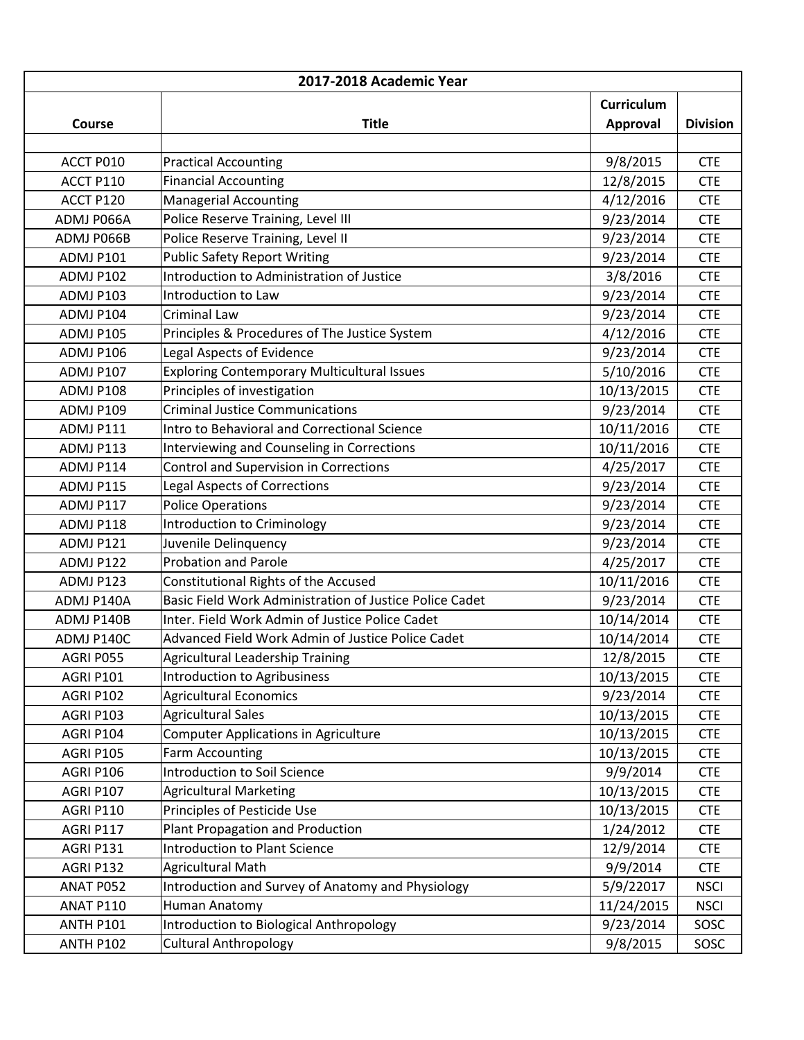| 2017-2018 Academic Year | | | |
|---|---|---|---|
| Course | Title | Curriculum Approval | Division |
| | | | |
| ACCT P010 | Practical Accounting | 9/8/2015 | CTE |
| ACCT P110 | Financial Accounting | 12/8/2015 | CTE |
| ACCT P120 | Managerial Accounting | 4/12/2016 | CTE |
| ADMJ P066A | Police Reserve Training, Level III | 9/23/2014 | CTE |
| ADMJ P066B | Police Reserve Training, Level II | 9/23/2014 | CTE |
| ADMJ P101 | Public Safety Report Writing | 9/23/2014 | CTE |
| ADMJ P102 | Introduction to Administration of Justice | 3/8/2016 | CTE |
| ADMJ P103 | Introduction to Law | 9/23/2014 | CTE |
| ADMJ P104 | Criminal Law | 9/23/2014 | CTE |
| ADMJ P105 | Principles & Procedures of The Justice System | 4/12/2016 | CTE |
| ADMJ P106 | Legal Aspects of Evidence | 9/23/2014 | CTE |
| ADMJ P107 | Exploring Contemporary Multicultural Issues | 5/10/2016 | CTE |
| ADMJ P108 | Principles of investigation | 10/13/2015 | CTE |
| ADMJ P109 | Criminal Justice Communications | 9/23/2014 | CTE |
| ADMJ P111 | Intro to Behavioral and Correctional Science | 10/11/2016 | CTE |
| ADMJ P113 | Interviewing and Counseling in Corrections | 10/11/2016 | CTE |
| ADMJ P114 | Control and Supervision in Corrections | 4/25/2017 | CTE |
| ADMJ P115 | Legal Aspects of Corrections | 9/23/2014 | CTE |
| ADMJ P117 | Police Operations | 9/23/2014 | CTE |
| ADMJ P118 | Introduction to Criminology | 9/23/2014 | CTE |
| ADMJ P121 | Juvenile Delinquency | 9/23/2014 | CTE |
| ADMJ P122 | Probation and Parole | 4/25/2017 | CTE |
| ADMJ P123 | Constitutional Rights of the Accused | 10/11/2016 | CTE |
| ADMJ P140A | Basic Field Work Administration of Justice Police Cadet | 9/23/2014 | CTE |
| ADMJ P140B | Inter. Field Work Admin of Justice Police Cadet | 10/14/2014 | CTE |
| ADMJ P140C | Advanced Field Work Admin of Justice Police Cadet | 10/14/2014 | CTE |
| AGRI P055 | Agricultural Leadership Training | 12/8/2015 | CTE |
| AGRI P101 | Introduction to Agribusiness | 10/13/2015 | CTE |
| AGRI P102 | Agricultural Economics | 9/23/2014 | CTE |
| AGRI P103 | Agricultural Sales | 10/13/2015 | CTE |
| AGRI P104 | Computer Applications in Agriculture | 10/13/2015 | CTE |
| AGRI P105 | Farm Accounting | 10/13/2015 | CTE |
| AGRI P106 | Introduction to Soil Science | 9/9/2014 | CTE |
| AGRI P107 | Agricultural Marketing | 10/13/2015 | CTE |
| AGRI P110 | Principles of Pesticide Use | 10/13/2015 | CTE |
| AGRI P117 | Plant Propagation and Production | 1/24/2012 | CTE |
| AGRI P131 | Introduction to Plant Science | 12/9/2014 | CTE |
| AGRI P132 | Agricultural Math | 9/9/2014 | CTE |
| ANAT P052 | Introduction and Survey of Anatomy and Physiology | 5/9/22017 | NSCI |
| ANAT P110 | Human Anatomy | 11/24/2015 | NSCI |
| ANTH P101 | Introduction to Biological Anthropology | 9/23/2014 | SOSC |
| ANTH P102 | Cultural Anthropology | 9/8/2015 | SOSC |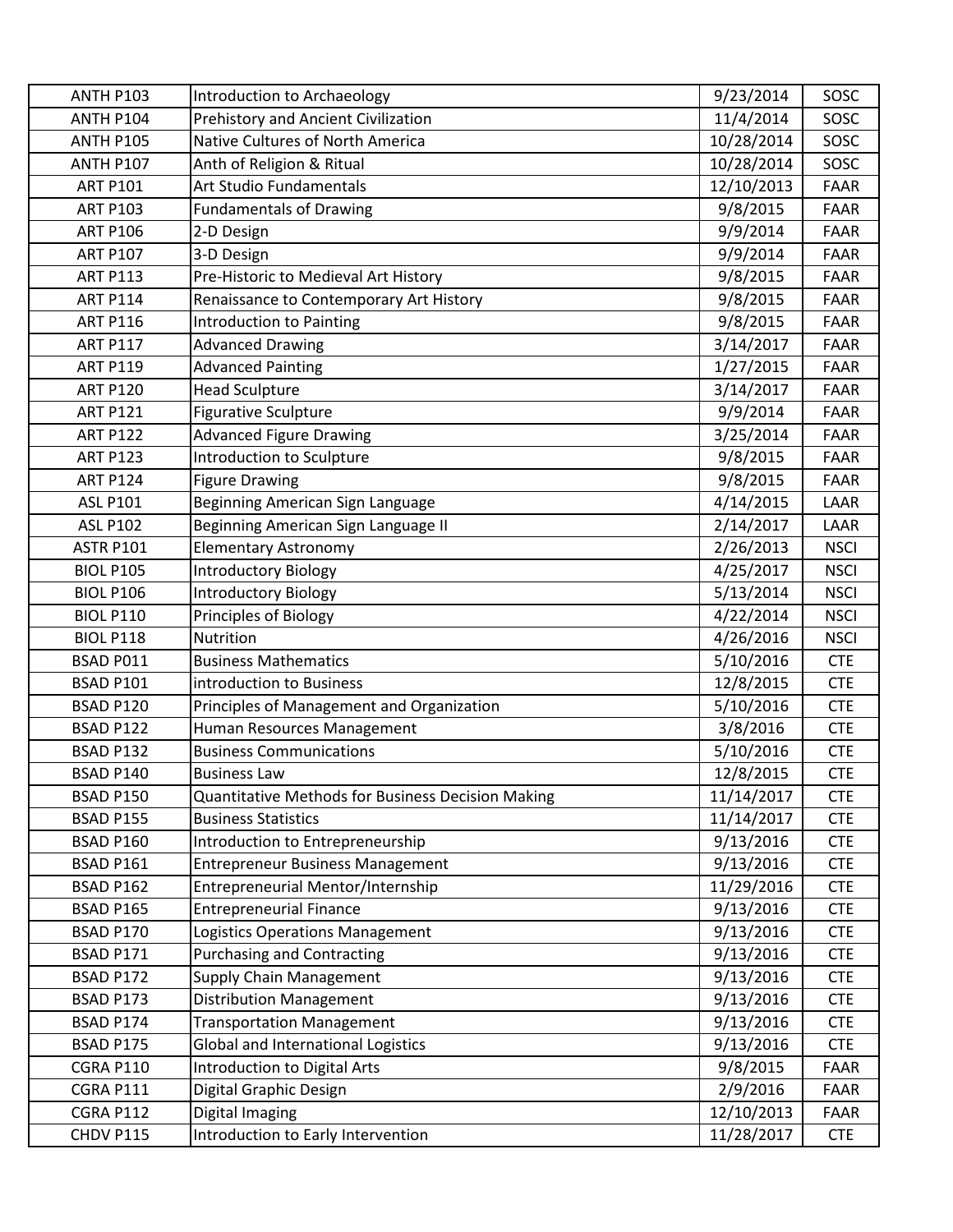| | | | |
|---|---|---|---|
| ANTH P103 | Introduction to Archaeology | 9/23/2014 | SOSC |
| ANTH P104 | Prehistory and Ancient Civilization | 11/4/2014 | SOSC |
| ANTH P105 | Native Cultures of North America | 10/28/2014 | SOSC |
| ANTH P107 | Anth of Religion & Ritual | 10/28/2014 | SOSC |
| ART P101 | Art Studio Fundamentals | 12/10/2013 | FAAR |
| ART P103 | Fundamentals of Drawing | 9/8/2015 | FAAR |
| ART P106 | 2-D Design | 9/9/2014 | FAAR |
| ART P107 | 3-D Design | 9/9/2014 | FAAR |
| ART P113 | Pre-Historic to Medieval Art History | 9/8/2015 | FAAR |
| ART P114 | Renaissance to Contemporary Art History | 9/8/2015 | FAAR |
| ART P116 | Introduction to Painting | 9/8/2015 | FAAR |
| ART P117 | Advanced Drawing | 3/14/2017 | FAAR |
| ART P119 | Advanced Painting | 1/27/2015 | FAAR |
| ART P120 | Head Sculpture | 3/14/2017 | FAAR |
| ART P121 | Figurative Sculpture | 9/9/2014 | FAAR |
| ART P122 | Advanced Figure Drawing | 3/25/2014 | FAAR |
| ART P123 | Introduction to Sculpture | 9/8/2015 | FAAR |
| ART P124 | Figure Drawing | 9/8/2015 | FAAR |
| ASL P101 | Beginning American Sign Language | 4/14/2015 | LAAR |
| ASL P102 | Beginning American Sign Language II | 2/14/2017 | LAAR |
| ASTR P101 | Elementary Astronomy | 2/26/2013 | NSCI |
| BIOL P105 | Introductory Biology | 4/25/2017 | NSCI |
| BIOL P106 | Introductory Biology | 5/13/2014 | NSCI |
| BIOL P110 | Principles of Biology | 4/22/2014 | NSCI |
| BIOL P118 | Nutrition | 4/26/2016 | NSCI |
| BSAD P011 | Business Mathematics | 5/10/2016 | CTE |
| BSAD P101 | introduction to Business | 12/8/2015 | CTE |
| BSAD P120 | Principles of Management and Organization | 5/10/2016 | CTE |
| BSAD P122 | Human Resources Management | 3/8/2016 | CTE |
| BSAD P132 | Business Communications | 5/10/2016 | CTE |
| BSAD P140 | Business Law | 12/8/2015 | CTE |
| BSAD P150 | Quantitative Methods for Business Decision Making | 11/14/2017 | CTE |
| BSAD P155 | Business Statistics | 11/14/2017 | CTE |
| BSAD P160 | Introduction to Entrepreneurship | 9/13/2016 | CTE |
| BSAD P161 | Entrepreneur Business Management | 9/13/2016 | CTE |
| BSAD P162 | Entrepreneurial Mentor/Internship | 11/29/2016 | CTE |
| BSAD P165 | Entrepreneurial Finance | 9/13/2016 | CTE |
| BSAD P170 | Logistics Operations Management | 9/13/2016 | CTE |
| BSAD P171 | Purchasing and Contracting | 9/13/2016 | CTE |
| BSAD P172 | Supply Chain Management | 9/13/2016 | CTE |
| BSAD P173 | Distribution Management | 9/13/2016 | CTE |
| BSAD P174 | Transportation Management | 9/13/2016 | CTE |
| BSAD P175 | Global and International Logistics | 9/13/2016 | CTE |
| CGRA P110 | Introduction to Digital Arts | 9/8/2015 | FAAR |
| CGRA P111 | Digital Graphic Design | 2/9/2016 | FAAR |
| CGRA P112 | Digital Imaging | 12/10/2013 | FAAR |
| CHDV P115 | Introduction to Early Intervention | 11/28/2017 | CTE |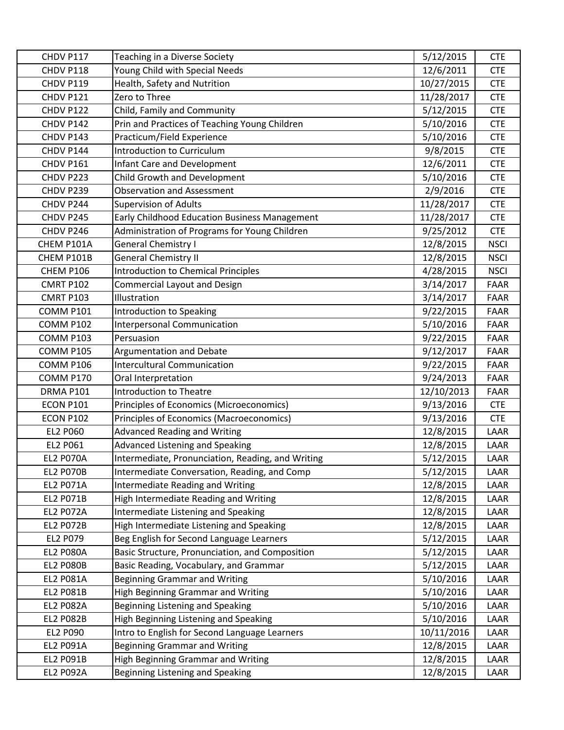| CHDV P117 | Teaching in a Diverse Society | 5/12/2015 | CTE |
|---|---|---|---|
| CHDV P118 | Young Child with Special Needs | 12/6/2011 | CTE |
| CHDV P119 | Health, Safety and Nutrition | 10/27/2015 | CTE |
| CHDV P121 | Zero to Three | 11/28/2017 | CTE |
| CHDV P122 | Child, Family and Community | 5/12/2015 | CTE |
| CHDV P142 | Prin and Practices of Teaching Young Children | 5/10/2016 | CTE |
| CHDV P143 | Practicum/Field Experience | 5/10/2016 | CTE |
| CHDV P144 | Introduction to Curriculum | 9/8/2015 | CTE |
| CHDV P161 | Infant Care and Development | 12/6/2011 | CTE |
| CHDV P223 | Child Growth and Development | 5/10/2016 | CTE |
| CHDV P239 | Observation and Assessment | 2/9/2016 | CTE |
| CHDV P244 | Supervision of Adults | 11/28/2017 | CTE |
| CHDV P245 | Early Childhood Education Business Management | 11/28/2017 | CTE |
| CHDV P246 | Administration of Programs for Young Children | 9/25/2012 | CTE |
| CHEM P101A | General Chemistry I | 12/8/2015 | NSCI |
| CHEM P101B | General Chemistry II | 12/8/2015 | NSCI |
| CHEM P106 | Introduction to Chemical Principles | 4/28/2015 | NSCI |
| CMRT P102 | Commercial Layout and Design | 3/14/2017 | FAAR |
| CMRT P103 | Illustration | 3/14/2017 | FAAR |
| COMM P101 | Introduction to Speaking | 9/22/2015 | FAAR |
| COMM P102 | Interpersonal Communication | 5/10/2016 | FAAR |
| COMM P103 | Persuasion | 9/22/2015 | FAAR |
| COMM P105 | Argumentation and Debate | 9/12/2017 | FAAR |
| COMM P106 | Intercultural Communication | 9/22/2015 | FAAR |
| COMM P170 | Oral Interpretation | 9/24/2013 | FAAR |
| DRMA P101 | Introduction to Theatre | 12/10/2013 | FAAR |
| ECON P101 | Principles of Economics (Microeconomics) | 9/13/2016 | CTE |
| ECON P102 | Principles of Economics (Macroeconomics) | 9/13/2016 | CTE |
| EL2 P060 | Advanced Reading and Writing | 12/8/2015 | LAAR |
| EL2 P061 | Advanced Listening and Speaking | 12/8/2015 | LAAR |
| EL2 P070A | Intermediate, Pronunciation, Reading, and Writing | 5/12/2015 | LAAR |
| EL2 P070B | Intermediate Conversation, Reading, and Comp | 5/12/2015 | LAAR |
| EL2 P071A | Intermediate Reading and Writing | 12/8/2015 | LAAR |
| EL2 P071B | High Intermediate Reading and Writing | 12/8/2015 | LAAR |
| EL2 P072A | Intermediate Listening and Speaking | 12/8/2015 | LAAR |
| EL2 P072B | High Intermediate Listening and Speaking | 12/8/2015 | LAAR |
| EL2 P079 | Beg English for Second Language Learners | 5/12/2015 | LAAR |
| EL2 P080A | Basic Structure, Pronunciation, and Composition | 5/12/2015 | LAAR |
| EL2 P080B | Basic Reading, Vocabulary, and Grammar | 5/12/2015 | LAAR |
| EL2 P081A | Beginning Grammar and Writing | 5/10/2016 | LAAR |
| EL2 P081B | High Beginning Grammar and Writing | 5/10/2016 | LAAR |
| EL2 P082A | Beginning Listening and Speaking | 5/10/2016 | LAAR |
| EL2 P082B | High Beginning Listening and Speaking | 5/10/2016 | LAAR |
| EL2 P090 | Intro to English for Second Language Learners | 10/11/2016 | LAAR |
| EL2 P091A | Beginning Grammar and Writing | 12/8/2015 | LAAR |
| EL2 P091B | High Beginning Grammar and Writing | 12/8/2015 | LAAR |
| EL2 P092A | Beginning Listening and Speaking | 12/8/2015 | LAAR |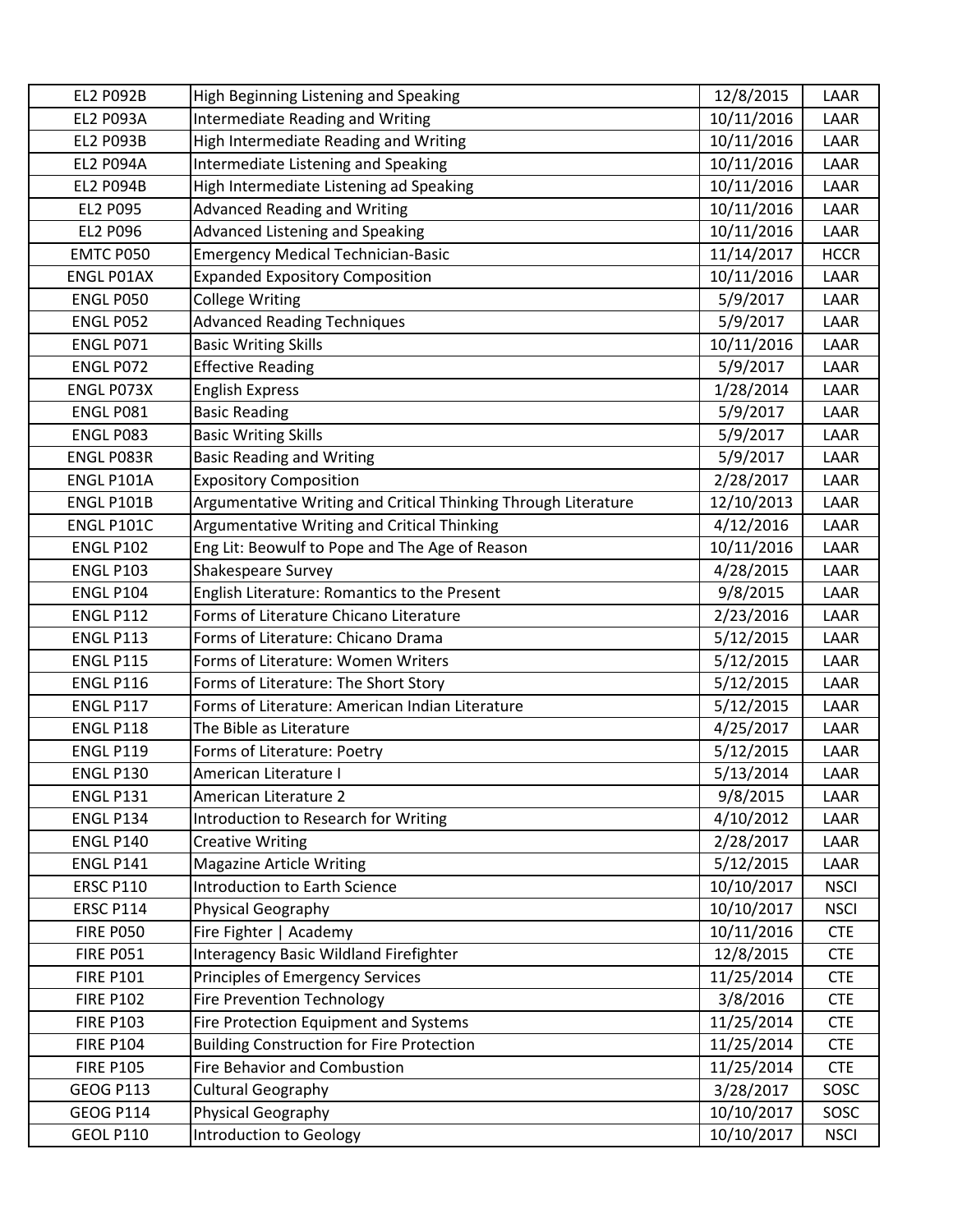| EL2 P092B | High Beginning Listening and Speaking | 12/8/2015 | LAAR |
|---|---|---|---|
| EL2 P093A | Intermediate Reading and Writing | 10/11/2016 | LAAR |
| EL2 P093B | High Intermediate Reading and Writing | 10/11/2016 | LAAR |
| EL2 P094A | Intermediate Listening and Speaking | 10/11/2016 | LAAR |
| EL2 P094B | High Intermediate Listening ad Speaking | 10/11/2016 | LAAR |
| EL2 P095 | Advanced Reading and Writing | 10/11/2016 | LAAR |
| EL2 P096 | Advanced Listening and Speaking | 10/11/2016 | LAAR |
| EMTC P050 | Emergency Medical Technician-Basic | 11/14/2017 | HCCR |
| ENGL P01AX | Expanded Expository Composition | 10/11/2016 | LAAR |
| ENGL P050 | College Writing | 5/9/2017 | LAAR |
| ENGL P052 | Advanced Reading Techniques | 5/9/2017 | LAAR |
| ENGL P071 | Basic Writing Skills | 10/11/2016 | LAAR |
| ENGL P072 | Effective Reading | 5/9/2017 | LAAR |
| ENGL P073X | English Express | 1/28/2014 | LAAR |
| ENGL P081 | Basic Reading | 5/9/2017 | LAAR |
| ENGL P083 | Basic Writing Skills | 5/9/2017 | LAAR |
| ENGL P083R | Basic Reading and Writing | 5/9/2017 | LAAR |
| ENGL P101A | Expository Composition | 2/28/2017 | LAAR |
| ENGL P101B | Argumentative Writing and Critical Thinking Through Literature | 12/10/2013 | LAAR |
| ENGL P101C | Argumentative Writing and Critical Thinking | 4/12/2016 | LAAR |
| ENGL P102 | Eng Lit: Beowulf to Pope and The Age of Reason | 10/11/2016 | LAAR |
| ENGL P103 | Shakespeare Survey | 4/28/2015 | LAAR |
| ENGL P104 | English Literature: Romantics to the Present | 9/8/2015 | LAAR |
| ENGL P112 | Forms of Literature Chicano Literature | 2/23/2016 | LAAR |
| ENGL P113 | Forms of Literature: Chicano Drama | 5/12/2015 | LAAR |
| ENGL P115 | Forms of Literature: Women Writers | 5/12/2015 | LAAR |
| ENGL P116 | Forms of Literature: The Short Story | 5/12/2015 | LAAR |
| ENGL P117 | Forms of Literature: American Indian Literature | 5/12/2015 | LAAR |
| ENGL P118 | The Bible as Literature | 4/25/2017 | LAAR |
| ENGL P119 | Forms of Literature: Poetry | 5/12/2015 | LAAR |
| ENGL P130 | American Literature I | 5/13/2014 | LAAR |
| ENGL P131 | American Literature 2 | 9/8/2015 | LAAR |
| ENGL P134 | Introduction to Research for Writing | 4/10/2012 | LAAR |
| ENGL P140 | Creative Writing | 2/28/2017 | LAAR |
| ENGL P141 | Magazine Article Writing | 5/12/2015 | LAAR |
| ERSC P110 | Introduction to Earth Science | 10/10/2017 | NSCI |
| ERSC P114 | Physical Geography | 10/10/2017 | NSCI |
| FIRE P050 | Fire Fighter \| Academy | 10/11/2016 | CTE |
| FIRE P051 | Interagency Basic Wildland Firefighter | 12/8/2015 | CTE |
| FIRE P101 | Principles of Emergency Services | 11/25/2014 | CTE |
| FIRE P102 | Fire Prevention Technology | 3/8/2016 | CTE |
| FIRE P103 | Fire Protection Equipment and Systems | 11/25/2014 | CTE |
| FIRE P104 | Building Construction for Fire Protection | 11/25/2014 | CTE |
| FIRE P105 | Fire Behavior and Combustion | 11/25/2014 | CTE |
| GEOG P113 | Cultural Geography | 3/28/2017 | SOSC |
| GEOG P114 | Physical Geography | 10/10/2017 | SOSC |
| GEOL P110 | Introduction to Geology | 10/10/2017 | NSCI |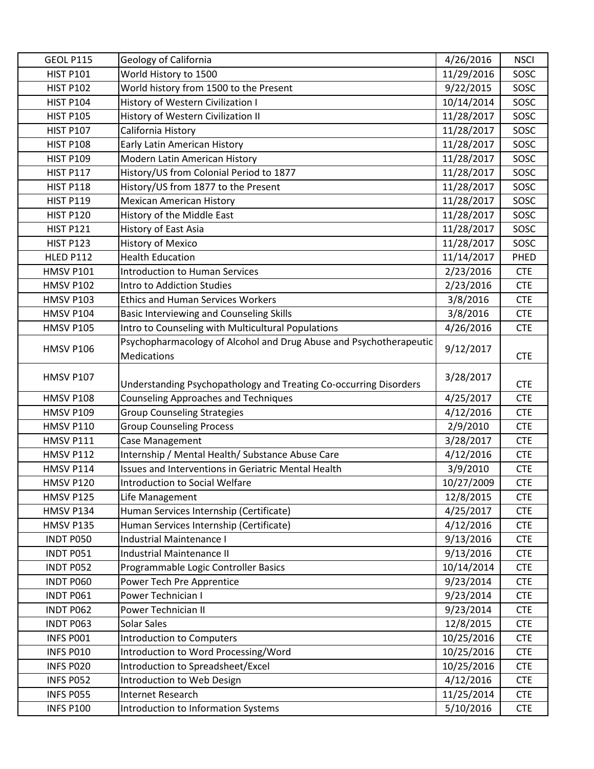| GEOL P115 | Geology of California | 4/26/2016 | NSCI |
|---|---|---|---|
| HIST P101 | World History to 1500 | 11/29/2016 | SOSC |
| HIST P102 | World history from 1500 to the Present | 9/22/2015 | SOSC |
| HIST P104 | History of Western Civilization I | 10/14/2014 | SOSC |
| HIST P105 | History of Western Civilization II | 11/28/2017 | SOSC |
| HIST P107 | California History | 11/28/2017 | SOSC |
| HIST P108 | Early Latin American History | 11/28/2017 | SOSC |
| HIST P109 | Modern Latin American History | 11/28/2017 | SOSC |
| HIST P117 | History/US from Colonial Period to 1877 | 11/28/2017 | SOSC |
| HIST P118 | History/US from 1877 to the Present | 11/28/2017 | SOSC |
| HIST P119 | Mexican American History | 11/28/2017 | SOSC |
| HIST P120 | History of the Middle East | 11/28/2017 | SOSC |
| HIST P121 | History of East Asia | 11/28/2017 | SOSC |
| HIST P123 | History of Mexico | 11/28/2017 | SOSC |
| HLED P112 | Health Education | 11/14/2017 | PHED |
| HMSV P101 | Introduction to Human Services | 2/23/2016 | CTE |
| HMSV P102 | Intro to Addiction Studies | 2/23/2016 | CTE |
| HMSV P103 | Ethics and Human Services Workers | 3/8/2016 | CTE |
| HMSV P104 | Basic Interviewing and Counseling Skills | 3/8/2016 | CTE |
| HMSV P105 | Intro to Counseling with Multicultural Populations | 4/26/2016 | CTE |
| HMSV P106 | Psychopharmacology of Alcohol and Drug Abuse and Psychotherapeutic Medications | 9/12/2017 | CTE |
| HMSV P107 | Understanding Psychopathology and Treating Co-occurring Disorders | 3/28/2017 | CTE |
| HMSV P108 | Counseling Approaches and Techniques | 4/25/2017 | CTE |
| HMSV P109 | Group Counseling Strategies | 4/12/2016 | CTE |
| HMSV P110 | Group Counseling Process | 2/9/2010 | CTE |
| HMSV P111 | Case Management | 3/28/2017 | CTE |
| HMSV P112 | Internship / Mental Health/ Substance Abuse Care | 4/12/2016 | CTE |
| HMSV P114 | Issues and Interventions in Geriatric Mental Health | 3/9/2010 | CTE |
| HMSV P120 | Introduction to Social Welfare | 10/27/2009 | CTE |
| HMSV P125 | Life Management | 12/8/2015 | CTE |
| HMSV P134 | Human Services Internship (Certificate) | 4/25/2017 | CTE |
| HMSV P135 | Human Services Internship (Certificate) | 4/12/2016 | CTE |
| INDT P050 | Industrial Maintenance I | 9/13/2016 | CTE |
| INDT P051 | Industrial Maintenance II | 9/13/2016 | CTE |
| INDT P052 | Programmable Logic Controller Basics | 10/14/2014 | CTE |
| INDT P060 | Power Tech Pre Apprentice | 9/23/2014 | CTE |
| INDT P061 | Power Technician I | 9/23/2014 | CTE |
| INDT P062 | Power Technician II | 9/23/2014 | CTE |
| INDT P063 | Solar Sales | 12/8/2015 | CTE |
| INFS P001 | Introduction to Computers | 10/25/2016 | CTE |
| INFS P010 | Introduction to Word Processing/Word | 10/25/2016 | CTE |
| INFS P020 | Introduction to Spreadsheet/Excel | 10/25/2016 | CTE |
| INFS P052 | Introduction to Web Design | 4/12/2016 | CTE |
| INFS P055 | Internet Research | 11/25/2014 | CTE |
| INFS P100 | Introduction to Information Systems | 5/10/2016 | CTE |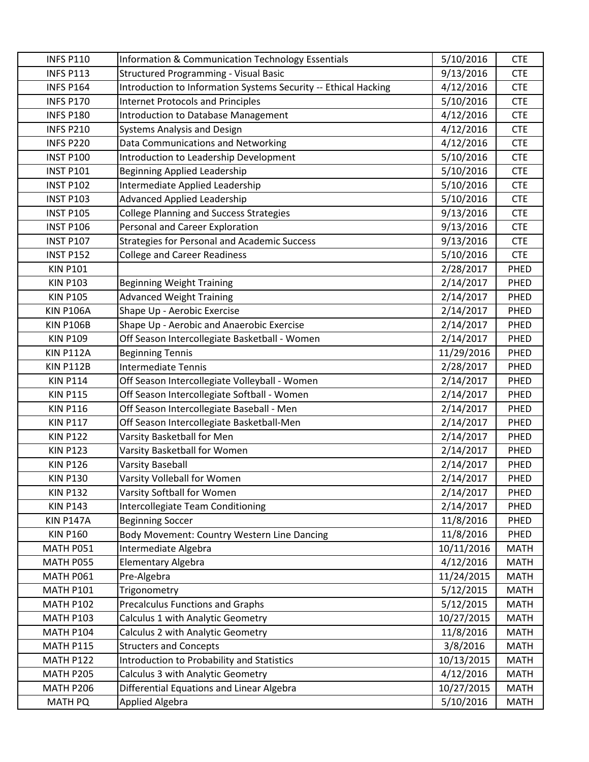| INFS P110 | Information & Communication Technology Essentials | 5/10/2016 | CTE |
|---|---|---|---|
| INFS P113 | Structured Programming - Visual Basic | 9/13/2016 | CTE |
| INFS P164 | Introduction to Information Systems Security -- Ethical Hacking | 4/12/2016 | CTE |
| INFS P170 | Internet Protocols and Principles | 5/10/2016 | CTE |
| INFS P180 | Introduction to Database Management | 4/12/2016 | CTE |
| INFS P210 | Systems Analysis and Design | 4/12/2016 | CTE |
| INFS P220 | Data Communications and Networking | 4/12/2016 | CTE |
| INST P100 | Introduction to Leadership Development | 5/10/2016 | CTE |
| INST P101 | Beginning Applied Leadership | 5/10/2016 | CTE |
| INST P102 | Intermediate Applied Leadership | 5/10/2016 | CTE |
| INST P103 | Advanced Applied Leadership | 5/10/2016 | CTE |
| INST P105 | College Planning and Success Strategies | 9/13/2016 | CTE |
| INST P106 | Personal and Career Exploration | 9/13/2016 | CTE |
| INST P107 | Strategies for Personal and Academic Success | 9/13/2016 | CTE |
| INST P152 | College and Career Readiness | 5/10/2016 | CTE |
| KIN P101 | | 2/28/2017 | PHED |
| KIN P103 | Beginning Weight Training | 2/14/2017 | PHED |
| KIN P105 | Advanced Weight Training | 2/14/2017 | PHED |
| KIN P106A | Shape Up - Aerobic Exercise | 2/14/2017 | PHED |
| KIN P106B | Shape Up - Aerobic and Anaerobic Exercise | 2/14/2017 | PHED |
| KIN P109 | Off Season Intercollegiate Basketball - Women | 2/14/2017 | PHED |
| KIN P112A | Beginning Tennis | 11/29/2016 | PHED |
| KIN P112B | Intermediate Tennis | 2/28/2017 | PHED |
| KIN P114 | Off Season Intercollegiate Volleyball - Women | 2/14/2017 | PHED |
| KIN P115 | Off Season Intercollegiate Softball - Women | 2/14/2017 | PHED |
| KIN P116 | Off Season Intercollegiate Baseball - Men | 2/14/2017 | PHED |
| KIN P117 | Off Season Intercollegiate Basketball-Men | 2/14/2017 | PHED |
| KIN P122 | Varsity Basketball for Men | 2/14/2017 | PHED |
| KIN P123 | Varsity Basketball for Women | 2/14/2017 | PHED |
| KIN P126 | Varsity Baseball | 2/14/2017 | PHED |
| KIN P130 | Varsity Volleball for Women | 2/14/2017 | PHED |
| KIN P132 | Varsity Softball for Women | 2/14/2017 | PHED |
| KIN P143 | Intercollegiate Team Conditioning | 2/14/2017 | PHED |
| KIN P147A | Beginning Soccer | 11/8/2016 | PHED |
| KIN P160 | Body Movement: Country Western Line Dancing | 11/8/2016 | PHED |
| MATH P051 | Intermediate Algebra | 10/11/2016 | MATH |
| MATH P055 | Elementary Algebra | 4/12/2016 | MATH |
| MATH P061 | Pre-Algebra | 11/24/2015 | MATH |
| MATH P101 | Trigonometry | 5/12/2015 | MATH |
| MATH P102 | Precalculus Functions and Graphs | 5/12/2015 | MATH |
| MATH P103 | Calculus 1 with Analytic Geometry | 10/27/2015 | MATH |
| MATH P104 | Calculus 2 with Analytic Geometry | 11/8/2016 | MATH |
| MATH P115 | Structers and Concepts | 3/8/2016 | MATH |
| MATH P122 | Introduction to Probability and Statistics | 10/13/2015 | MATH |
| MATH P205 | Calculus 3 with Analytic Geometry | 4/12/2016 | MATH |
| MATH P206 | Differential Equations and Linear Algebra | 10/27/2015 | MATH |
| MATH PQ | Applied Algebra | 5/10/2016 | MATH |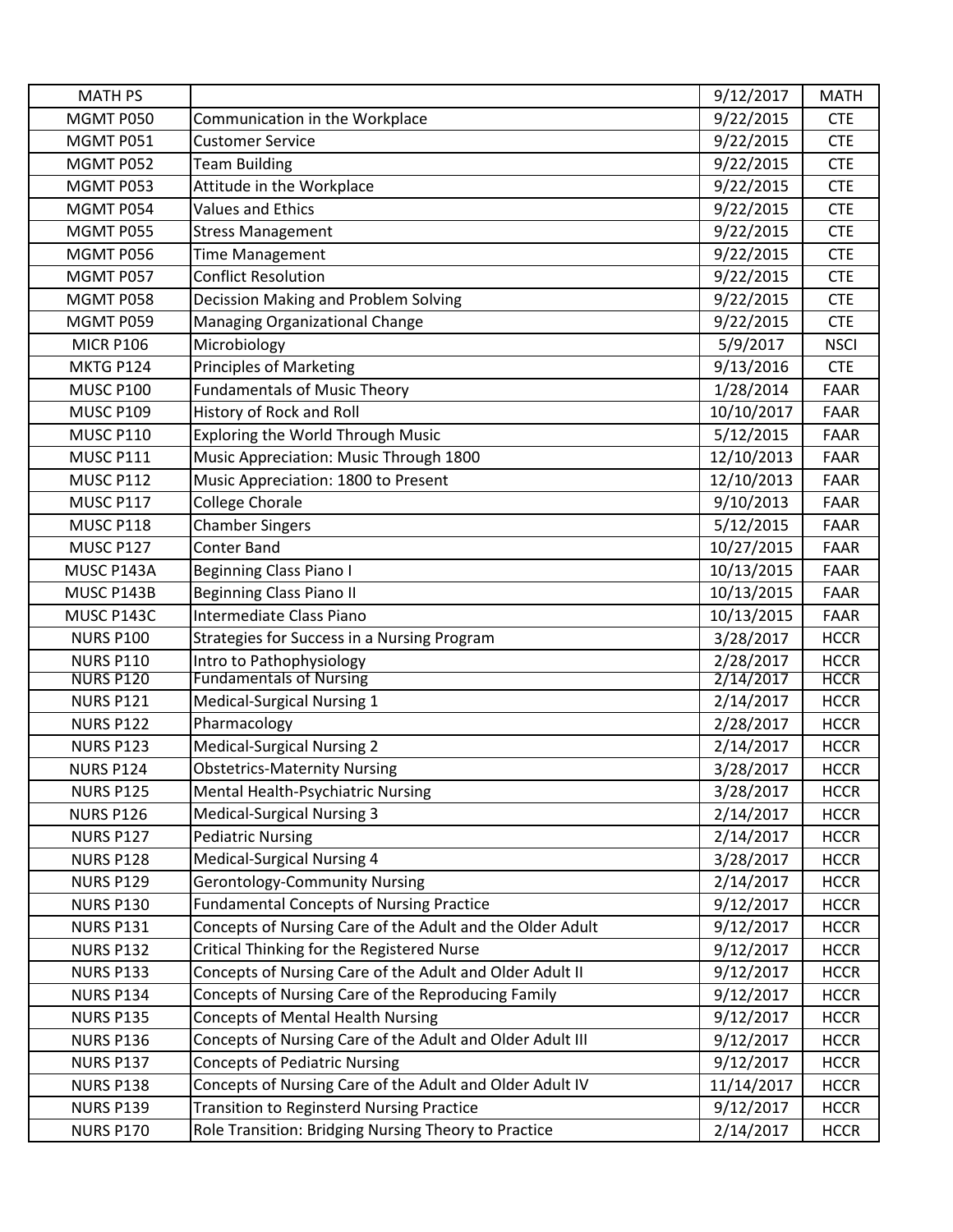| MATH PS | | 9/12/2017 | MATH |
|---|---|---|---|
| MGMT P050 | Communication in the Workplace | 9/22/2015 | CTE |
| MGMT P051 | Customer Service | 9/22/2015 | CTE |
| MGMT P052 | Team Building | 9/22/2015 | CTE |
| MGMT P053 | Attitude in the Workplace | 9/22/2015 | CTE |
| MGMT P054 | Values and Ethics | 9/22/2015 | CTE |
| MGMT P055 | Stress Management | 9/22/2015 | CTE |
| MGMT P056 | Time Management | 9/22/2015 | CTE |
| MGMT P057 | Conflict Resolution | 9/22/2015 | CTE |
| MGMT P058 | Decission Making and Problem Solving | 9/22/2015 | CTE |
| MGMT P059 | Managing Organizational Change | 9/22/2015 | CTE |
| MICR P106 | Microbiology | 5/9/2017 | NSCI |
| MKTG P124 | Principles of Marketing | 9/13/2016 | CTE |
| MUSC P100 | Fundamentals of Music Theory | 1/28/2014 | FAAR |
| MUSC P109 | History of Rock and Roll | 10/10/2017 | FAAR |
| MUSC P110 | Exploring the World Through Music | 5/12/2015 | FAAR |
| MUSC P111 | Music Appreciation: Music Through 1800 | 12/10/2013 | FAAR |
| MUSC P112 | Music Appreciation: 1800 to Present | 12/10/2013 | FAAR |
| MUSC P117 | College Chorale | 9/10/2013 | FAAR |
| MUSC P118 | Chamber Singers | 5/12/2015 | FAAR |
| MUSC P127 | Conter Band | 10/27/2015 | FAAR |
| MUSC P143A | Beginning Class Piano I | 10/13/2015 | FAAR |
| MUSC P143B | Beginning Class Piano II | 10/13/2015 | FAAR |
| MUSC P143C | Intermediate Class Piano | 10/13/2015 | FAAR |
| NURS P100 | Strategies for Success in a Nursing Program | 3/28/2017 | HCCR |
| NURS P110 | Intro to Pathophysiology | 2/28/2017 | HCCR |
| NURS P120 | Fundamentals of Nursing | 2/14/2017 | HCCR |
| NURS P121 | Medical-Surgical Nursing 1 | 2/14/2017 | HCCR |
| NURS P122 | Pharmacology | 2/28/2017 | HCCR |
| NURS P123 | Medical-Surgical Nursing 2 | 2/14/2017 | HCCR |
| NURS P124 | Obstetrics-Maternity Nursing | 3/28/2017 | HCCR |
| NURS P125 | Mental Health-Psychiatric Nursing | 3/28/2017 | HCCR |
| NURS P126 | Medical-Surgical Nursing 3 | 2/14/2017 | HCCR |
| NURS P127 | Pediatric Nursing | 2/14/2017 | HCCR |
| NURS P128 | Medical-Surgical Nursing 4 | 3/28/2017 | HCCR |
| NURS P129 | Gerontology-Community Nursing | 2/14/2017 | HCCR |
| NURS P130 | Fundamental Concepts of Nursing Practice | 9/12/2017 | HCCR |
| NURS P131 | Concepts of Nursing Care of the Adult and the Older Adult | 9/12/2017 | HCCR |
| NURS P132 | Critical Thinking for the Registered Nurse | 9/12/2017 | HCCR |
| NURS P133 | Concepts of Nursing Care of the Adult and Older Adult II | 9/12/2017 | HCCR |
| NURS P134 | Concepts of Nursing Care of the Reproducing Family | 9/12/2017 | HCCR |
| NURS P135 | Concepts of Mental Health Nursing | 9/12/2017 | HCCR |
| NURS P136 | Concepts of Nursing Care of the Adult and Older Adult III | 9/12/2017 | HCCR |
| NURS P137 | Concepts of Pediatric Nursing | 9/12/2017 | HCCR |
| NURS P138 | Concepts of Nursing Care of the Adult and Older Adult IV | 11/14/2017 | HCCR |
| NURS P139 | Transition to Reginsterd Nursing Practice | 9/12/2017 | HCCR |
| NURS P170 | Role Transition: Bridging Nursing Theory to Practice | 2/14/2017 | HCCR |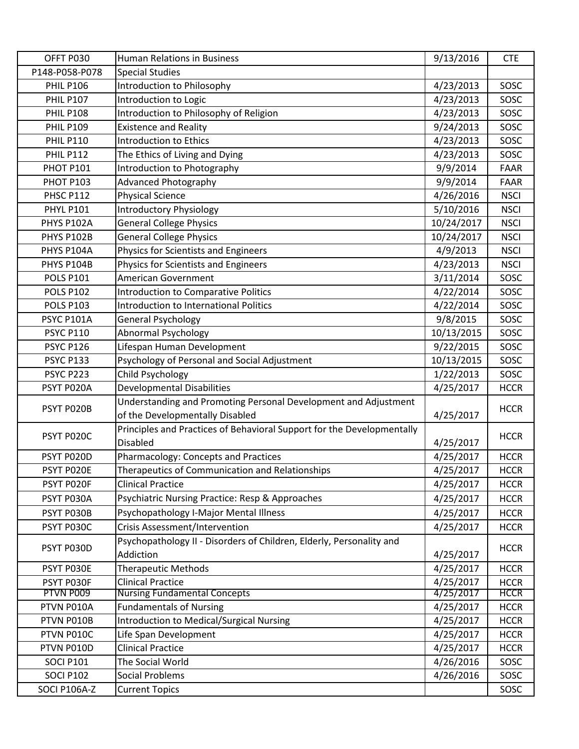| | | | |
|---|---|---|---|
| OFFT P030 | Human Relations in Business | 9/13/2016 | CTE |
| P148-P058-P078 | Special Studies | | |
| PHIL P106 | Introduction to Philosophy | 4/23/2013 | SOSC |
| PHIL P107 | Introduction to Logic | 4/23/2013 | SOSC |
| PHIL P108 | Introduction to Philosophy of Religion | 4/23/2013 | SOSC |
| PHIL P109 | Existence and Reality | 9/24/2013 | SOSC |
| PHIL P110 | Introduction to Ethics | 4/23/2013 | SOSC |
| PHIL P112 | The Ethics of Living and Dying | 4/23/2013 | SOSC |
| PHOT P101 | Introduction to Photography | 9/9/2014 | FAAR |
| PHOT P103 | Advanced Photography | 9/9/2014 | FAAR |
| PHSC P112 | Physical Science | 4/26/2016 | NSCI |
| PHYL P101 | Introductory Physiology | 5/10/2016 | NSCI |
| PHYS P102A | General College Physics | 10/24/2017 | NSCI |
| PHYS P102B | General College Physics | 10/24/2017 | NSCI |
| PHYS P104A | Physics for Scientists and Engineers | 4/9/2013 | NSCI |
| PHYS P104B | Physics for Scientists and Engineers | 4/23/2013 | NSCI |
| POLS P101 | American Government | 3/11/2014 | SOSC |
| POLS P102 | Introduction to Comparative Politics | 4/22/2014 | SOSC |
| POLS P103 | Introduction to International Politics | 4/22/2014 | SOSC |
| PSYC P101A | General Psychology | 9/8/2015 | SOSC |
| PSYC P110 | Abnormal Psychology | 10/13/2015 | SOSC |
| PSYC P126 | Lifespan Human Development | 9/22/2015 | SOSC |
| PSYC P133 | Psychology of Personal and Social Adjustment | 10/13/2015 | SOSC |
| PSYC P223 | Child Psychology | 1/22/2013 | SOSC |
| PSYT P020A | Developmental Disabilities | 4/25/2017 | HCCR |
| PSYT P020B | Understanding and Promoting Personal Development and Adjustment of the Developmentally Disabled | 4/25/2017 | HCCR |
| PSYT P020C | Principles and Practices of Behavioral Support for the Developmentally Disabled | 4/25/2017 | HCCR |
| PSYT P020D | Pharmacology: Concepts and Practices | 4/25/2017 | HCCR |
| PSYT P020E | Therapeutics of Communication and Relationships | 4/25/2017 | HCCR |
| PSYT P020F | Clinical Practice | 4/25/2017 | HCCR |
| PSYT P030A | Psychiatric Nursing Practice: Resp & Approaches | 4/25/2017 | HCCR |
| PSYT P030B | Psychopathology I-Major Mental Illness | 4/25/2017 | HCCR |
| PSYT P030C | Crisis Assessment/Intervention | 4/25/2017 | HCCR |
| PSYT P030D | Psychopathology II - Disorders of Children, Elderly, Personality and Addiction | 4/25/2017 | HCCR |
| PSYT P030E | Therapeutic Methods | 4/25/2017 | HCCR |
| PSYT P030F | Clinical Practice | 4/25/2017 | HCCR |
| PTVN P009 | Nursing Fundamental Concepts | 4/25/2017 | HCCR |
| PTVN P010A | Fundamentals of Nursing | 4/25/2017 | HCCR |
| PTVN P010B | Introduction to Medical/Surgical Nursing | 4/25/2017 | HCCR |
| PTVN P010C | Life Span Development | 4/25/2017 | HCCR |
| PTVN P010D | Clinical Practice | 4/25/2017 | HCCR |
| SOCI P101 | The Social World | 4/26/2016 | SOSC |
| SOCI P102 | Social Problems | 4/26/2016 | SOSC |
| SOCI P106A-Z | Current Topics | | SOSC |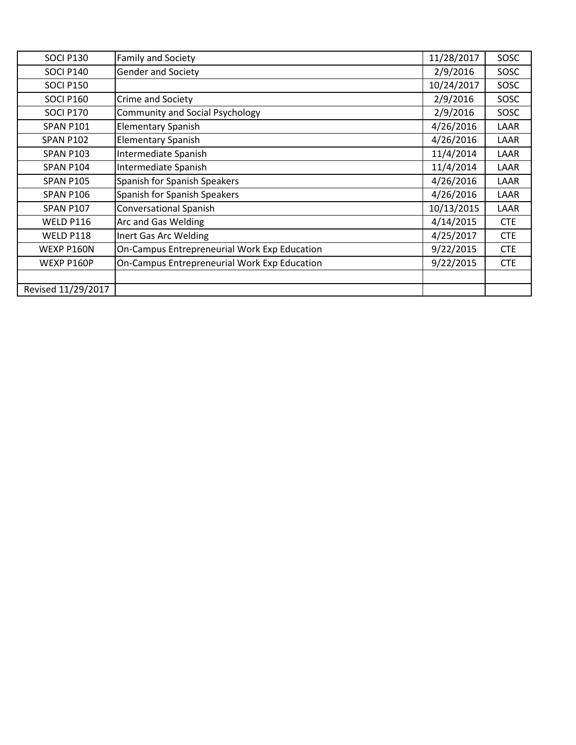| | | | |
|---|---|---|---|
| SOCI P130 | Family and Society | 11/28/2017 | SOSC |
| SOCI P140 | Gender and Society | 2/9/2016 | SOSC |
| SOCI P150 | | 10/24/2017 | SOSC |
| SOCI P160 | Crime and Society | 2/9/2016 | SOSC |
| SOCI P170 | Community and Social Psychology | 2/9/2016 | SOSC |
| SPAN P101 | Elementary Spanish | 4/26/2016 | LAAR |
| SPAN P102 | Elementary Spanish | 4/26/2016 | LAAR |
| SPAN P103 | Intermediate Spanish | 11/4/2014 | LAAR |
| SPAN P104 | Intermediate Spanish | 11/4/2014 | LAAR |
| SPAN P105 | Spanish for Spanish Speakers | 4/26/2016 | LAAR |
| SPAN P106 | Spanish for Spanish Speakers | 4/26/2016 | LAAR |
| SPAN P107 | Conversational Spanish | 10/13/2015 | LAAR |
| WELD P116 | Arc and Gas Welding | 4/14/2015 | CTE |
| WELD P118 | Inert Gas Arc Welding | 4/25/2017 | CTE |
| WEXP P160N | On-Campus Entrepreneurial Work Exp Education | 9/22/2015 | CTE |
| WEXP P160P | On-Campus Entrepreneurial Work Exp Education | 9/22/2015 | CTE |
| | | | |
| Revised 11/29/2017 | | | |